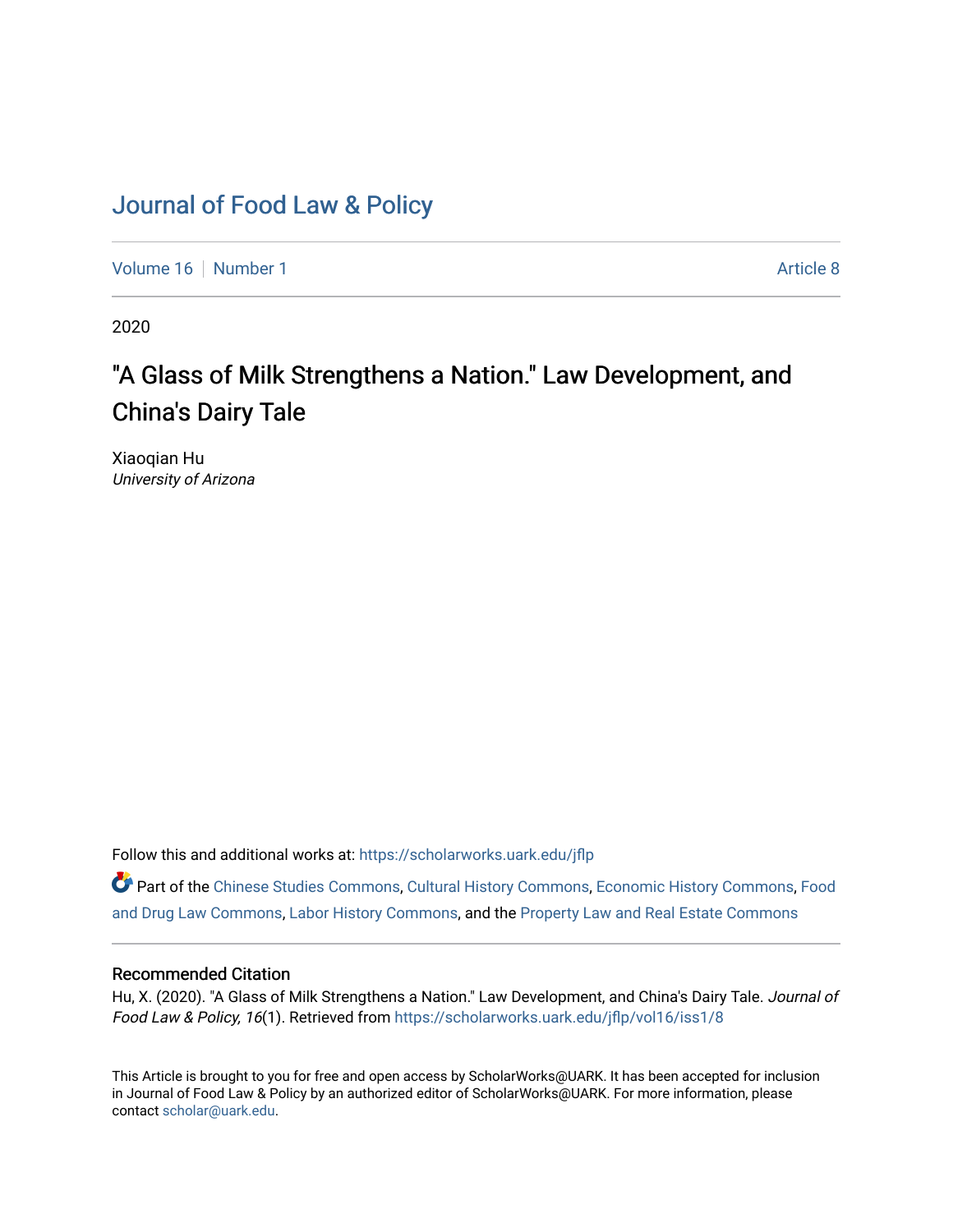# Journal of Food Law & Policy

Volume 16 | Number 1 | Article 8

2020

## "A Glass of Milk Strengthens a Nation." Law Development, and China's Dairy Tale

Xiaoqian Hu
*University of Arizona*

Follow this and additional works at: https://scholarworks.uark.edu/jflp

Part of the Chinese Studies Commons, Cultural History Commons, Economic History Commons, Food and Drug Law Commons, Labor History Commons, and the Property Law and Real Estate Commons

### Recommended Citation

Hu, X. (2020). "A Glass of Milk Strengthens a Nation." Law Development, and China's Dairy Tale. *Journal of Food Law & Policy, 16*(1). Retrieved from https://scholarworks.uark.edu/jflp/vol16/iss1/8

This Article is brought to you for free and open access by ScholarWorks@UARK. It has been accepted for inclusion in Journal of Food Law & Policy by an authorized editor of ScholarWorks@UARK. For more information, please contact scholar@uark.edu.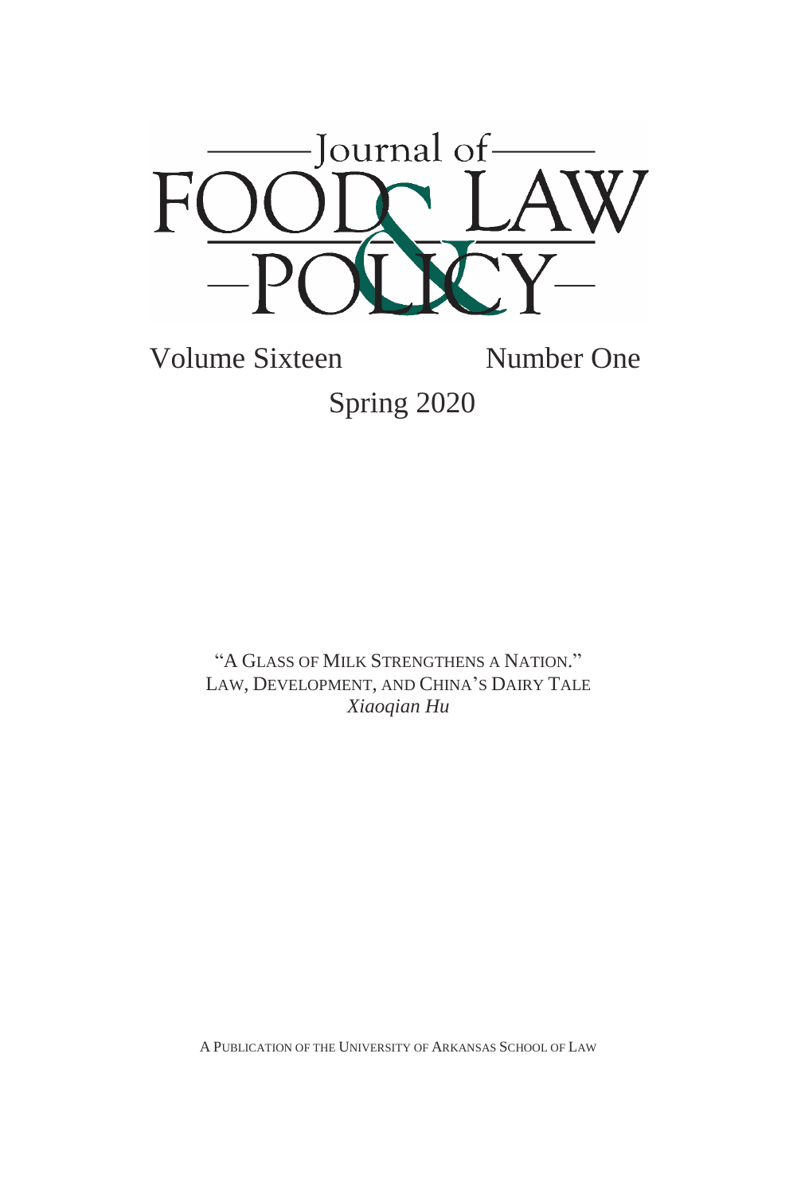# Journal of FOOD & LAW POLICY

Volume Sixteen Number One

Spring 2020

"A GLASS OF MILK STRENGTHENS A NATION."
LAW, DEVELOPMENT, AND CHINA'S DAIRY TALE
*Xiaoqian Hu*

A PUBLICATION OF THE UNIVERSITY OF ARKANSAS SCHOOL OF LAW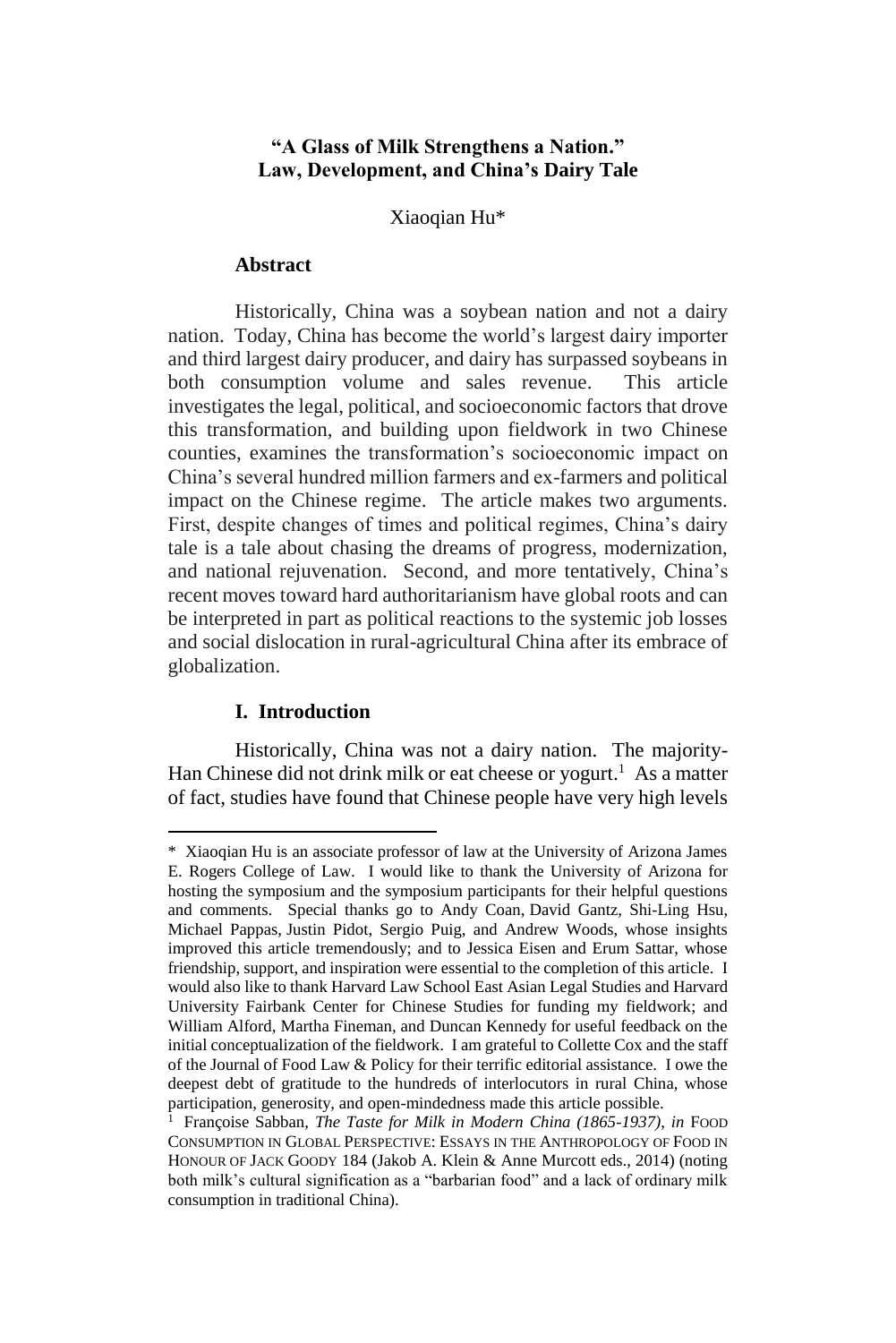# "A Glass of Milk Strengthens a Nation." Law, Development, and China's Dairy Tale

Xiaoqian Hu*

## Abstract

Historically, China was a soybean nation and not a dairy nation. Today, China has become the world's largest dairy importer and third largest dairy producer, and dairy has surpassed soybeans in both consumption volume and sales revenue. This article investigates the legal, political, and socioeconomic factors that drove this transformation, and building upon fieldwork in two Chinese counties, examines the transformation's socioeconomic impact on China's several hundred million farmers and ex-farmers and political impact on the Chinese regime. The article makes two arguments. First, despite changes of times and political regimes, China's dairy tale is a tale about chasing the dreams of progress, modernization, and national rejuvenation. Second, and more tentatively, China's recent moves toward hard authoritarianism have global roots and can be interpreted in part as political reactions to the systemic job losses and social dislocation in rural-agricultural China after its embrace of globalization.

## I. Introduction

Historically, China was not a dairy nation. The majority-Han Chinese did not drink milk or eat cheese or yogurt.[1] As a matter of fact, studies have found that Chinese people have very high levels

---

\* Xiaoqian Hu is an associate professor of law at the University of Arizona James E. Rogers College of Law. I would like to thank the University of Arizona for hosting the symposium and the symposium participants for their helpful questions and comments. Special thanks go to Andy Coan, David Gantz, Shi-Ling Hsu, Michael Pappas, Justin Pidot, Sergio Puig, and Andrew Woods, whose insights improved this article tremendously; and to Jessica Eisen and Erum Sattar, whose friendship, support, and inspiration were essential to the completion of this article. I would also like to thank Harvard Law School East Asian Legal Studies and Harvard University Fairbank Center for Chinese Studies for funding my fieldwork; and William Alford, Martha Fineman, and Duncan Kennedy for useful feedback on the initial conceptualization of the fieldwork. I am grateful to Collette Cox and the staff of the Journal of Food Law & Policy for their terrific editorial assistance. I owe the deepest debt of gratitude to the hundreds of interlocutors in rural China, whose participation, generosity, and open-mindedness made this article possible.

[1] Françoise Sabban, *The Taste for Milk in Modern China (1865-1937)*, *in* FOOD CONSUMPTION IN GLOBAL PERSPECTIVE: ESSAYS IN THE ANTHROPOLOGY OF FOOD IN HONOUR OF JACK GOODY 184 (Jakob A. Klein & Anne Murcott eds., 2014) (noting both milk's cultural signification as a "barbarian food" and a lack of ordinary milk consumption in traditional China).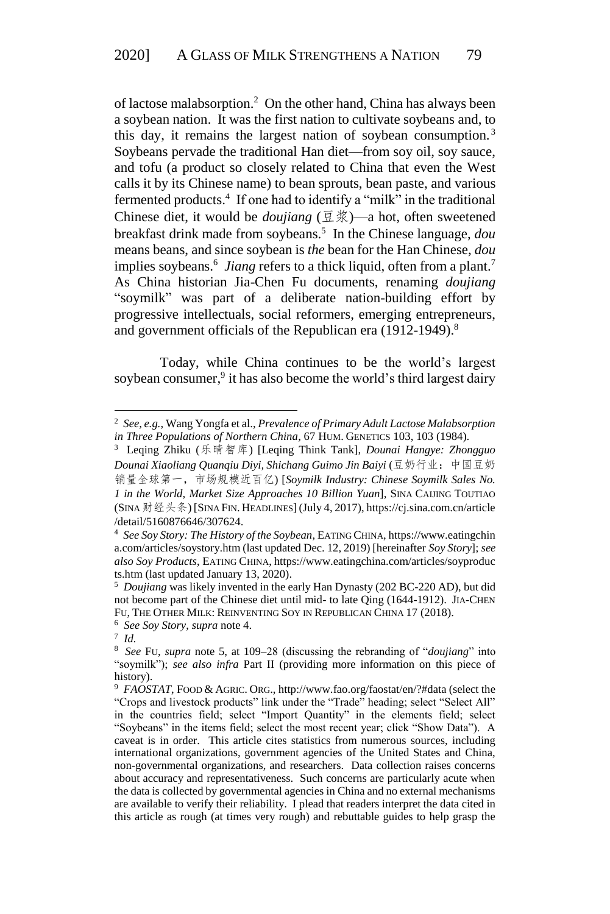of lactose malabsorption.[2] On the other hand, China has always been a soybean nation. It was the first nation to cultivate soybeans and, to this day, it remains the largest nation of soybean consumption.[3] Soybeans pervade the traditional Han diet—from soy oil, soy sauce, and tofu (a product so closely related to China that even the West calls it by its Chinese name) to bean sprouts, bean paste, and various fermented products.[4] If one had to identify a "milk" in the traditional Chinese diet, it would be *doujiang* (豆浆)—a hot, often sweetened breakfast drink made from soybeans.[5] In the Chinese language, *dou* means beans, and since soybean is *the* bean for the Han Chinese, *dou* implies soybeans.[6] *Jiang* refers to a thick liquid, often from a plant.[7] As China historian Jia-Chen Fu documents, renaming *doujiang* "soymilk" was part of a deliberate nation-building effort by progressive intellectuals, social reformers, emerging entrepreneurs, and government officials of the Republican era (1912-1949).[8]

Today, while China continues to be the world's largest soybean consumer,[9] it has also become the world's third largest dairy

---

[2] *See, e.g.*, Wang Yongfa et al., *Prevalence of Primary Adult Lactose Malabsorption in Three Populations of Northern China*, 67 HUM. GENETICS 103, 103 (1984).

[3] Leqing Zhiku (乐晴智库) [Leqing Think Tank], *Dounai Hangye: Zhongguo Dounai Xiaoliang Quanqiu Diyi, Shichang Guimo Jin Baiyi* (豆奶行业：中国豆奶销量全球第一，市场规模近百亿) [*Soymilk Industry: Chinese Soymilk Sales No. 1 in the World, Market Size Approaches 10 Billion Yuan*], SINA CAIJING TOUTIAO (SINA 财经头条) [SINA FIN. HEADLINES] (July 4, 2017), https://cj.sina.com.cn/article/detail/5160876646/307624.

[4] *See Soy Story: The History of the Soybean*, EATING CHINA, https://www.eatingchina.com/articles/soystory.htm (last updated Dec. 12, 2019) [hereinafter *Soy Story*]; *see also Soy Products*, EATING CHINA, https://www.eatingchina.com/articles/soyproducts.htm (last updated January 13, 2020).

[5] *Doujiang* was likely invented in the early Han Dynasty (202 BC-220 AD), but did not become part of the Chinese diet until mid- to late Qing (1644-1912). JIA-CHEN FU, THE OTHER MILK: REINVENTING SOY IN REPUBLICAN CHINA 17 (2018).

[6] *See Soy Story*, *supra* note 4.

[7] *Id.*

[8] *See* FU, *supra* note 5, at 109–28 (discussing the rebranding of "*doujiang*" into "soymilk"); *see also infra* Part II (providing more information on this piece of history).

[9] *FAOSTAT*, FOOD & AGRIC. ORG., http://www.fao.org/faostat/en/?#data (select the "Crops and livestock products" link under the "Trade" heading; select "Select All" in the countries field; select "Import Quantity" in the elements field; select "Soybeans" in the items field; select the most recent year; click "Show Data"). A caveat is in order. This article cites statistics from numerous sources, including international organizations, government agencies of the United States and China, non-governmental organizations, and researchers. Data collection raises concerns about accuracy and representativeness. Such concerns are particularly acute when the data is collected by governmental agencies in China and no external mechanisms are available to verify their reliability. I plead that readers interpret the data cited in this article as rough (at times very rough) and rebuttable guides to help grasp the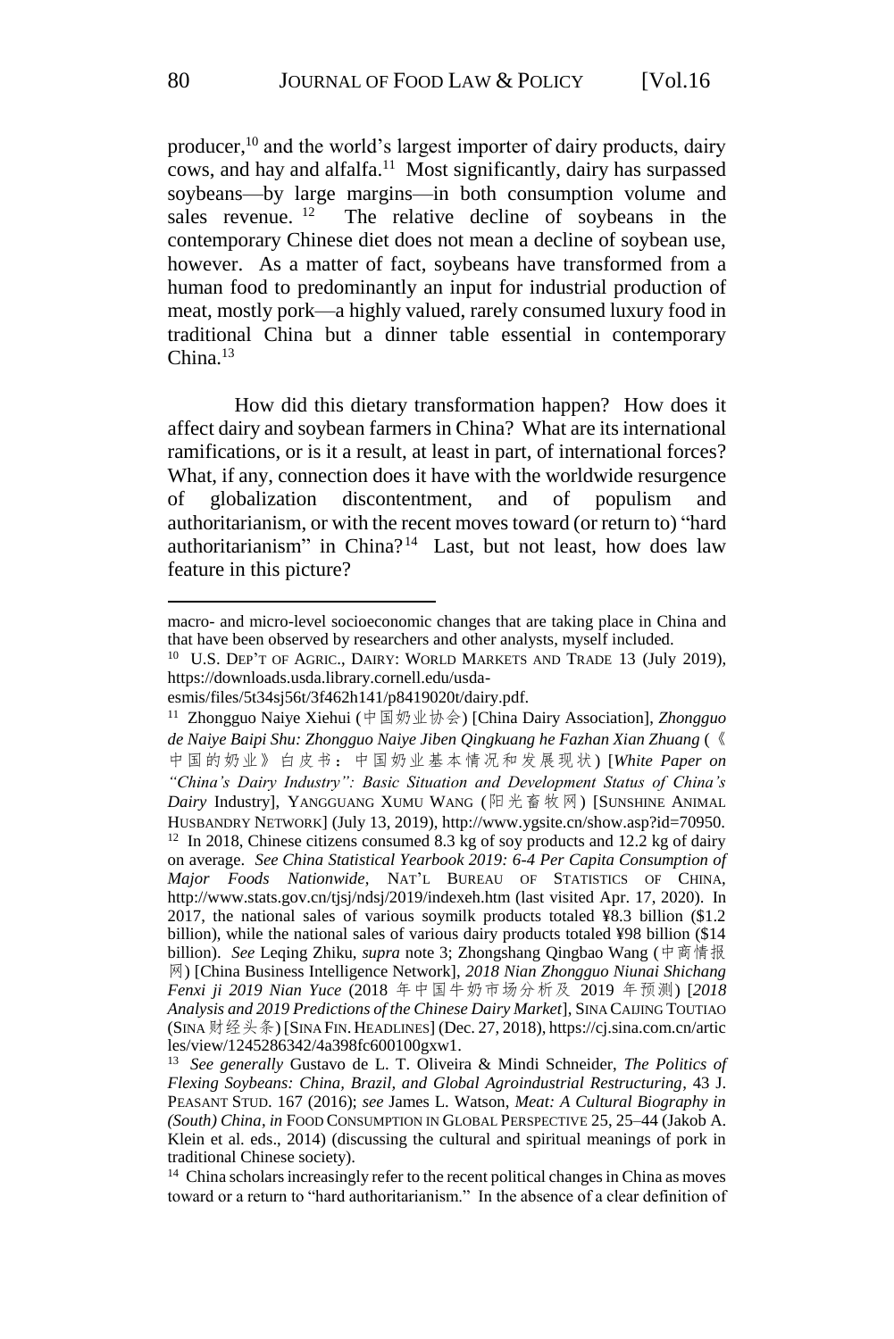producer,[10] and the world's largest importer of dairy products, dairy cows, and hay and alfalfa.[11] Most significantly, dairy has surpassed soybeans—by large margins—in both consumption volume and sales revenue.[12] The relative decline of soybeans in the contemporary Chinese diet does not mean a decline of soybean use, however. As a matter of fact, soybeans have transformed from a human food to predominantly an input for industrial production of meat, mostly pork—a highly valued, rarely consumed luxury food in traditional China but a dinner table essential in contemporary China.[13]

How did this dietary transformation happen? How does it affect dairy and soybean farmers in China? What are its international ramifications, or is it a result, at least in part, of international forces? What, if any, connection does it have with the worldwide resurgence of globalization discontentment, and of populism and authoritarianism, or with the recent moves toward (or return to) "hard authoritarianism" in China?[14] Last, but not least, how does law feature in this picture?

---

macro- and micro-level socioeconomic changes that are taking place in China and that have been observed by researchers and other analysts, myself included.

[10] U.S. DEP'T OF AGRIC., DAIRY: WORLD MARKETS AND TRADE 13 (July 2019), https://downloads.usda.library.cornell.edu/usda-esmis/files/5t34sj56t/3f462h141/p8419020t/dairy.pdf.

[11] Zhongguo Naiye Xiehui (中国奶业协会) [China Dairy Association], *Zhongguo de Naiye Baipi Shu: Zhongguo Naiye Jiben Qingkuang he Fazhan Xian Zhuang* (《中国的奶业》白皮书：中国奶业基本情况和发展现状) [*White Paper on "China's Dairy Industry": Basic Situation and Development Status of China's Dairy* Industry], YANGGUANG XUMU WANG (阳光畜牧网) [SUNSHINE ANIMAL HUSBANDRY NETWORK] (July 13, 2019), http://www.ygsite.cn/show.asp?id=70950.

[12] In 2018, Chinese citizens consumed 8.3 kg of soy products and 12.2 kg of dairy on average. *See China Statistical Yearbook 2019: 6-4 Per Capita Consumption of Major Foods Nationwide*, NAT'L BUREAU OF STATISTICS OF CHINA, http://www.stats.gov.cn/tjsj/ndsj/2019/indexeh.htm (last visited Apr. 17, 2020). In 2017, the national sales of various soymilk products totaled ¥8.3 billion ($1.2 billion), while the national sales of various dairy products totaled ¥98 billion ($14 billion). *See* Leqing Zhiku, *supra* note 3; Zhongshang Qingbao Wang (中商情报网) [China Business Intelligence Network], *2018 Nian Zhongguo Niunai Shichang Fenxi ji 2019 Nian Yuce* (2018 年中国牛奶市场分析及 2019 年预测) [*2018 Analysis and 2019 Predictions of the Chinese Dairy Market*], SINA CAIJING TOUTIAO (SINA 财经头条) [SINA FIN. HEADLINES] (Dec. 27, 2018), https://cj.sina.com.cn/articles/view/1245286342/4a398fc600100gxw1.

[13] *See generally* Gustavo de L. T. Oliveira & Mindi Schneider, *The Politics of Flexing Soybeans: China, Brazil, and Global Agroindustrial Restructuring*, 43 J. PEASANT STUD. 167 (2016); *see* James L. Watson, *Meat: A Cultural Biography in (South) China*, *in* FOOD CONSUMPTION IN GLOBAL PERSPECTIVE 25, 25–44 (Jakob A. Klein et al. eds., 2014) (discussing the cultural and spiritual meanings of pork in traditional Chinese society).

[14] China scholars increasingly refer to the recent political changes in China as moves toward or a return to "hard authoritarianism." In the absence of a clear definition of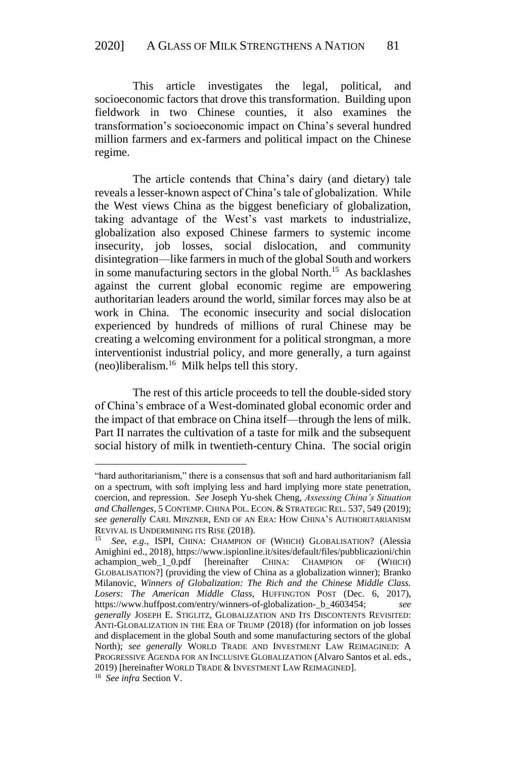This article investigates the legal, political, and socioeconomic factors that drove this transformation. Building upon fieldwork in two Chinese counties, it also examines the transformation's socioeconomic impact on China's several hundred million farmers and ex-farmers and political impact on the Chinese regime.

The article contends that China's dairy (and dietary) tale reveals a lesser-known aspect of China's tale of globalization. While the West views China as the biggest beneficiary of globalization, taking advantage of the West's vast markets to industrialize, globalization also exposed Chinese farmers to systemic income insecurity, job losses, social dislocation, and community disintegration—like farmers in much of the global South and workers in some manufacturing sectors in the global North.[15] As backlashes against the current global economic regime are empowering authoritarian leaders around the world, similar forces may also be at work in China. The economic insecurity and social dislocation experienced by hundreds of millions of rural Chinese may be creating a welcoming environment for a political strongman, a more interventionist industrial policy, and more generally, a turn against (neo)liberalism.[16] Milk helps tell this story.

The rest of this article proceeds to tell the double-sided story of China's embrace of a West-dominated global economic order and the impact of that embrace on China itself—through the lens of milk. Part II narrates the cultivation of a taste for milk and the subsequent social history of milk in twentieth-century China. The social origin

---

"hard authoritarianism," there is a consensus that soft and hard authoritarianism fall on a spectrum, with soft implying less and hard implying more state penetration, coercion, and repression. *See* Joseph Yu-shek Cheng, *Assessing China's Situation and Challenges*, 5 CONTEMP. CHINA POL. ECON. & STRATEGIC REL. 537, 549 (2019); *see generally* CARL MINZNER, END OF AN ERA: HOW CHINA'S AUTHORITARIANISM REVIVAL IS UNDERMINING ITS RISE (2018).

[15] *See, e.g.*, ISPI, CHINA: CHAMPION OF (WHICH) GLOBALISATION? (Alessia Amighini ed., 2018), https://www.ispionline.it/sites/default/files/pubblicazioni/chinachampion_web_1_0.pdf [hereinafter CHINA: CHAMPION OF (WHICH) GLOBALISATION?] (providing the view of China as a globalization winner); Branko Milanovic, *Winners of Globalization: The Rich and the Chinese Middle Class. Losers: The American Middle Class*, HUFFINGTON POST (Dec. 6, 2017), https://www.huffpost.com/entry/winners-of-globalization-_b_4603454; *see generally* JOSEPH E. STIGLITZ, GLOBALIZATION AND ITS DISCONTENTS REVISITED: ANTI-GLOBALIZATION IN THE ERA OF TRUMP (2018) (for information on job losses and displacement in the global South and some manufacturing sectors of the global North); *see generally* WORLD TRADE AND INVESTMENT LAW REIMAGINED: A PROGRESSIVE AGENDA FOR AN INCLUSIVE GLOBALIZATION (Alvaro Santos et al. eds., 2019) [hereinafter WORLD TRADE & INVESTMENT LAW REIMAGINED].

[16] *See infra* Section V.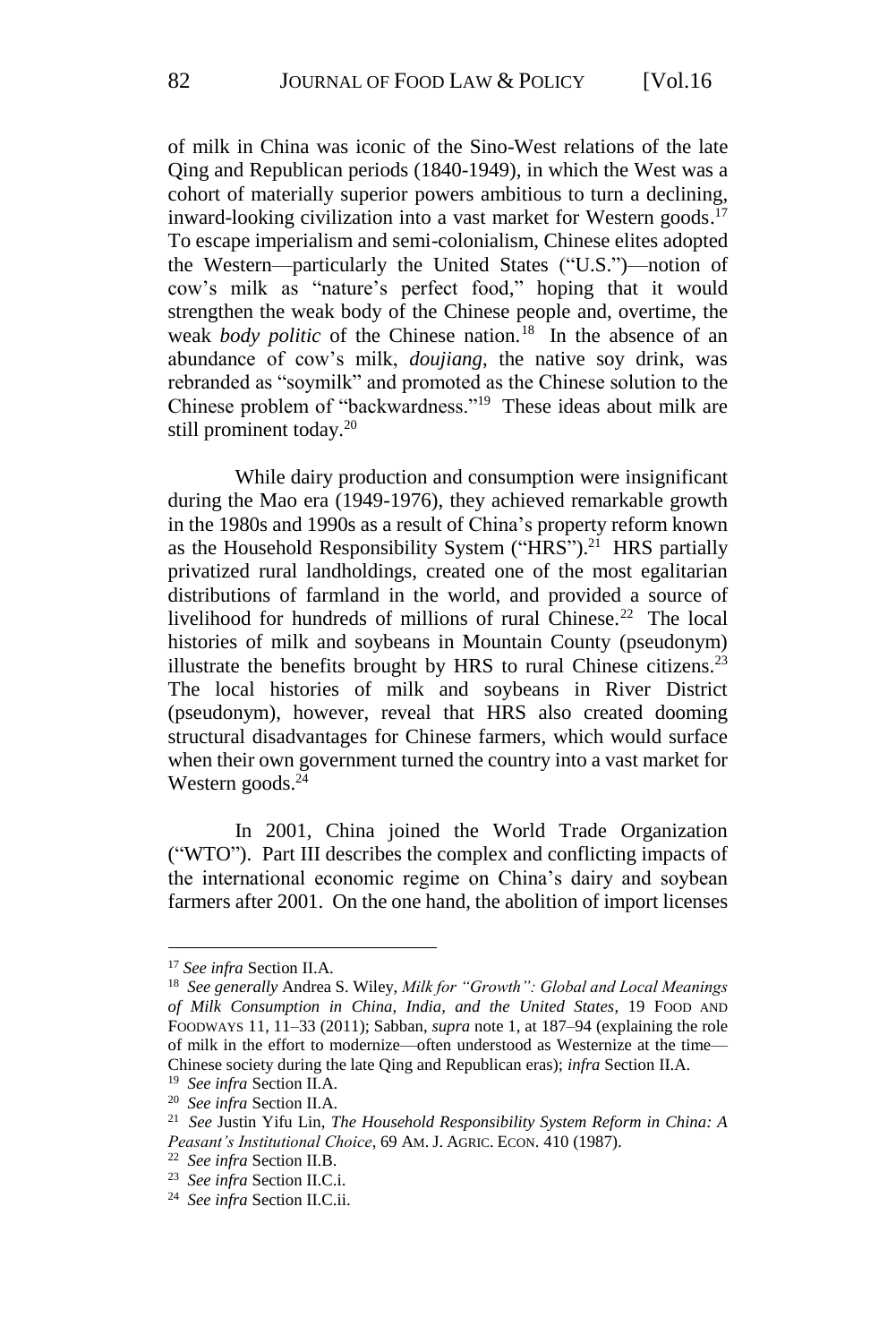of milk in China was iconic of the Sino-West relations of the late Qing and Republican periods (1840-1949), in which the West was a cohort of materially superior powers ambitious to turn a declining, inward-looking civilization into a vast market for Western goods.[17] To escape imperialism and semi-colonialism, Chinese elites adopted the Western—particularly the United States ("U.S.")—notion of cow's milk as "nature's perfect food," hoping that it would strengthen the weak body of the Chinese people and, overtime, the weak *body politic* of the Chinese nation.[18] In the absence of an abundance of cow's milk, *doujiang*, the native soy drink, was rebranded as "soymilk" and promoted as the Chinese solution to the Chinese problem of "backwardness."[19] These ideas about milk are still prominent today.[20]

While dairy production and consumption were insignificant during the Mao era (1949-1976), they achieved remarkable growth in the 1980s and 1990s as a result of China's property reform known as the Household Responsibility System ("HRS").[21] HRS partially privatized rural landholdings, created one of the most egalitarian distributions of farmland in the world, and provided a source of livelihood for hundreds of millions of rural Chinese.[22] The local histories of milk and soybeans in Mountain County (pseudonym) illustrate the benefits brought by HRS to rural Chinese citizens.[23] The local histories of milk and soybeans in River District (pseudonym), however, reveal that HRS also created dooming structural disadvantages for Chinese farmers, which would surface when their own government turned the country into a vast market for Western goods.[24]

In 2001, China joined the World Trade Organization ("WTO"). Part III describes the complex and conflicting impacts of the international economic regime on China's dairy and soybean farmers after 2001. On the one hand, the abolition of import licenses

---

[17] *See infra* Section II.A.

[18] *See generally* Andrea S. Wiley, *Milk for "Growth": Global and Local Meanings of Milk Consumption in China, India, and the United States*, 19 FOOD AND FOODWAYS 11, 11–33 (2011); Sabban, *supra* note 1, at 187–94 (explaining the role of milk in the effort to modernize—often understood as Westernize at the time—Chinese society during the late Qing and Republican eras); *infra* Section II.A.

[19] *See infra* Section II.A.

[20] *See infra* Section II.A.

[21] *See* Justin Yifu Lin, *The Household Responsibility System Reform in China: A Peasant's Institutional Choice*, 69 AM. J. AGRIC. ECON. 410 (1987).

[22] *See infra* Section II.B.

[23] *See infra* Section II.C.i.

[24] *See infra* Section II.C.ii.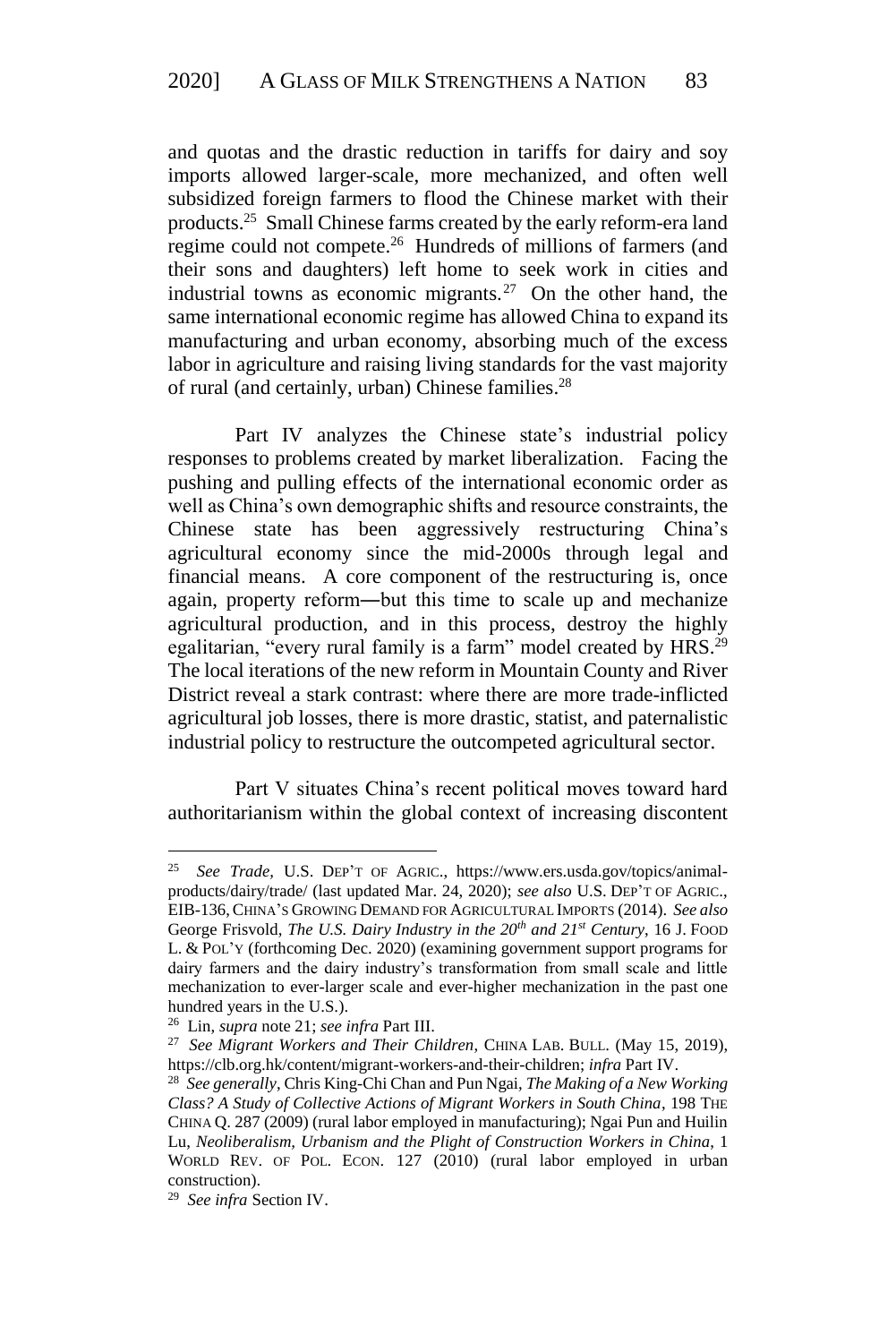and quotas and the drastic reduction in tariffs for dairy and soy imports allowed larger-scale, more mechanized, and often well subsidized foreign farmers to flood the Chinese market with their products.[25] Small Chinese farms created by the early reform-era land regime could not compete.[26] Hundreds of millions of farmers (and their sons and daughters) left home to seek work in cities and industrial towns as economic migrants.[27] On the other hand, the same international economic regime has allowed China to expand its manufacturing and urban economy, absorbing much of the excess labor in agriculture and raising living standards for the vast majority of rural (and certainly, urban) Chinese families.[28]

Part IV analyzes the Chinese state's industrial policy responses to problems created by market liberalization. Facing the pushing and pulling effects of the international economic order as well as China's own demographic shifts and resource constraints, the Chinese state has been aggressively restructuring China's agricultural economy since the mid-2000s through legal and financial means. A core component of the restructuring is, once again, property reform—but this time to scale up and mechanize agricultural production, and in this process, destroy the highly egalitarian, "every rural family is a farm" model created by HRS.[29] The local iterations of the new reform in Mountain County and River District reveal a stark contrast: where there are more trade-inflicted agricultural job losses, there is more drastic, statist, and paternalistic industrial policy to restructure the outcompeted agricultural sector.

Part V situates China's recent political moves toward hard authoritarianism within the global context of increasing discontent

---

[25] *See Trade*, U.S. DEP'T OF AGRIC., https://www.ers.usda.gov/topics/animal-products/dairy/trade/ (last updated Mar. 24, 2020); *see also* U.S. DEP'T OF AGRIC., EIB-136, CHINA'S GROWING DEMAND FOR AGRICULTURAL IMPORTS (2014). *See also* George Frisvold, *The U.S. Dairy Industry in the 20th and 21st Century*, 16 J. FOOD L. & POL'Y (forthcoming Dec. 2020) (examining government support programs for dairy farmers and the dairy industry's transformation from small scale and little mechanization to ever-larger scale and ever-higher mechanization in the past one hundred years in the U.S.).

[26] Lin, *supra* note 21; *see infra* Part III.

[27] *See Migrant Workers and Their Children*, CHINA LAB. BULL. (May 15, 2019), https://clb.org.hk/content/migrant-workers-and-their-children; *infra* Part IV.

[28] *See generally*, Chris King-Chi Chan and Pun Ngai, *The Making of a New Working Class? A Study of Collective Actions of Migrant Workers in South China*, 198 THE CHINA Q. 287 (2009) (rural labor employed in manufacturing); Ngai Pun and Huilin Lu, *Neoliberalism, Urbanism and the Plight of Construction Workers in China*, 1 WORLD REV. OF POL. ECON. 127 (2010) (rural labor employed in urban construction).

[29] *See infra* Section IV.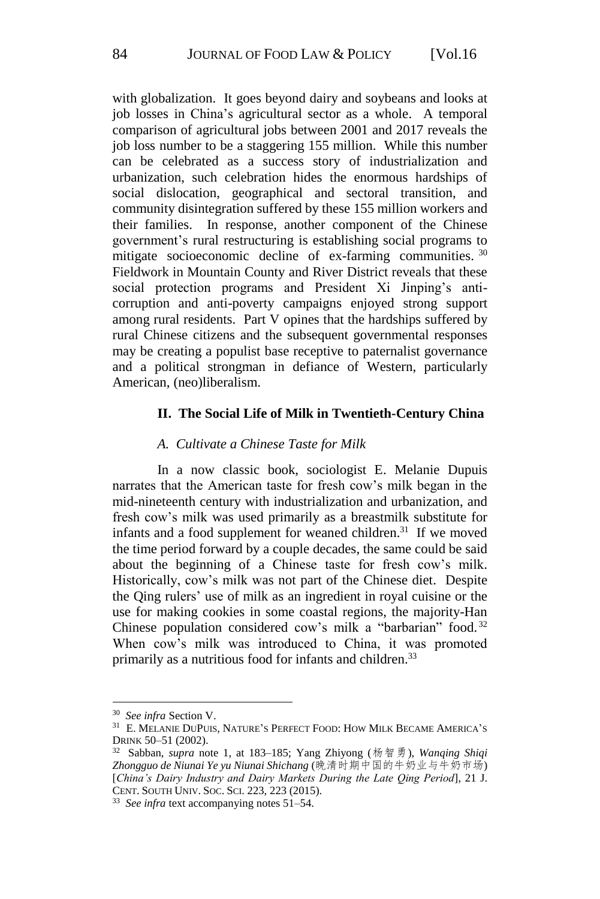with globalization. It goes beyond dairy and soybeans and looks at job losses in China's agricultural sector as a whole. A temporal comparison of agricultural jobs between 2001 and 2017 reveals the job loss number to be a staggering 155 million. While this number can be celebrated as a success story of industrialization and urbanization, such celebration hides the enormous hardships of social dislocation, geographical and sectoral transition, and community disintegration suffered by these 155 million workers and their families. In response, another component of the Chinese government's rural restructuring is establishing social programs to mitigate socioeconomic decline of ex-farming communities.[30] Fieldwork in Mountain County and River District reveals that these social protection programs and President Xi Jinping's anti-corruption and anti-poverty campaigns enjoyed strong support among rural residents. Part V opines that the hardships suffered by rural Chinese citizens and the subsequent governmental responses may be creating a populist base receptive to paternalist governance and a political strongman in defiance of Western, particularly American, (neo)liberalism.

## II. The Social Life of Milk in Twentieth-Century China

### *A. Cultivate a Chinese Taste for Milk*

In a now classic book, sociologist E. Melanie Dupuis narrates that the American taste for fresh cow's milk began in the mid-nineteenth century with industrialization and urbanization, and fresh cow's milk was used primarily as a breastmilk substitute for infants and a food supplement for weaned children.[31] If we moved the time period forward by a couple decades, the same could be said about the beginning of a Chinese taste for fresh cow's milk. Historically, cow's milk was not part of the Chinese diet. Despite the Qing rulers' use of milk as an ingredient in royal cuisine or the use for making cookies in some coastal regions, the majority-Han Chinese population considered cow's milk a "barbarian" food.[32] When cow's milk was introduced to China, it was promoted primarily as a nutritious food for infants and children.[33]

---

[30] *See infra* Section V.

[31] E. MELANIE DUPUIS, NATURE'S PERFECT FOOD: HOW MILK BECAME AMERICA'S DRINK 50–51 (2002).

[32] Sabban, *supra* note 1, at 183–185; Yang Zhiyong (杨智勇), *Wanqing Shiqi Zhongguo de Niunai Ye yu Niunai Shichang* (晚清时期中国的牛奶业与牛奶市场) [*China's Dairy Industry and Dairy Markets During the Late Qing Period*], 21 J. CENT. SOUTH UNIV. SOC. SCI. 223, 223 (2015).

[33] *See infra* text accompanying notes 51–54.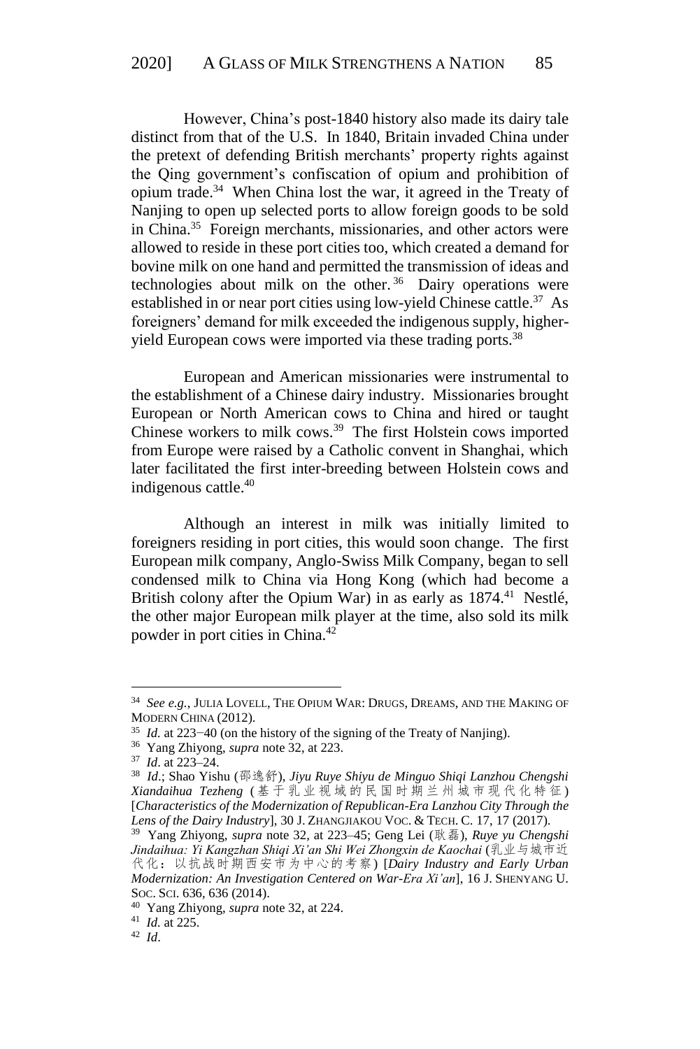However, China's post-1840 history also made its dairy tale distinct from that of the U.S. In 1840, Britain invaded China under the pretext of defending British merchants' property rights against the Qing government's confiscation of opium and prohibition of opium trade.[34] When China lost the war, it agreed in the Treaty of Nanjing to open up selected ports to allow foreign goods to be sold in China.[35] Foreign merchants, missionaries, and other actors were allowed to reside in these port cities too, which created a demand for bovine milk on one hand and permitted the transmission of ideas and technologies about milk on the other.[36] Dairy operations were established in or near port cities using low-yield Chinese cattle.[37] As foreigners' demand for milk exceeded the indigenous supply, higher-yield European cows were imported via these trading ports.[38]

European and American missionaries were instrumental to the establishment of a Chinese dairy industry. Missionaries brought European or North American cows to China and hired or taught Chinese workers to milk cows.[39] The first Holstein cows imported from Europe were raised by a Catholic convent in Shanghai, which later facilitated the first inter-breeding between Holstein cows and indigenous cattle.[40]

Although an interest in milk was initially limited to foreigners residing in port cities, this would soon change. The first European milk company, Anglo-Swiss Milk Company, began to sell condensed milk to China via Hong Kong (which had become a British colony after the Opium War) in as early as 1874.[41] Nestlé, the other major European milk player at the time, also sold its milk powder in port cities in China.[42]

---

[34] *See e.g.*, JULIA LOVELL, THE OPIUM WAR: DRUGS, DREAMS, AND THE MAKING OF MODERN CHINA (2012).

[35] *Id.* at 223−40 (on the history of the signing of the Treaty of Nanjing).

[36] Yang Zhiyong, *supra* note 32, at 223.

[37] *Id*. at 223–24.

[38] *Id*.; Shao Yishu (邵逸舒), *Jiyu Ruye Shiyu de Minguo Shiqi Lanzhou Chengshi Xiandaihua Tezheng* (基于乳业视域的民国时期兰州城市现代化特征) [*Characteristics of the Modernization of Republican-Era Lanzhou City Through the Lens of the Dairy Industry*], 30 J. ZHANGJIAKOU VOC. & TECH. C. 17, 17 (2017).

[39] Yang Zhiyong, *supra* note 32, at 223–45; Geng Lei (耿磊), *Ruye yu Chengshi Jindaihua: Yi Kangzhan Shiqi Xi'an Shi Wei Zhongxin de Kaochai* (乳业与城市近代化：以抗战时期西安市为中心的考察) [*Dairy Industry and Early Urban Modernization: An Investigation Centered on War-Era Xi'an*], 16 J. SHENYANG U. SOC. SCI. 636, 636 (2014).

[40] Yang Zhiyong, *supra* note 32, at 224.

[41] *Id.* at 225.

[42] *Id*.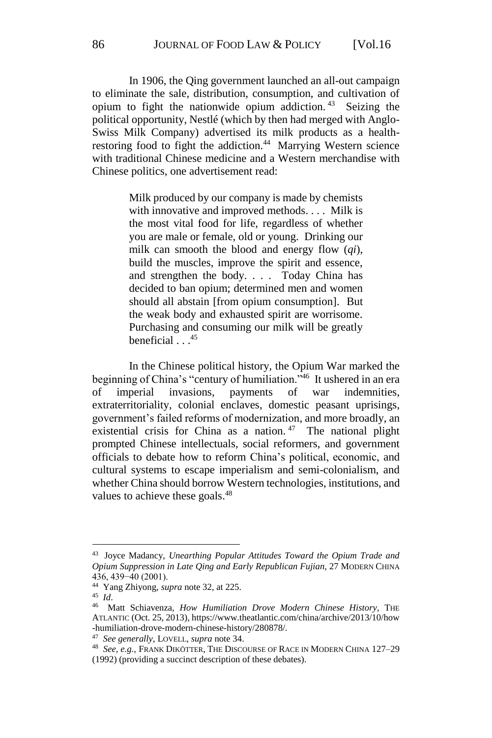In 1906, the Qing government launched an all-out campaign to eliminate the sale, distribution, consumption, and cultivation of opium to fight the nationwide opium addiction.[43] Seizing the political opportunity, Nestlé (which by then had merged with Anglo-Swiss Milk Company) advertised its milk products as a health-restoring food to fight the addiction.[44] Marrying Western science with traditional Chinese medicine and a Western merchandise with Chinese politics, one advertisement read:

> Milk produced by our company is made by chemists with innovative and improved methods. . . . Milk is the most vital food for life, regardless of whether you are male or female, old or young. Drinking our milk can smooth the blood and energy flow (*qi*), build the muscles, improve the spirit and essence, and strengthen the body. . . . Today China has decided to ban opium; determined men and women should all abstain [from opium consumption]. But the weak body and exhausted spirit are worrisome. Purchasing and consuming our milk will be greatly beneficial . . .[45]

In the Chinese political history, the Opium War marked the beginning of China's "century of humiliation."[46] It ushered in an era of imperial invasions, payments of war indemnities, extraterritoriality, colonial enclaves, domestic peasant uprisings, government's failed reforms of modernization, and more broadly, an existential crisis for China as a nation.[47] The national plight prompted Chinese intellectuals, social reformers, and government officials to debate how to reform China's political, economic, and cultural systems to escape imperialism and semi-colonialism, and whether China should borrow Western technologies, institutions, and values to achieve these goals.[48]

---

[43] Joyce Madancy, *Unearthing Popular Attitudes Toward the Opium Trade and Opium Suppression in Late Qing and Early Republican Fujian*, 27 MODERN CHINA 436, 439−40 (2001).

[44] Yang Zhiyong, *supra* note 32, at 225.

[45] *Id*.

[46] Matt Schiavenza, *How Humiliation Drove Modern Chinese History*, THE ATLANTIC (Oct. 25, 2013), https://www.theatlantic.com/china/archive/2013/10/how-humiliation-drove-modern-chinese-history/280878/.

[47] *See generally*, LOVELL, *supra* note 34.

[48] *See, e.g.*, FRANK DIKÖTTER, THE DISCOURSE OF RACE IN MODERN CHINA 127–29 (1992) (providing a succinct description of these debates).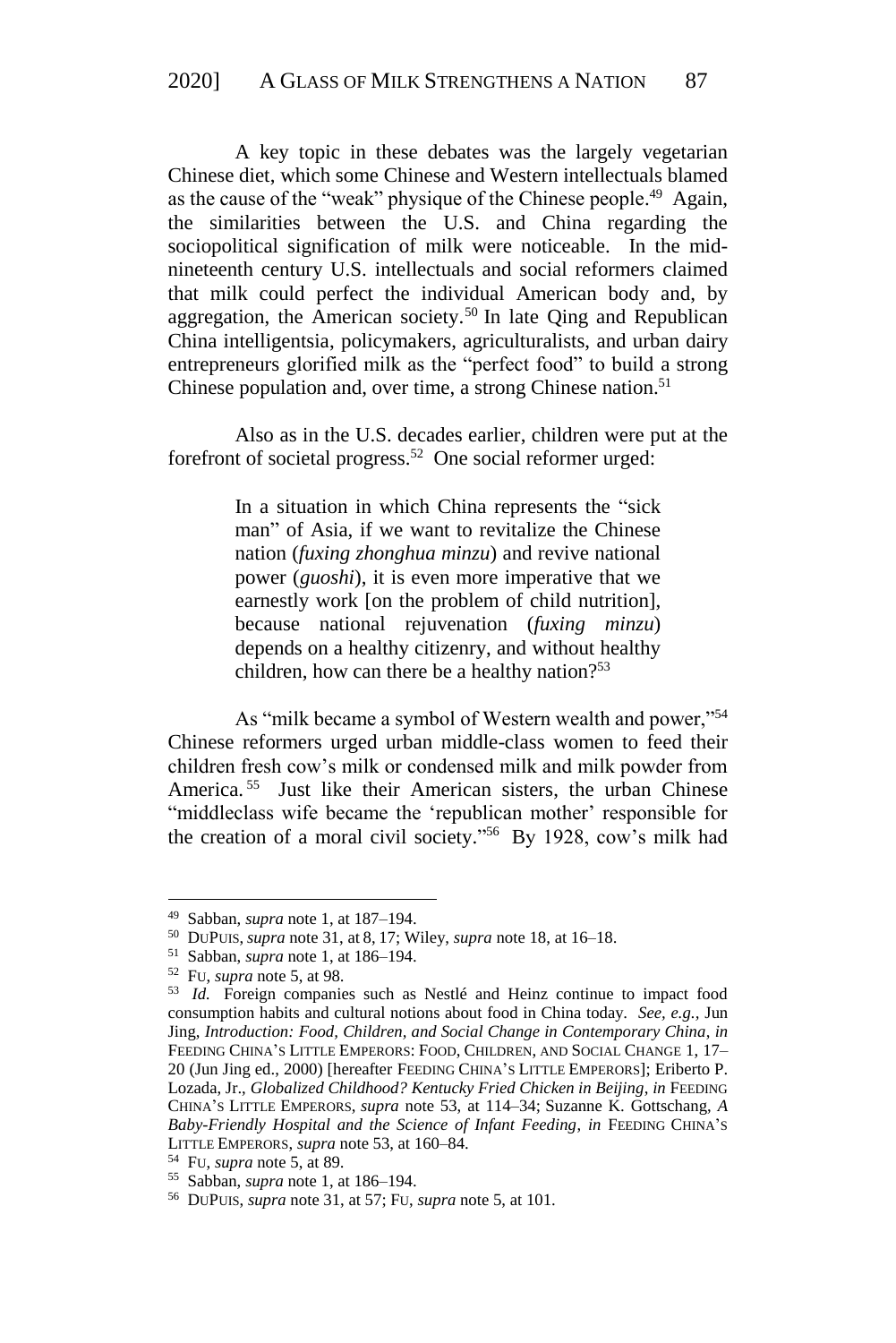A key topic in these debates was the largely vegetarian Chinese diet, which some Chinese and Western intellectuals blamed as the cause of the "weak" physique of the Chinese people.[49] Again, the similarities between the U.S. and China regarding the sociopolitical signification of milk were noticeable. In the mid-nineteenth century U.S. intellectuals and social reformers claimed that milk could perfect the individual American body and, by aggregation, the American society.[50] In late Qing and Republican China intelligentsia, policymakers, agriculturalists, and urban dairy entrepreneurs glorified milk as the "perfect food" to build a strong Chinese population and, over time, a strong Chinese nation.[51]

Also as in the U.S. decades earlier, children were put at the forefront of societal progress.[52] One social reformer urged:

> In a situation in which China represents the "sick man" of Asia, if we want to revitalize the Chinese nation (*fuxing zhonghua minzu*) and revive national power (*guoshi*), it is even more imperative that we earnestly work [on the problem of child nutrition], because national rejuvenation (*fuxing minzu*) depends on a healthy citizenry, and without healthy children, how can there be a healthy nation?[53]

As "milk became a symbol of Western wealth and power,"[54] Chinese reformers urged urban middle-class women to feed their children fresh cow's milk or condensed milk and milk powder from America.[55] Just like their American sisters, the urban Chinese "middleclass wife became the 'republican mother' responsible for the creation of a moral civil society."[56] By 1928, cow's milk had

---

[49] Sabban, *supra* note 1, at 187–194.

[50] DUPUIS, *supra* note 31, at 8, 17; Wiley, *supra* note 18, at 16–18.

[51] Sabban, *supra* note 1, at 186–194.

[52] FU, *supra* note 5, at 98.

[53] *Id.* Foreign companies such as Nestlé and Heinz continue to impact food consumption habits and cultural notions about food in China today. *See, e.g.,* Jun Jing, *Introduction: Food, Children, and Social Change in Contemporary China*, *in* FEEDING CHINA'S LITTLE EMPERORS: FOOD, CHILDREN, AND SOCIAL CHANGE 1, 17–20 (Jun Jing ed., 2000) [hereafter FEEDING CHINA'S LITTLE EMPERORS]; Eriberto P. Lozada, Jr., *Globalized Childhood? Kentucky Fried Chicken in Beijing*, *in* FEEDING CHINA'S LITTLE EMPERORS, *supra* note 53, at 114–34; Suzanne K. Gottschang, *A Baby-Friendly Hospital and the Science of Infant Feeding*, *in* FEEDING CHINA'S LITTLE EMPERORS, *supra* note 53, at 160–84.

[54] FU, *supra* note 5, at 89.

[55] Sabban, *supra* note 1, at 186–194.

[56] DUPUIS, *supra* note 31, at 57; FU, *supra* note 5, at 101.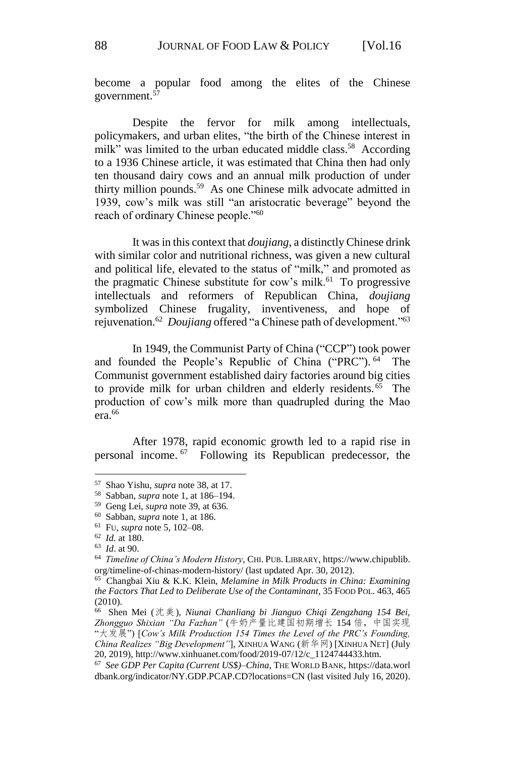become a popular food among the elites of the Chinese government.[57]

Despite the fervor for milk among intellectuals, policymakers, and urban elites, "the birth of the Chinese interest in milk" was limited to the urban educated middle class.[58] According to a 1936 Chinese article, it was estimated that China then had only ten thousand dairy cows and an annual milk production of under thirty million pounds.[59] As one Chinese milk advocate admitted in 1939, cow's milk was still "an aristocratic beverage" beyond the reach of ordinary Chinese people."[60]

It was in this context that *doujiang*, a distinctly Chinese drink with similar color and nutritional richness, was given a new cultural and political life, elevated to the status of "milk," and promoted as the pragmatic Chinese substitute for cow's milk.[61] To progressive intellectuals and reformers of Republican China, *doujiang* symbolized Chinese frugality, inventiveness, and hope of rejuvenation.[62] *Doujiang* offered "a Chinese path of development."[63]

In 1949, the Communist Party of China ("CCP") took power and founded the People's Republic of China ("PRC").[64] The Communist government established dairy factories around big cities to provide milk for urban children and elderly residents.[65] The production of cow's milk more than quadrupled during the Mao era.[66]

After 1978, rapid economic growth led to a rapid rise in personal income.[67] Following its Republican predecessor, the

---

[57] Shao Yishu, *supra* note 38, at 17.

[58] Sabban, *supra* note 1, at 186–194.

[59] Geng Lei, *supra* note 39, at 636.

[60] Sabban, *supra* note 1, at 186.

[61] FU, *supra* note 5, 102–08.

[62] *Id.* at 180.

[63] *Id*. at 90.

[64] *Timeline of China's Modern History*, CHI. PUB. LIBRARY, https://www.chipublib.org/timeline-of-chinas-modern-history/ (last updated Apr. 30, 2012).

[65] Changbai Xiu & K.K. Klein, *Melamine in Milk Products in China: Examining the Factors That Led to Deliberate Use of the Contaminant*, 35 FOOD POL. 463, 465 (2010).

[66] Shen Mei (沈美), *Niunai Chanliang bi Jianguo Chiqi Zengzhang 154 Bei, Zhongguo Shixian "Da Fazhan"* (牛奶产量比建国初期增长 154 倍，中国实现"大发展") [*Cow's Milk Production 154 Times the Level of the PRC's Founding, China Realizes "Big Development"*], XINHUA WANG (新华网) [XINHUA NET] (July 20, 2019), http://www.xinhuanet.com/food/2019-07/12/c_1124744433.htm.

[67] *See GDP Per Capita (Current US$)–China*, THE WORLD BANK, https://data.worldbank.org/indicator/NY.GDP.PCAP.CD?locations=CN (last visited July 16, 2020).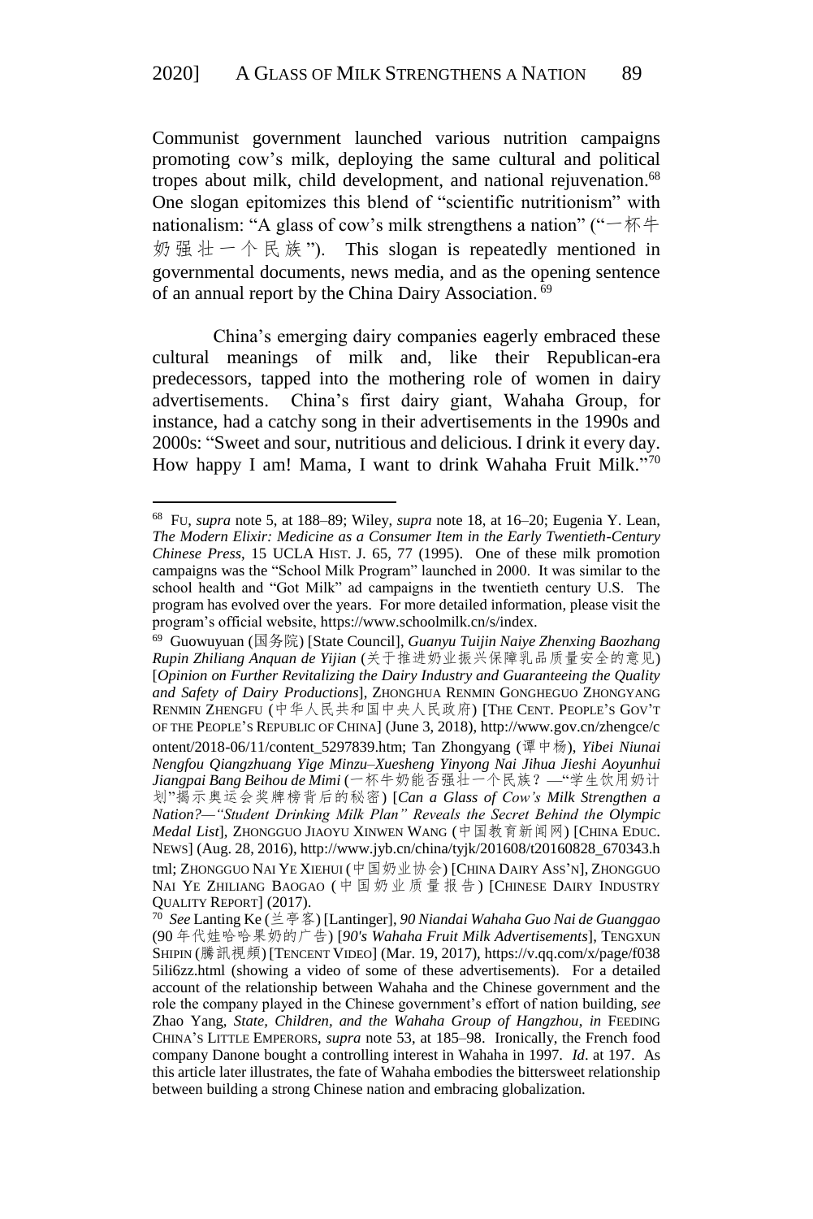Communist government launched various nutrition campaigns promoting cow's milk, deploying the same cultural and political tropes about milk, child development, and national rejuvenation.[68] One slogan epitomizes this blend of "scientific nutritionism" with nationalism: "A glass of cow's milk strengthens a nation" ("一杯牛奶强壮一个民族"). This slogan is repeatedly mentioned in governmental documents, news media, and as the opening sentence of an annual report by the China Dairy Association.[69]

China's emerging dairy companies eagerly embraced these cultural meanings of milk and, like their Republican-era predecessors, tapped into the mothering role of women in dairy advertisements. China's first dairy giant, Wahaha Group, for instance, had a catchy song in their advertisements in the 1990s and 2000s: "Sweet and sour, nutritious and delicious. I drink it every day. How happy I am! Mama, I want to drink Wahaha Fruit Milk."[70]

---

[68] FU, *supra* note 5, at 188–89; Wiley, *supra* note 18, at 16–20; Eugenia Y. Lean, *The Modern Elixir: Medicine as a Consumer Item in the Early Twentieth-Century Chinese Press*, 15 UCLA HIST. J. 65, 77 (1995). One of these milk promotion campaigns was the "School Milk Program" launched in 2000. It was similar to the school health and "Got Milk" ad campaigns in the twentieth century U.S. The program has evolved over the years. For more detailed information, please visit the program's official website, https://www.schoolmilk.cn/s/index.

[69] Guowuyuan (国务院) [State Council], *Guanyu Tuijin Naiye Zhenxing Baozhang Rupin Zhiliang Anquan de Yijian* (关于推进奶业振兴保障乳品质量安全的意见) [*Opinion on Further Revitalizing the Dairy Industry and Guaranteeing the Quality and Safety of Dairy Productions*], ZHONGHUA RENMIN GONGHEGUO ZHONGYANG RENMIN ZHENGFU (中华人民共和国中央人民政府) [THE CENT. PEOPLE'S GOV'T OF THE PEOPLE'S REPUBLIC OF CHINA] (June 3, 2018), http://www.gov.cn/zhengce/content/2018-06/11/content_5297839.htm; Tan Zhongyang (谭中杨), *Yibei Niunai Nengfou Qiangzhuang Yige Minzu–Xuesheng Yinyong Nai Jihua Jieshi Aoyunhui Jiangpai Bang Beihou de Mimi* (一杯牛奶能否强壮一个民族？—"学生饮用奶计划"揭示奥运会奖牌榜背后的秘密) [*Can a Glass of Cow's Milk Strengthen a Nation?—"Student Drinking Milk Plan" Reveals the Secret Behind the Olympic Medal List*], ZHONGGUO JIAOYU XINWEN WANG (中国教育新闻网) [CHINA EDUC. NEWS] (Aug. 28, 2016), http://www.jyb.cn/china/tyjk/201608/t20160828_670343.html; ZHONGGUO NAI YE XIEHUI (中国奶业协会) [CHINA DAIRY ASS'N], ZHONGGUO NAI YE ZHILIANG BAOGAO (中国奶业质量报告) [CHINESE DAIRY INDUSTRY QUALITY REPORT] (2017).

[70] *See* Lanting Ke (兰亭客) [Lantinger], *90 Niandai Wahaha Guo Nai de Guanggao* (90年代娃哈哈果奶的广告) [*90's Wahaha Fruit Milk Advertisements*], TENGXUN SHIPIN (騰訊視頻) [TENCENT VIDEO] (Mar. 19, 2017), https://v.qq.com/x/page/f0385ili6zz.html (showing a video of some of these advertisements). For a detailed account of the relationship between Wahaha and the Chinese government and the role the company played in the Chinese government's effort of nation building, *see* Zhao Yang, *State, Children, and the Wahaha Group of Hangzhou*, *in* FEEDING CHINA'S LITTLE EMPERORS, *supra* note 53, at 185–98. Ironically, the French food company Danone bought a controlling interest in Wahaha in 1997. *Id*. at 197. As this article later illustrates, the fate of Wahaha embodies the bittersweet relationship between building a strong Chinese nation and embracing globalization.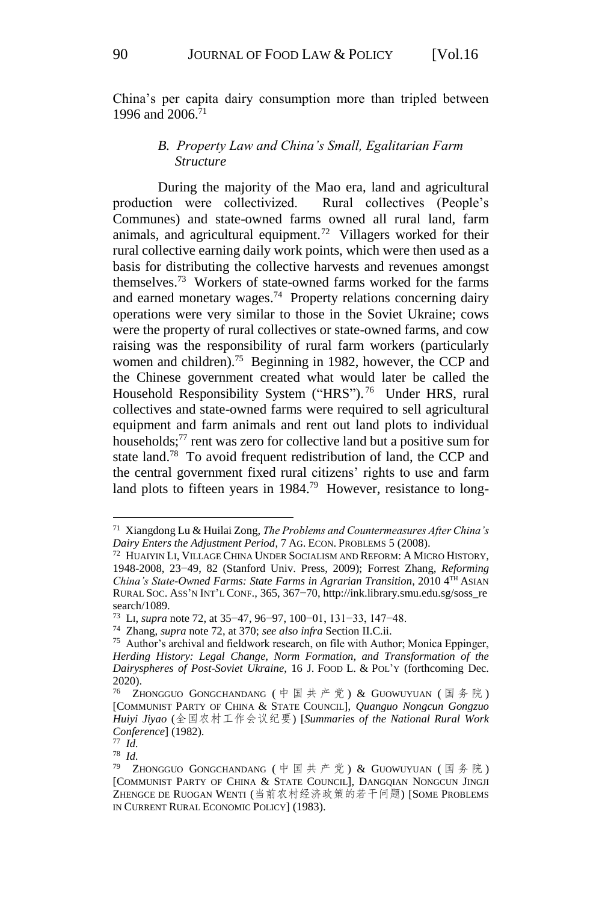China's per capita dairy consumption more than tripled between 1996 and 2006.[71]

### *B. Property Law and China's Small, Egalitarian Farm Structure*

During the majority of the Mao era, land and agricultural production were collectivized. Rural collectives (People's Communes) and state-owned farms owned all rural land, farm animals, and agricultural equipment.[72] Villagers worked for their rural collective earning daily work points, which were then used as a basis for distributing the collective harvests and revenues amongst themselves.[73] Workers of state-owned farms worked for the farms and earned monetary wages.[74] Property relations concerning dairy operations were very similar to those in the Soviet Ukraine; cows were the property of rural collectives or state-owned farms, and cow raising was the responsibility of rural farm workers (particularly women and children).[75] Beginning in 1982, however, the CCP and the Chinese government created what would later be called the Household Responsibility System ("HRS").[76] Under HRS, rural collectives and state-owned farms were required to sell agricultural equipment and farm animals and rent out land plots to individual households;[77] rent was zero for collective land but a positive sum for state land.[78] To avoid frequent redistribution of land, the CCP and the central government fixed rural citizens' rights to use and farm land plots to fifteen years in 1984.[79] However, resistance to long-

---

[71] Xiangdong Lu & Huilai Zong, *The Problems and Countermeasures After China's Dairy Enters the Adjustment Period*, 7 AG. ECON. PROBLEMS 5 (2008).

[72] HUAIYIN LI, VILLAGE CHINA UNDER SOCIALISM AND REFORM: A MICRO HISTORY, 1948-2008, 23−49, 82 (Stanford Univ. Press, 2009); Forrest Zhang, *Reforming China's State-Owned Farms: State Farms in Agrarian Transition*, 2010 4TH ASIAN RURAL SOC. ASS'N INT'L CONF., 365, 367−70, http://ink.library.smu.edu.sg/soss_research/1089.

[73] LI, *supra* note 72, at 35−47, 96−97, 100−01, 131−33, 147−48.

[74] Zhang, *supra* note 72, at 370; *see also infra* Section II.C.ii.

[75] Author's archival and fieldwork research, on file with Author; Monica Eppinger, *Herding History: Legal Change, Norm Formation, and Transformation of the Dairyspheres of Post-Soviet Ukraine*, 16 J. FOOD L. & POL'Y (forthcoming Dec. 2020).

[76] ZHONGGUO GONGCHANDANG (中国共产党) & GUOWUYUAN (国务院) [COMMUNIST PARTY OF CHINA & STATE COUNCIL], *Quanguo Nongcun Gongzuo Huiyi Jiyao* (全国农村工作会议纪要) [*Summaries of the National Rural Work Conference*] (1982).

[77] *Id.*

[78] *Id.*

[79] ZHONGGUO GONGCHANDANG (中国共产党) & GUOWUYUAN (国务院) [COMMUNIST PARTY OF CHINA & STATE COUNCIL], DANGQIAN NONGCUN JINGJI ZHENGCE DE RUOGAN WENTI (当前农村经济政策的若干问题) [SOME PROBLEMS IN CURRENT RURAL ECONOMIC POLICY] (1983).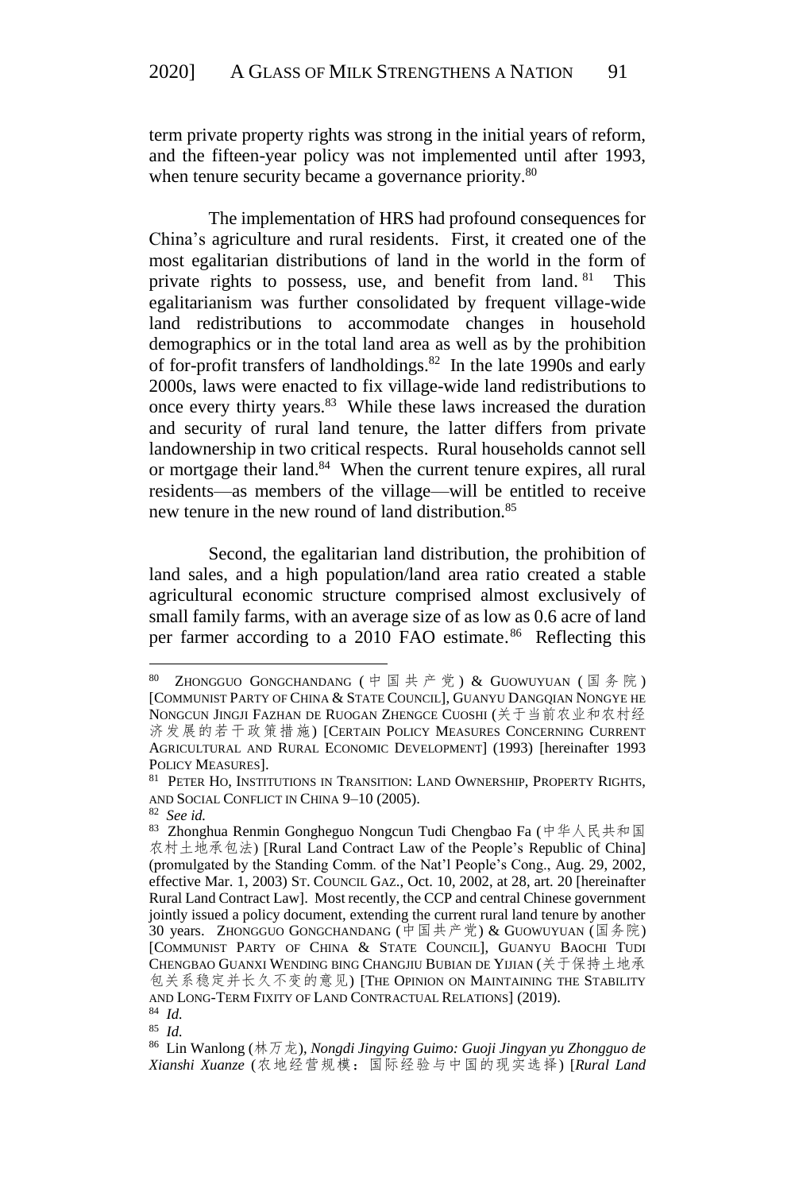term private property rights was strong in the initial years of reform, and the fifteen-year policy was not implemented until after 1993, when tenure security became a governance priority.[80]

The implementation of HRS had profound consequences for China's agriculture and rural residents. First, it created one of the most egalitarian distributions of land in the world in the form of private rights to possess, use, and benefit from land.[81] This egalitarianism was further consolidated by frequent village-wide land redistributions to accommodate changes in household demographics or in the total land area as well as by the prohibition of for-profit transfers of landholdings.[82] In the late 1990s and early 2000s, laws were enacted to fix village-wide land redistributions to once every thirty years.[83] While these laws increased the duration and security of rural land tenure, the latter differs from private landownership in two critical respects. Rural households cannot sell or mortgage their land.[84] When the current tenure expires, all rural residents—as members of the village—will be entitled to receive new tenure in the new round of land distribution.[85]

Second, the egalitarian land distribution, the prohibition of land sales, and a high population/land area ratio created a stable agricultural economic structure comprised almost exclusively of small family farms, with an average size of as low as 0.6 acre of land per farmer according to a 2010 FAO estimate.[86] Reflecting this

---

[80] ZHONGGUO GONGCHANDANG (中国共产党) & GUOWUYUAN (国务院) [COMMUNIST PARTY OF CHINA & STATE COUNCIL], GUANYU DANGQIAN NONGYE HE NONGCUN JINGJI FAZHAN DE RUOGAN ZHENGCE CUOSHI (关于当前农业和农村经济发展的若干政策措施) [CERTAIN POLICY MEASURES CONCERNING CURRENT AGRICULTURAL AND RURAL ECONOMIC DEVELOPMENT] (1993) [hereinafter 1993 POLICY MEASURES].

[81] PETER HO, INSTITUTIONS IN TRANSITION: LAND OWNERSHIP, PROPERTY RIGHTS, AND SOCIAL CONFLICT IN CHINA 9–10 (2005).

[82] *See id.*

[83] Zhonghua Renmin Gongheguo Nongcun Tudi Chengbao Fa (中华人民共和国农村土地承包法) [Rural Land Contract Law of the People's Republic of China] (promulgated by the Standing Comm. of the Nat'l People's Cong., Aug. 29, 2002, effective Mar. 1, 2003) ST. COUNCIL GAZ., Oct. 10, 2002, at 28, art. 20 [hereinafter Rural Land Contract Law]. Most recently, the CCP and central Chinese government jointly issued a policy document, extending the current rural land tenure by another 30 years. ZHONGGUO GONGCHANDANG (中国共产党) & GUOWUYUAN (国务院) [COMMUNIST PARTY OF CHINA & STATE COUNCIL], GUANYU BAOCHI TUDI CHENGBAO GUANXI WENDING BING CHANGJIU BUBIAN DE YIJIAN (关于保持土地承包关系稳定并长久不变的意见) [THE OPINION ON MAINTAINING THE STABILITY AND LONG-TERM FIXITY OF LAND CONTRACTUAL RELATIONS] (2019).

[84] *Id.*

[85] *Id.*

[86] Lin Wanlong (林万龙), *Nongdi Jingying Guimo: Guoji Jingyan yu Zhongguo de Xianshi Xuanze* (农地经营规模：国际经验与中国的现实选择) [*Rural Land*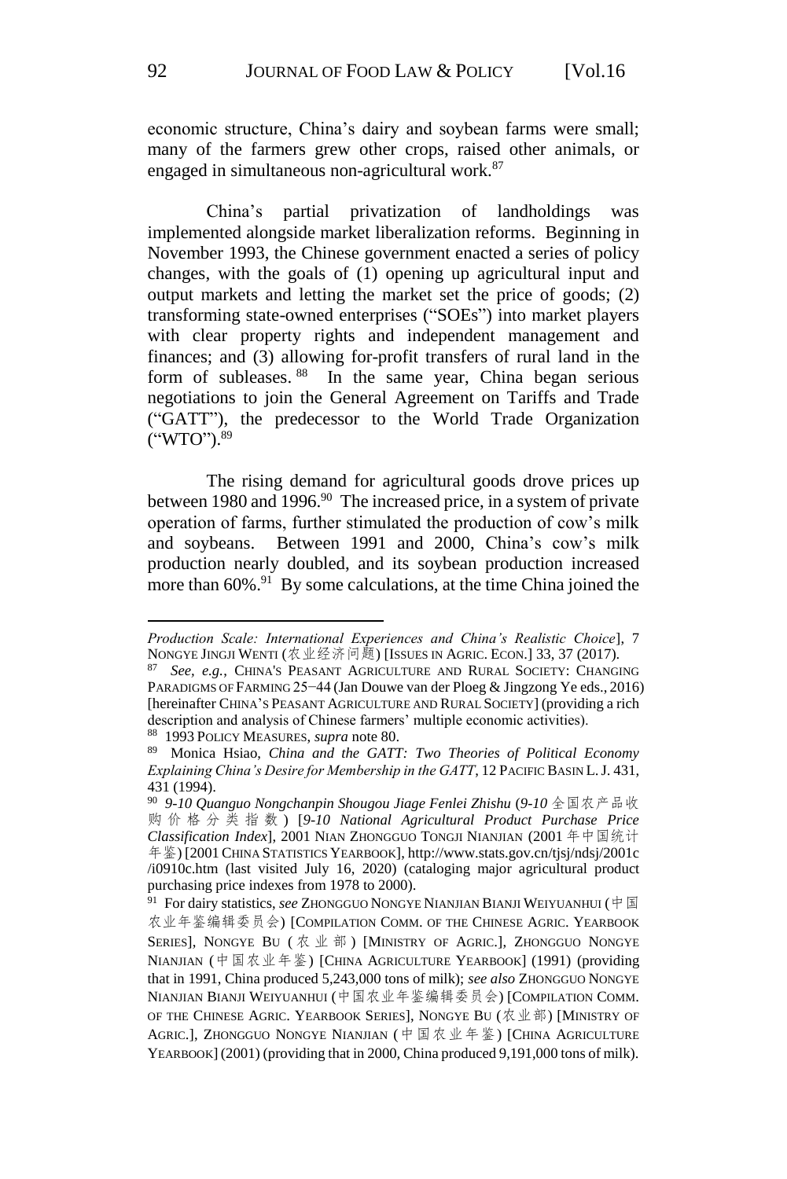economic structure, China's dairy and soybean farms were small; many of the farmers grew other crops, raised other animals, or engaged in simultaneous non-agricultural work.[87]

China's partial privatization of landholdings was implemented alongside market liberalization reforms. Beginning in November 1993, the Chinese government enacted a series of policy changes, with the goals of (1) opening up agricultural input and output markets and letting the market set the price of goods; (2) transforming state-owned enterprises ("SOEs") into market players with clear property rights and independent management and finances; and (3) allowing for-profit transfers of rural land in the form of subleases.[88] In the same year, China began serious negotiations to join the General Agreement on Tariffs and Trade ("GATT"), the predecessor to the World Trade Organization ("WTO").[89]

The rising demand for agricultural goods drove prices up between 1980 and 1996.[90] The increased price, in a system of private operation of farms, further stimulated the production of cow's milk and soybeans. Between 1991 and 2000, China's cow's milk production nearly doubled, and its soybean production increased more than 60%.[91] By some calculations, at the time China joined the

---

*Production Scale: International Experiences and China's Realistic Choice*], 7 NONGYE JINGJI WENTI (农业经济问题) [ISSUES IN AGRIC. ECON.] 33, 37 (2017).

[87] *See, e.g.*, CHINA'S PEASANT AGRICULTURE AND RURAL SOCIETY: CHANGING PARADIGMS OF FARMING 25−44 (Jan Douwe van der Ploeg & Jingzong Ye eds., 2016) [hereinafter CHINA'S PEASANT AGRICULTURE AND RURAL SOCIETY] (providing a rich description and analysis of Chinese farmers' multiple economic activities).

[88] 1993 POLICY MEASURES, *supra* note 80.

[89] Monica Hsiao, *China and the GATT: Two Theories of Political Economy Explaining China's Desire for Membership in the GATT*, 12 PACIFIC BASIN L. J. 431, 431 (1994).

[90] *9-10 Quanguo Nongchanpin Shougou Jiage Fenlei Zhishu* (*9-10* 全国农产品收购价格分类指数) [*9-10 National Agricultural Product Purchase Price Classification Index*], 2001 NIAN ZHONGGUO TONGJI NIANJIAN (2001 年中国统计年鉴) [2001 CHINA STATISTICS YEARBOOK], http://www.stats.gov.cn/tjsj/ndsj/2001c/i0910c.htm (last visited July 16, 2020) (cataloging major agricultural product purchasing price indexes from 1978 to 2000).

[91] For dairy statistics, *see* ZHONGGUO NONGYE NIANJIAN BIANJI WEIYUANHUI (中国农业年鉴编辑委员会) [COMPILATION COMM. OF THE CHINESE AGRIC. YEARBOOK SERIES], NONGYE BU (农业部) [MINISTRY OF AGRIC.], ZHONGGUO NONGYE NIANJIAN (中国农业年鉴) [CHINA AGRICULTURE YEARBOOK] (1991) (providing that in 1991, China produced 5,243,000 tons of milk); *see also* ZHONGGUO NONGYE NIANJIAN BIANJI WEIYUANHUI (中国农业年鉴编辑委员会) [COMPILATION COMM. OF THE CHINESE AGRIC. YEARBOOK SERIES], NONGYE BU (农业部) [MINISTRY OF AGRIC.], ZHONGGUO NONGYE NIANJIAN (中国农业年鉴) [CHINA AGRICULTURE YEARBOOK] (2001) (providing that in 2000, China produced 9,191,000 tons of milk).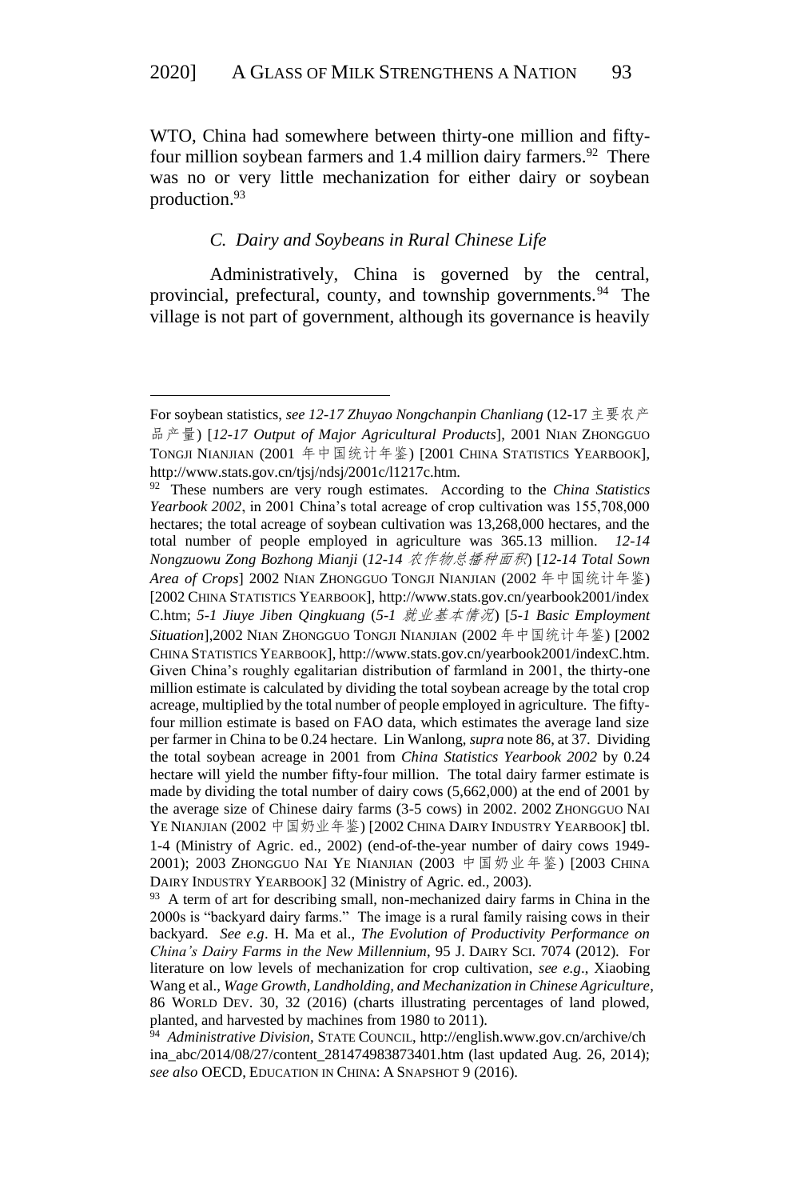WTO, China had somewhere between thirty-one million and fifty-four million soybean farmers and 1.4 million dairy farmers.[92] There was no or very little mechanization for either dairy or soybean production.[93]

### *C. Dairy and Soybeans in Rural Chinese Life*

Administratively, China is governed by the central, provincial, prefectural, county, and township governments.[94] The village is not part of government, although its governance is heavily

---

For soybean statistics, *see 12-17 Zhuyao Nongchanpin Chanliang* (12-17 主要农产品产量) [*12-17 Output of Major Agricultural Products*], 2001 NIAN ZHONGGUO TONGJI NIANJIAN (2001 年中国统计年鉴) [2001 CHINA STATISTICS YEARBOOK], http://www.stats.gov.cn/tjsj/ndsj/2001c/l1217c.htm.

[92] These numbers are very rough estimates. According to the *China Statistics Yearbook 2002*, in 2001 China's total acreage of crop cultivation was 155,708,000 hectares; the total acreage of soybean cultivation was 13,268,000 hectares, and the total number of people employed in agriculture was 365.13 million. *12-14 Nongzuowu Zong Bozhong Mianji* (*12-14 农作物总播种面积*) [*12-14 Total Sown Area of Crops*] 2002 NIAN ZHONGGUO TONGJI NIANJIAN (2002 年中国统计年鉴) [2002 CHINA STATISTICS YEARBOOK], http://www.stats.gov.cn/yearbook2001/indexC.htm; *5-1 Jiuye Jiben Qingkuang* (*5-1 就业基本情况*) [*5-1 Basic Employment Situation*],2002 NIAN ZHONGGUO TONGJI NIANJIAN (2002 年中国统计年鉴) [2002 CHINA STATISTICS YEARBOOK], http://www.stats.gov.cn/yearbook2001/indexC.htm. Given China's roughly egalitarian distribution of farmland in 2001, the thirty-one million estimate is calculated by dividing the total soybean acreage by the total crop acreage, multiplied by the total number of people employed in agriculture. The fifty-four million estimate is based on FAO data, which estimates the average land size per farmer in China to be 0.24 hectare. Lin Wanlong, *supra* note 86, at 37. Dividing the total soybean acreage in 2001 from *China Statistics Yearbook 2002* by 0.24 hectare will yield the number fifty-four million. The total dairy farmer estimate is made by dividing the total number of dairy cows (5,662,000) at the end of 2001 by the average size of Chinese dairy farms (3-5 cows) in 2002. 2002 ZHONGGUO NAI YE NIANJIAN (2002 中国奶业年鉴) [2002 CHINA DAIRY INDUSTRY YEARBOOK] tbl. 1-4 (Ministry of Agric. ed., 2002) (end-of-the-year number of dairy cows 1949-2001); 2003 ZHONGGUO NAI YE NIANJIAN (2003 中国奶业年鉴) [2003 CHINA DAIRY INDUSTRY YEARBOOK] 32 (Ministry of Agric. ed., 2003).

[93] A term of art for describing small, non-mechanized dairy farms in China in the 2000s is "backyard dairy farms." The image is a rural family raising cows in their backyard. *See e.g*. H. Ma et al., *The Evolution of Productivity Performance on China's Dairy Farms in the New Millennium*, 95 J. DAIRY SCI. 7074 (2012). For literature on low levels of mechanization for crop cultivation, *see e.g*., Xiaobing Wang et al., *Wage Growth, Landholding, and Mechanization in Chinese Agriculture*, 86 WORLD DEV. 30, 32 (2016) (charts illustrating percentages of land plowed, planted, and harvested by machines from 1980 to 2011).

[94] *Administrative Division*, STATE COUNCIL, http://english.www.gov.cn/archive/china_abc/2014/08/27/content_281474983873401.htm (last updated Aug. 26, 2014); *see also* OECD, EDUCATION IN CHINA: A SNAPSHOT 9 (2016).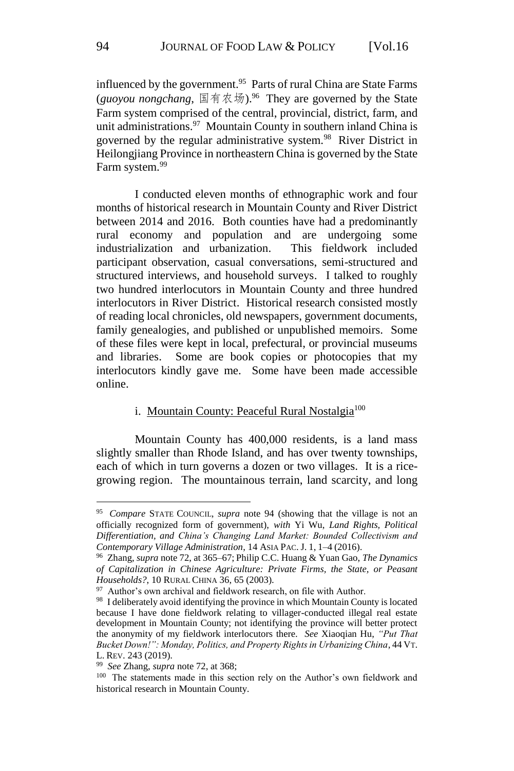influenced by the government.[95] Parts of rural China are State Farms (*guoyou nongchang*, 国有农场).[96] They are governed by the State Farm system comprised of the central, provincial, district, farm, and unit administrations.[97] Mountain County in southern inland China is governed by the regular administrative system.[98] River District in Heilongjiang Province in northeastern China is governed by the State Farm system.[99]

I conducted eleven months of ethnographic work and four months of historical research in Mountain County and River District between 2014 and 2016. Both counties have had a predominantly rural economy and population and are undergoing some industrialization and urbanization. This fieldwork included participant observation, casual conversations, semi-structured and structured interviews, and household surveys. I talked to roughly two hundred interlocutors in Mountain County and three hundred interlocutors in River District. Historical research consisted mostly of reading local chronicles, old newspapers, government documents, family genealogies, and published or unpublished memoirs. Some of these files were kept in local, prefectural, or provincial museums and libraries. Some are book copies or photocopies that my interlocutors kindly gave me. Some have been made accessible online.

#### i. Mountain County: Peaceful Rural Nostalgia[100]

Mountain County has 400,000 residents, is a land mass slightly smaller than Rhode Island, and has over twenty townships, each of which in turn governs a dozen or two villages. It is a rice-growing region. The mountainous terrain, land scarcity, and long

---

[95] *Compare* STATE COUNCIL, *supra* note 94 (showing that the village is not an officially recognized form of government), *with* Yi Wu, *Land Rights, Political Differentiation, and China's Changing Land Market: Bounded Collectivism and Contemporary Village Administration*, 14 ASIA PAC. J. 1, 1–4 (2016).

[96] Zhang, *supra* note 72, at 365–67; Philip C.C. Huang & Yuan Gao, *The Dynamics of Capitalization in Chinese Agriculture: Private Firms, the State, or Peasant Households?*, 10 RURAL CHINA 36, 65 (2003).

[97] Author's own archival and fieldwork research, on file with Author.

[98] I deliberately avoid identifying the province in which Mountain County is located because I have done fieldwork relating to villager-conducted illegal real estate development in Mountain County; not identifying the province will better protect the anonymity of my fieldwork interlocutors there. *See* Xiaoqian Hu, *"Put That Bucket Down!": Monday, Politics, and Property Rights in Urbanizing China*, 44 VT. L. REV. 243 (2019).

[99] *See* Zhang, *supra* note 72, at 368;

[100] The statements made in this section rely on the Author's own fieldwork and historical research in Mountain County.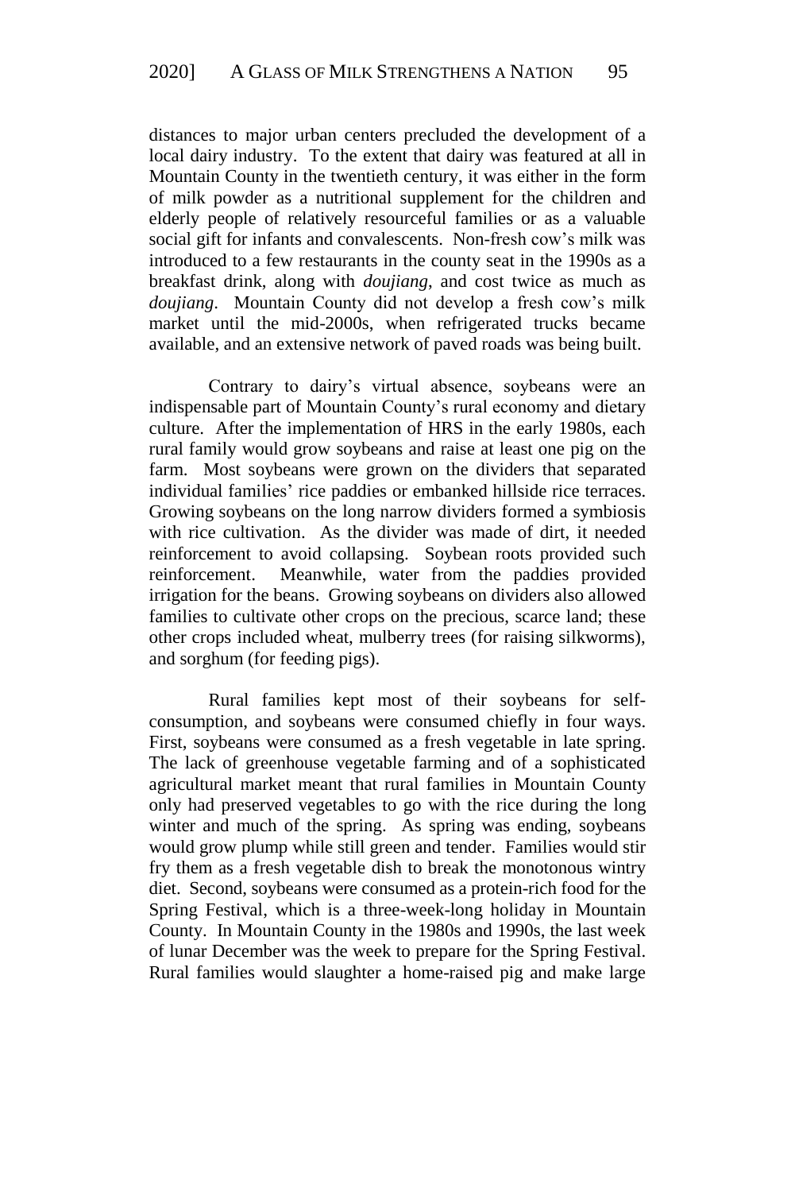distances to major urban centers precluded the development of a local dairy industry. To the extent that dairy was featured at all in Mountain County in the twentieth century, it was either in the form of milk powder as a nutritional supplement for the children and elderly people of relatively resourceful families or as a valuable social gift for infants and convalescents. Non-fresh cow's milk was introduced to a few restaurants in the county seat in the 1990s as a breakfast drink, along with *doujiang*, and cost twice as much as *doujiang*. Mountain County did not develop a fresh cow's milk market until the mid-2000s, when refrigerated trucks became available, and an extensive network of paved roads was being built.

Contrary to dairy's virtual absence, soybeans were an indispensable part of Mountain County's rural economy and dietary culture. After the implementation of HRS in the early 1980s, each rural family would grow soybeans and raise at least one pig on the farm. Most soybeans were grown on the dividers that separated individual families' rice paddies or embanked hillside rice terraces. Growing soybeans on the long narrow dividers formed a symbiosis with rice cultivation. As the divider was made of dirt, it needed reinforcement to avoid collapsing. Soybean roots provided such reinforcement. Meanwhile, water from the paddies provided irrigation for the beans. Growing soybeans on dividers also allowed families to cultivate other crops on the precious, scarce land; these other crops included wheat, mulberry trees (for raising silkworms), and sorghum (for feeding pigs).

Rural families kept most of their soybeans for self-consumption, and soybeans were consumed chiefly in four ways. First, soybeans were consumed as a fresh vegetable in late spring. The lack of greenhouse vegetable farming and of a sophisticated agricultural market meant that rural families in Mountain County only had preserved vegetables to go with the rice during the long winter and much of the spring. As spring was ending, soybeans would grow plump while still green and tender. Families would stir fry them as a fresh vegetable dish to break the monotonous wintry diet. Second, soybeans were consumed as a protein-rich food for the Spring Festival, which is a three-week-long holiday in Mountain County. In Mountain County in the 1980s and 1990s, the last week of lunar December was the week to prepare for the Spring Festival. Rural families would slaughter a home-raised pig and make large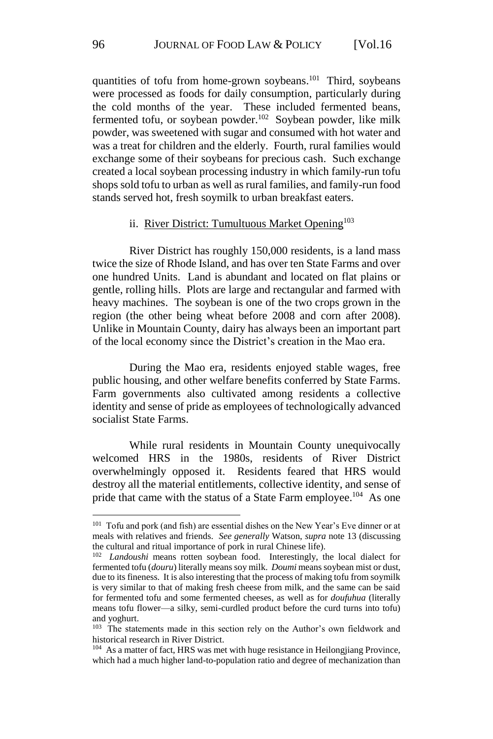quantities of tofu from home-grown soybeans.[101] Third, soybeans were processed as foods for daily consumption, particularly during the cold months of the year. These included fermented beans, fermented tofu, or soybean powder.[102] Soybean powder, like milk powder, was sweetened with sugar and consumed with hot water and was a treat for children and the elderly. Fourth, rural families would exchange some of their soybeans for precious cash. Such exchange created a local soybean processing industry in which family-run tofu shops sold tofu to urban as well as rural families, and family-run food stands served hot, fresh soymilk to urban breakfast eaters.

#### ii. River District: Tumultuous Market Opening[103]

River District has roughly 150,000 residents, is a land mass twice the size of Rhode Island, and has over ten State Farms and over one hundred Units. Land is abundant and located on flat plains or gentle, rolling hills. Plots are large and rectangular and farmed with heavy machines. The soybean is one of the two crops grown in the region (the other being wheat before 2008 and corn after 2008). Unlike in Mountain County, dairy has always been an important part of the local economy since the District's creation in the Mao era.

During the Mao era, residents enjoyed stable wages, free public housing, and other welfare benefits conferred by State Farms. Farm governments also cultivated among residents a collective identity and sense of pride as employees of technologically advanced socialist State Farms.

While rural residents in Mountain County unequivocally welcomed HRS in the 1980s, residents of River District overwhelmingly opposed it. Residents feared that HRS would destroy all the material entitlements, collective identity, and sense of pride that came with the status of a State Farm employee.[104] As one

---

[101] Tofu and pork (and fish) are essential dishes on the New Year's Eve dinner or at meals with relatives and friends. *See generally* Watson, *supra* note 13 (discussing the cultural and ritual importance of pork in rural Chinese life).

[102] *Landoushi* means rotten soybean food. Interestingly, the local dialect for fermented tofu (*douru*) literally means soy milk. *Doumi* means soybean mist or dust, due to its fineness. It is also interesting that the process of making tofu from soymilk is very similar to that of making fresh cheese from milk, and the same can be said for fermented tofu and some fermented cheeses, as well as for *doufuhua* (literally means tofu flower—a silky, semi-curdled product before the curd turns into tofu) and yoghurt.

[103] The statements made in this section rely on the Author's own fieldwork and historical research in River District.

[104] As a matter of fact, HRS was met with huge resistance in Heilongjiang Province, which had a much higher land-to-population ratio and degree of mechanization than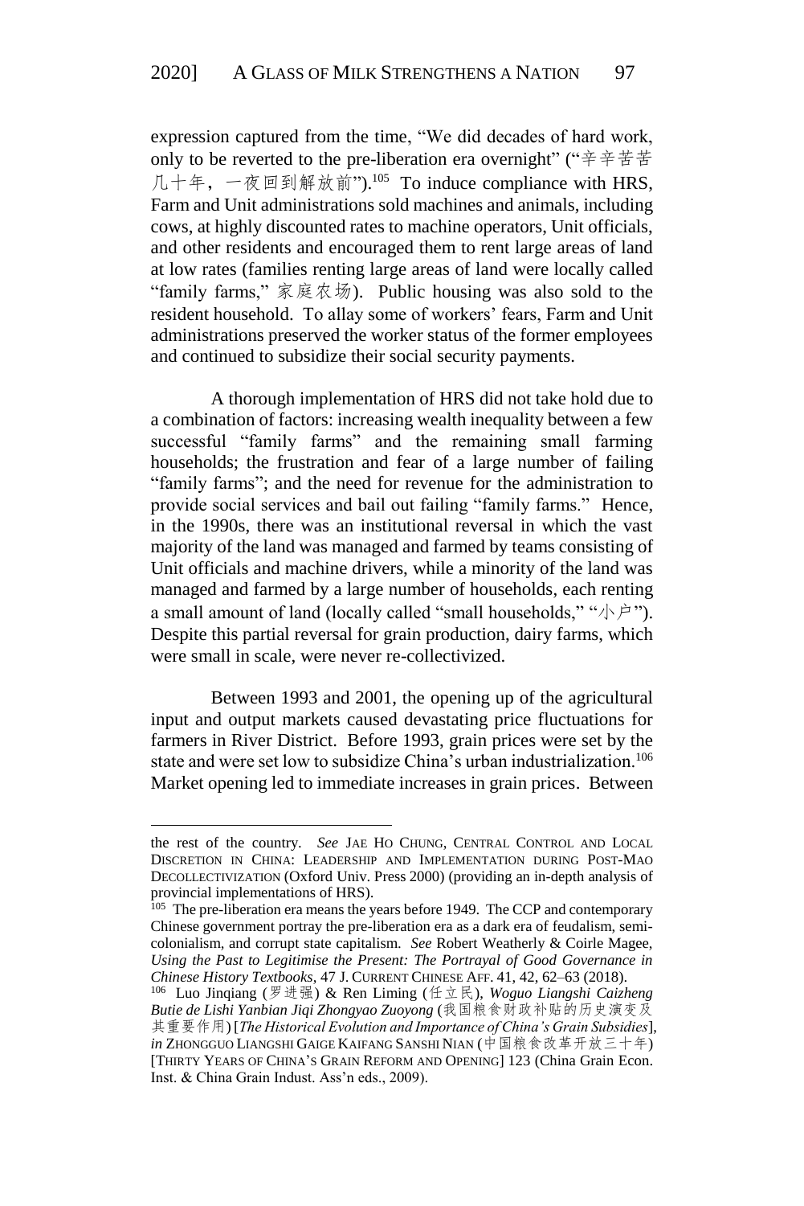expression captured from the time, "We did decades of hard work, only to be reverted to the pre-liberation era overnight" ("辛辛苦苦几十年，一夜回到解放前").[105] To induce compliance with HRS, Farm and Unit administrations sold machines and animals, including cows, at highly discounted rates to machine operators, Unit officials, and other residents and encouraged them to rent large areas of land at low rates (families renting large areas of land were locally called "family farms," 家庭农场). Public housing was also sold to the resident household. To allay some of workers' fears, Farm and Unit administrations preserved the worker status of the former employees and continued to subsidize their social security payments.

A thorough implementation of HRS did not take hold due to a combination of factors: increasing wealth inequality between a few successful "family farms" and the remaining small farming households; the frustration and fear of a large number of failing "family farms"; and the need for revenue for the administration to provide social services and bail out failing "family farms." Hence, in the 1990s, there was an institutional reversal in which the vast majority of the land was managed and farmed by teams consisting of Unit officials and machine drivers, while a minority of the land was managed and farmed by a large number of households, each renting a small amount of land (locally called "small households," "小户"). Despite this partial reversal for grain production, dairy farms, which were small in scale, were never re-collectivized.

Between 1993 and 2001, the opening up of the agricultural input and output markets caused devastating price fluctuations for farmers in River District. Before 1993, grain prices were set by the state and were set low to subsidize China's urban industrialization.[106] Market opening led to immediate increases in grain prices. Between

---

the rest of the country. *See* JAE HO CHUNG, CENTRAL CONTROL AND LOCAL DISCRETION IN CHINA: LEADERSHIP AND IMPLEMENTATION DURING POST-MAO DECOLLECTIVIZATION (Oxford Univ. Press 2000) (providing an in-depth analysis of provincial implementations of HRS).

[105] The pre-liberation era means the years before 1949. The CCP and contemporary Chinese government portray the pre-liberation era as a dark era of feudalism, semi-colonialism, and corrupt state capitalism. *See* Robert Weatherly & Coirle Magee, *Using the Past to Legitimise the Present: The Portrayal of Good Governance in Chinese History Textbooks*, 47 J. CURRENT CHINESE AFF. 41, 42, 62–63 (2018).

[106] Luo Jinqiang (罗进强) & Ren Liming (任立民), *Woguo Liangshi Caizheng Butie de Lishi Yanbian Jiqi Zhongyao Zuoyong* (我国粮食财政补贴的历史演变及其重要作用) [*The Historical Evolution and Importance of China's Grain Subsidies*], *in* ZHONGGUO LIANGSHI GAIGE KAIFANG SANSHI NIAN (中国粮食改革开放三十年) [THIRTY YEARS OF CHINA'S GRAIN REFORM AND OPENING] 123 (China Grain Econ. Inst. & China Grain Indust. Ass'n eds., 2009).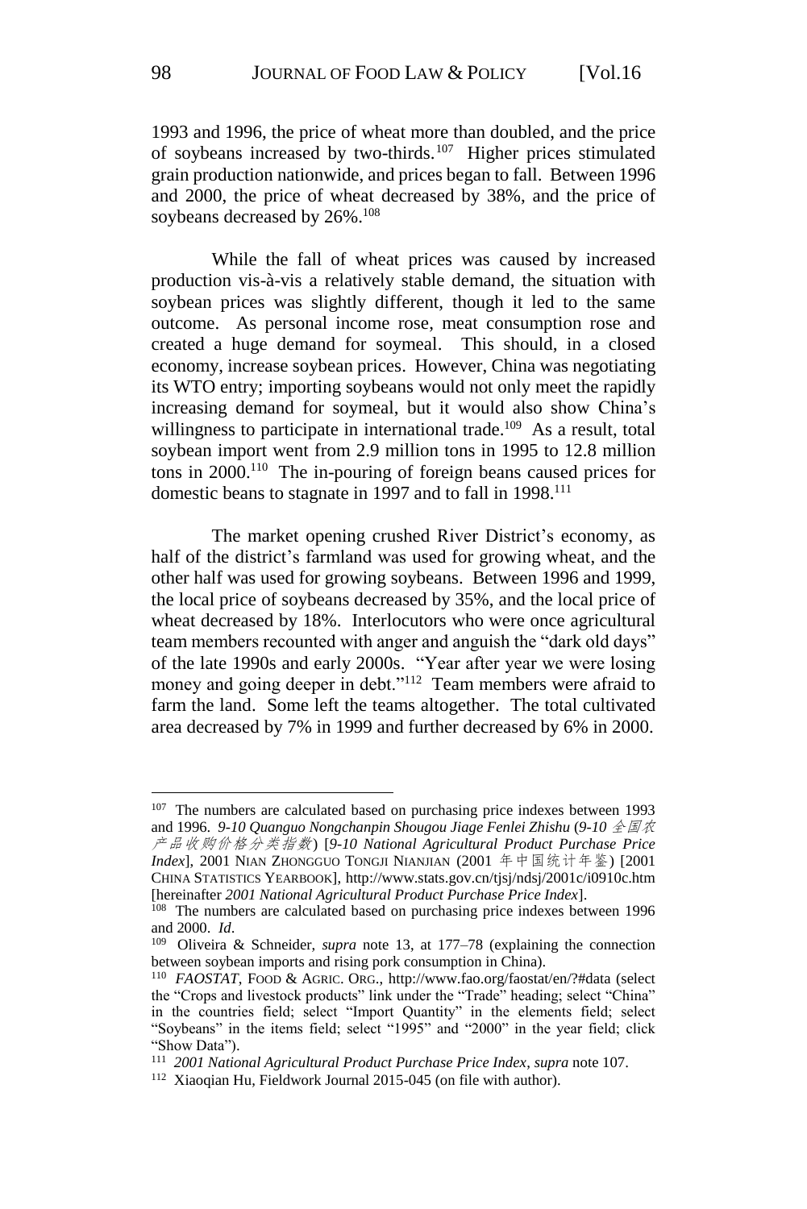1993 and 1996, the price of wheat more than doubled, and the price of soybeans increased by two-thirds.[107] Higher prices stimulated grain production nationwide, and prices began to fall. Between 1996 and 2000, the price of wheat decreased by 38%, and the price of soybeans decreased by 26%.[108]

While the fall of wheat prices was caused by increased production vis-à-vis a relatively stable demand, the situation with soybean prices was slightly different, though it led to the same outcome. As personal income rose, meat consumption rose and created a huge demand for soymeal. This should, in a closed economy, increase soybean prices. However, China was negotiating its WTO entry; importing soybeans would not only meet the rapidly increasing demand for soymeal, but it would also show China's willingness to participate in international trade.[109] As a result, total soybean import went from 2.9 million tons in 1995 to 12.8 million tons in 2000.[110] The in-pouring of foreign beans caused prices for domestic beans to stagnate in 1997 and to fall in 1998.[111]

The market opening crushed River District's economy, as half of the district's farmland was used for growing wheat, and the other half was used for growing soybeans. Between 1996 and 1999, the local price of soybeans decreased by 35%, and the local price of wheat decreased by 18%. Interlocutors who were once agricultural team members recounted with anger and anguish the "dark old days" of the late 1990s and early 2000s. "Year after year we were losing money and going deeper in debt."[112] Team members were afraid to farm the land. Some left the teams altogether. The total cultivated area decreased by 7% in 1999 and further decreased by 6% in 2000.

---

[107] The numbers are calculated based on purchasing price indexes between 1993 and 1996. *9-10 Quanguo Nongchanpin Shougou Jiage Fenlei Zhishu* (*9-10 全国农产品收购价格分类指数*) [*9-10 National Agricultural Product Purchase Price Index*], 2001 NIAN ZHONGGUO TONGJI NIANJIAN (2001 年中国统计年鉴) [2001 CHINA STATISTICS YEARBOOK], http://www.stats.gov.cn/tjsj/ndsj/2001c/i0910c.htm [hereinafter *2001 National Agricultural Product Purchase Price Index*].

[108] The numbers are calculated based on purchasing price indexes between 1996 and 2000. *Id*.

[109] Oliveira & Schneider, *supra* note 13, at 177–78 (explaining the connection between soybean imports and rising pork consumption in China).

[110] *FAOSTAT*, FOOD & AGRIC. ORG., http://www.fao.org/faostat/en/?#data (select the "Crops and livestock products" link under the "Trade" heading; select "China" in the countries field; select "Import Quantity" in the elements field; select "Soybeans" in the items field; select "1995" and "2000" in the year field; click "Show Data").

[111] *2001 National Agricultural Product Purchase Price Index*, *supra* note 107.

[112] Xiaoqian Hu, Fieldwork Journal 2015-045 (on file with author).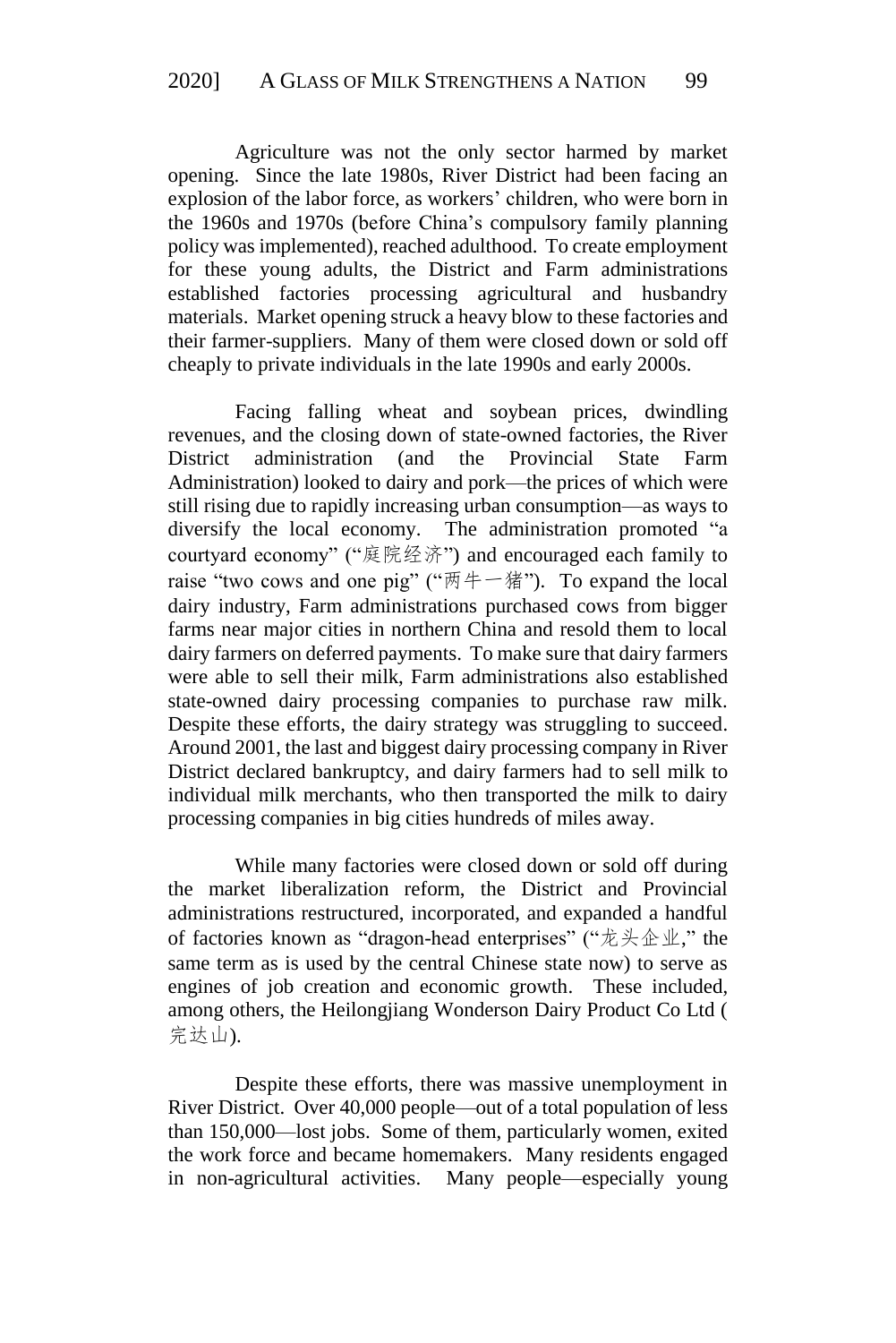Agriculture was not the only sector harmed by market opening. Since the late 1980s, River District had been facing an explosion of the labor force, as workers' children, who were born in the 1960s and 1970s (before China's compulsory family planning policy was implemented), reached adulthood. To create employment for these young adults, the District and Farm administrations established factories processing agricultural and husbandry materials. Market opening struck a heavy blow to these factories and their farmer-suppliers. Many of them were closed down or sold off cheaply to private individuals in the late 1990s and early 2000s.

Facing falling wheat and soybean prices, dwindling revenues, and the closing down of state-owned factories, the River District administration (and the Provincial State Farm Administration) looked to dairy and pork—the prices of which were still rising due to rapidly increasing urban consumption—as ways to diversify the local economy. The administration promoted "a courtyard economy" ("庭院经济") and encouraged each family to raise "two cows and one pig" ("两牛一猪"). To expand the local dairy industry, Farm administrations purchased cows from bigger farms near major cities in northern China and resold them to local dairy farmers on deferred payments. To make sure that dairy farmers were able to sell their milk, Farm administrations also established state-owned dairy processing companies to purchase raw milk. Despite these efforts, the dairy strategy was struggling to succeed. Around 2001, the last and biggest dairy processing company in River District declared bankruptcy, and dairy farmers had to sell milk to individual milk merchants, who then transported the milk to dairy processing companies in big cities hundreds of miles away.

While many factories were closed down or sold off during the market liberalization reform, the District and Provincial administrations restructured, incorporated, and expanded a handful of factories known as "dragon-head enterprises" ("龙头企业," the same term as is used by the central Chinese state now) to serve as engines of job creation and economic growth. These included, among others, the Heilongjiang Wonderson Dairy Product Co Ltd (完达山).

Despite these efforts, there was massive unemployment in River District. Over 40,000 people—out of a total population of less than 150,000—lost jobs. Some of them, particularly women, exited the work force and became homemakers. Many residents engaged in non-agricultural activities. Many people—especially young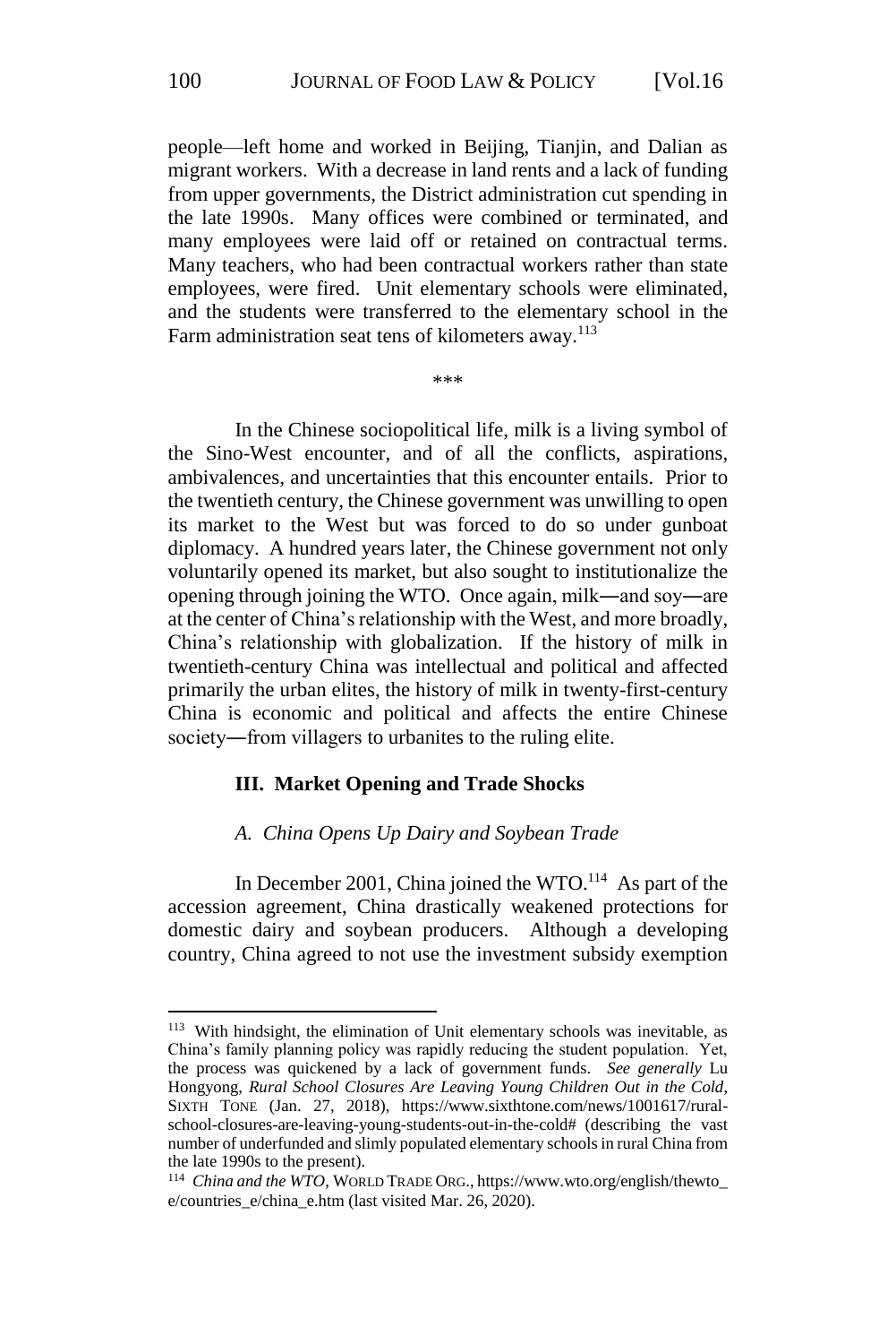people—left home and worked in Beijing, Tianjin, and Dalian as migrant workers. With a decrease in land rents and a lack of funding from upper governments, the District administration cut spending in the late 1990s. Many offices were combined or terminated, and many employees were laid off or retained on contractual terms. Many teachers, who had been contractual workers rather than state employees, were fired. Unit elementary schools were eliminated, and the students were transferred to the elementary school in the Farm administration seat tens of kilometers away.[113]

\*\*\*

In the Chinese sociopolitical life, milk is a living symbol of the Sino-West encounter, and of all the conflicts, aspirations, ambivalences, and uncertainties that this encounter entails. Prior to the twentieth century, the Chinese government was unwilling to open its market to the West but was forced to do so under gunboat diplomacy. A hundred years later, the Chinese government not only voluntarily opened its market, but also sought to institutionalize the opening through joining the WTO. Once again, milk—and soy—are at the center of China's relationship with the West, and more broadly, China's relationship with globalization. If the history of milk in twentieth-century China was intellectual and political and affected primarily the urban elites, the history of milk in twenty-first-century China is economic and political and affects the entire Chinese society—from villagers to urbanites to the ruling elite.

## III. Market Opening and Trade Shocks

### *A. China Opens Up Dairy and Soybean Trade*

In December 2001, China joined the WTO.[114] As part of the accession agreement, China drastically weakened protections for domestic dairy and soybean producers. Although a developing country, China agreed to not use the investment subsidy exemption

---

[113] With hindsight, the elimination of Unit elementary schools was inevitable, as China's family planning policy was rapidly reducing the student population. Yet, the process was quickened by a lack of government funds. *See generally* Lu Hongyong, *Rural School Closures Are Leaving Young Children Out in the Cold*, SIXTH TONE (Jan. 27, 2018), https://www.sixthtone.com/news/1001617/rural-school-closures-are-leaving-young-students-out-in-the-cold# (describing the vast number of underfunded and slimly populated elementary schools in rural China from the late 1990s to the present).

[114] *China and the WTO*, WORLD TRADE ORG., https://www.wto.org/english/thewto_e/countries_e/china_e.htm (last visited Mar. 26, 2020).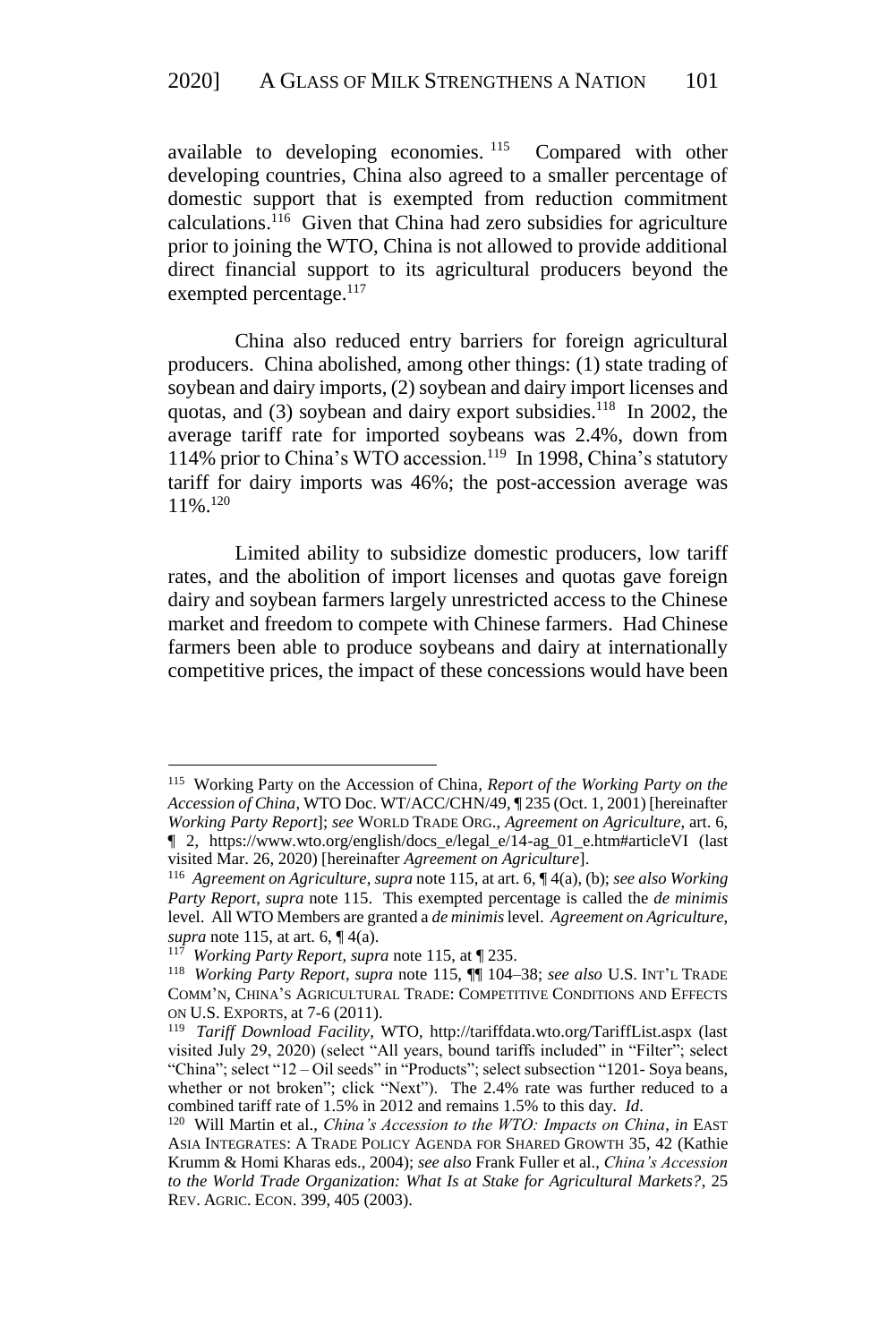available to developing economies.[115] Compared with other developing countries, China also agreed to a smaller percentage of domestic support that is exempted from reduction commitment calculations.[116] Given that China had zero subsidies for agriculture prior to joining the WTO, China is not allowed to provide additional direct financial support to its agricultural producers beyond the exempted percentage.[117]

China also reduced entry barriers for foreign agricultural producers. China abolished, among other things: (1) state trading of soybean and dairy imports, (2) soybean and dairy import licenses and quotas, and (3) soybean and dairy export subsidies.[118] In 2002, the average tariff rate for imported soybeans was 2.4%, down from 114% prior to China's WTO accession.[119] In 1998, China's statutory tariff for dairy imports was 46%; the post-accession average was 11%.[120]

Limited ability to subsidize domestic producers, low tariff rates, and the abolition of import licenses and quotas gave foreign dairy and soybean farmers largely unrestricted access to the Chinese market and freedom to compete with Chinese farmers. Had Chinese farmers been able to produce soybeans and dairy at internationally competitive prices, the impact of these concessions would have been

---

[115] Working Party on the Accession of China, *Report of the Working Party on the Accession of China*, WTO Doc. WT/ACC/CHN/49, ¶ 235 (Oct. 1, 2001) [hereinafter *Working Party Report*]; *see* WORLD TRADE ORG., *Agreement on Agriculture*, art. 6, ¶ 2, https://www.wto.org/english/docs_e/legal_e/14-ag_01_e.htm#articleVI (last visited Mar. 26, 2020) [hereinafter *Agreement on Agriculture*].

[116] *Agreement on Agriculture*, *supra* note 115, at art. 6, ¶ 4(a), (b); *see also Working Party Report*, *supra* note 115. This exempted percentage is called the *de minimis* level. All WTO Members are granted a *de minimis* level. *Agreement on Agriculture*, *supra* note 115, at art. 6, ¶ 4(a).

[117] *Working Party Report*, *supra* note 115, at ¶ 235.

[118] *Working Party Report*, *supra* note 115, ¶¶ 104–38; *see also* U.S. INT'L TRADE COMM'N, CHINA'S AGRICULTURAL TRADE: COMPETITIVE CONDITIONS AND EFFECTS ON U.S. EXPORTS, at 7-6 (2011).

[119] *Tariff Download Facility*, WTO, http://tariffdata.wto.org/TariffList.aspx (last visited July 29, 2020) (select "All years, bound tariffs included" in "Filter"; select "China"; select "12 – Oil seeds" in "Products"; select subsection "1201- Soya beans, whether or not broken"; click "Next"). The 2.4% rate was further reduced to a combined tariff rate of 1.5% in 2012 and remains 1.5% to this day. *Id*.

[120] Will Martin et al., *China's Accession to the WTO: Impacts on China*, *in* EAST ASIA INTEGRATES: A TRADE POLICY AGENDA FOR SHARED GROWTH 35, 42 (Kathie Krumm & Homi Kharas eds., 2004); *see also* Frank Fuller et al., *China's Accession to the World Trade Organization: What Is at Stake for Agricultural Markets?*, 25 REV. AGRIC. ECON. 399, 405 (2003).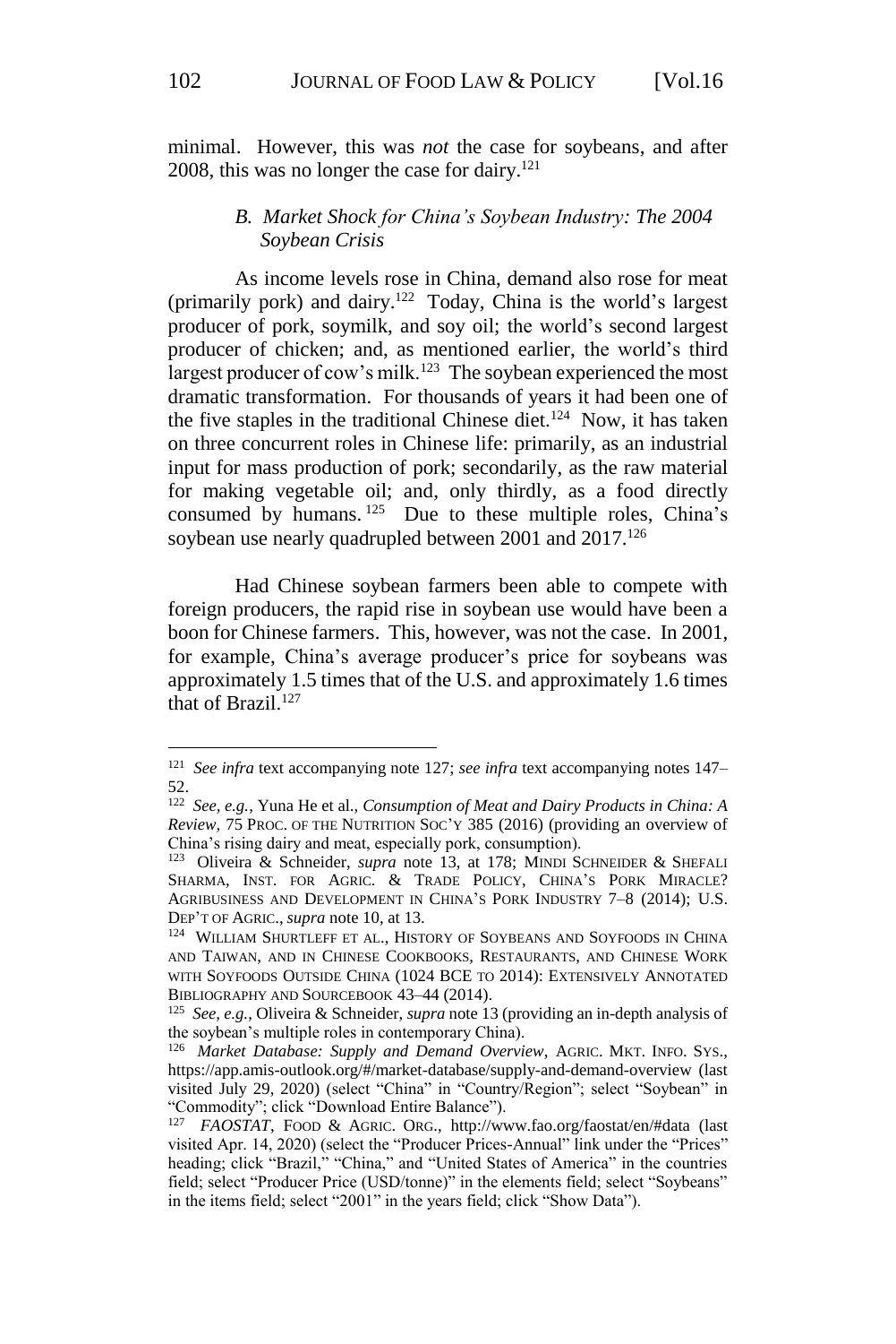minimal. However, this was *not* the case for soybeans, and after 2008, this was no longer the case for dairy.[121]

### *B. Market Shock for China's Soybean Industry: The 2004 Soybean Crisis*

As income levels rose in China, demand also rose for meat (primarily pork) and dairy.[122] Today, China is the world's largest producer of pork, soymilk, and soy oil; the world's second largest producer of chicken; and, as mentioned earlier, the world's third largest producer of cow's milk.[123] The soybean experienced the most dramatic transformation. For thousands of years it had been one of the five staples in the traditional Chinese diet.[124] Now, it has taken on three concurrent roles in Chinese life: primarily, as an industrial input for mass production of pork; secondarily, as the raw material for making vegetable oil; and, only thirdly, as a food directly consumed by humans.[125] Due to these multiple roles, China's soybean use nearly quadrupled between 2001 and 2017.[126]

Had Chinese soybean farmers been able to compete with foreign producers, the rapid rise in soybean use would have been a boon for Chinese farmers. This, however, was not the case. In 2001, for example, China's average producer's price for soybeans was approximately 1.5 times that of the U.S. and approximately 1.6 times that of Brazil.[127]

---

[121] *See infra* text accompanying note 127; *see infra* text accompanying notes 147–52.

[122] *See, e.g.*, Yuna He et al., *Consumption of Meat and Dairy Products in China: A Review*, 75 PROC. OF THE NUTRITION SOC'Y 385 (2016) (providing an overview of China's rising dairy and meat, especially pork, consumption).

[123] Oliveira & Schneider, *supra* note 13, at 178; MINDI SCHNEIDER & SHEFALI SHARMA, INST. FOR AGRIC. & TRADE POLICY, CHINA'S PORK MIRACLE? AGRIBUSINESS AND DEVELOPMENT IN CHINA'S PORK INDUSTRY 7–8 (2014); U.S. DEP'T OF AGRIC., *supra* note 10, at 13.

[124] WILLIAM SHURTLEFF ET AL., HISTORY OF SOYBEANS AND SOYFOODS IN CHINA AND TAIWAN, AND IN CHINESE COOKBOOKS, RESTAURANTS, AND CHINESE WORK WITH SOYFOODS OUTSIDE CHINA (1024 BCE TO 2014): EXTENSIVELY ANNOTATED BIBLIOGRAPHY AND SOURCEBOOK 43–44 (2014).

[125] *See, e.g.*, Oliveira & Schneider, *supra* note 13 (providing an in-depth analysis of the soybean's multiple roles in contemporary China).

[126] *Market Database: Supply and Demand Overview*, AGRIC. MKT. INFO. SYS., https://app.amis-outlook.org/#/market-database/supply-and-demand-overview (last visited July 29, 2020) (select "China" in "Country/Region"; select "Soybean" in "Commodity"; click "Download Entire Balance").

[127] *FAOSTAT*, FOOD & AGRIC. ORG., http://www.fao.org/faostat/en/#data (last visited Apr. 14, 2020) (select the "Producer Prices-Annual" link under the "Prices" heading; click "Brazil," "China," and "United States of America" in the countries field; select "Producer Price (USD/tonne)" in the elements field; select "Soybeans" in the items field; select "2001" in the years field; click "Show Data").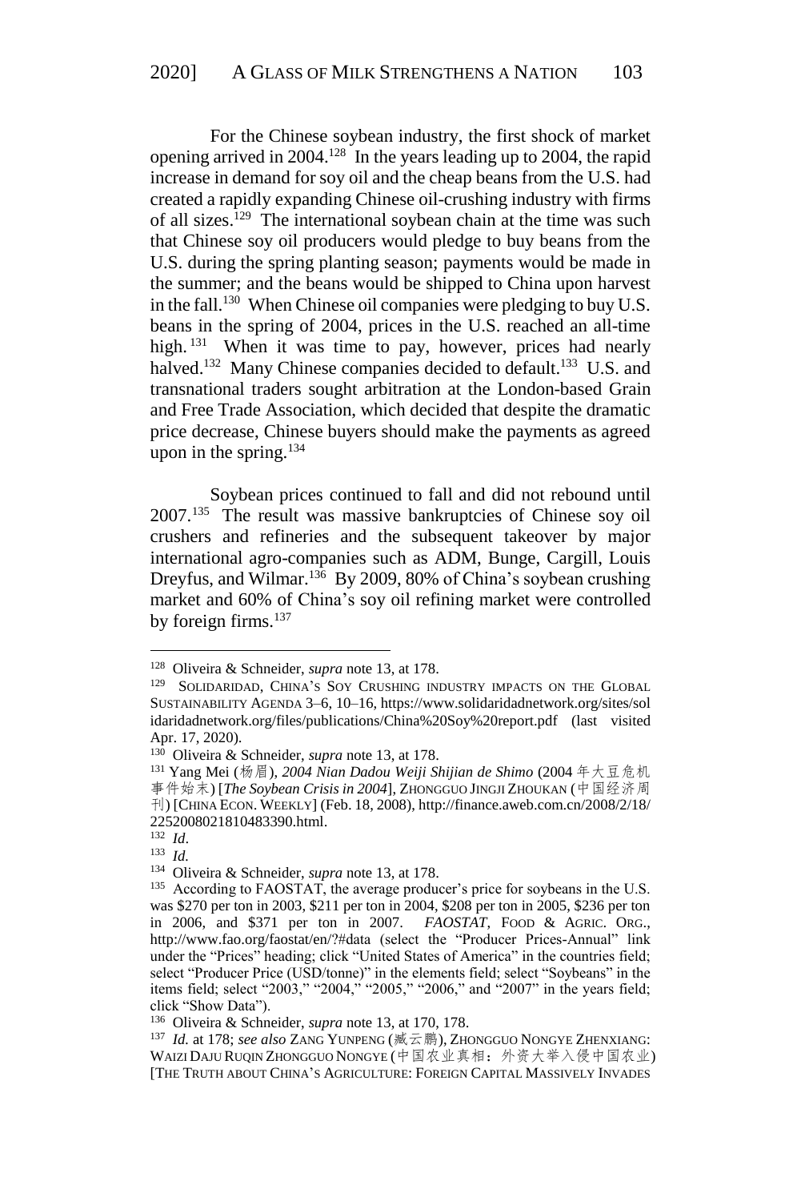For the Chinese soybean industry, the first shock of market opening arrived in 2004.[128] In the years leading up to 2004, the rapid increase in demand for soy oil and the cheap beans from the U.S. had created a rapidly expanding Chinese oil-crushing industry with firms of all sizes.[129] The international soybean chain at the time was such that Chinese soy oil producers would pledge to buy beans from the U.S. during the spring planting season; payments would be made in the summer; and the beans would be shipped to China upon harvest in the fall.[130] When Chinese oil companies were pledging to buy U.S. beans in the spring of 2004, prices in the U.S. reached an all-time high.[131] When it was time to pay, however, prices had nearly halved.[132] Many Chinese companies decided to default.[133] U.S. and transnational traders sought arbitration at the London-based Grain and Free Trade Association, which decided that despite the dramatic price decrease, Chinese buyers should make the payments as agreed upon in the spring.[134]

Soybean prices continued to fall and did not rebound until 2007.[135] The result was massive bankruptcies of Chinese soy oil crushers and refineries and the subsequent takeover by major international agro-companies such as ADM, Bunge, Cargill, Louis Dreyfus, and Wilmar.[136] By 2009, 80% of China's soybean crushing market and 60% of China's soy oil refining market were controlled by foreign firms.[137]

---

[128] Oliveira & Schneider, *supra* note 13, at 178.

[129] SOLIDARIDAD, CHINA'S SOY CRUSHING INDUSTRY IMPACTS ON THE GLOBAL SUSTAINABILITY AGENDA 3–6, 10–16, https://www.solidaridadnetwork.org/sites/solidaridadnetwork.org/files/publications/China%20Soy%20report.pdf (last visited Apr. 17, 2020).

[130] Oliveira & Schneider, *supra* note 13, at 178.

[131] Yang Mei (杨眉), *2004 Nian Dadou Weiji Shijian de Shimo* (2004年大豆危机事件始末) [*The Soybean Crisis in 2004*], ZHONGGUO JINGJI ZHOUKAN (中国经济周刊) [CHINA ECON. WEEKLY] (Feb. 18, 2008), http://finance.aweb.com.cn/2008/2/18/2252008021810483390.html.

[132] *Id*.

[133] *Id.*

[134] Oliveira & Schneider, *supra* note 13, at 178.

[135] According to FAOSTAT, the average producer's price for soybeans in the U.S. was $270 per ton in 2003, $211 per ton in 2004, $208 per ton in 2005, $236 per ton in 2006, and $371 per ton in 2007. *FAOSTAT*, FOOD & AGRIC. ORG., http://www.fao.org/faostat/en/?#data (select the "Producer Prices-Annual" link under the "Prices" heading; click "United States of America" in the countries field; select "Producer Price (USD/tonne)" in the elements field; select "Soybeans" in the items field; select "2003," "2004," "2005," "2006," and "2007" in the years field; click "Show Data").

[136] Oliveira & Schneider, *supra* note 13, at 170, 178.

[137] *Id.* at 178; *see also* ZANG YUNPENG (臧云鹏), ZHONGGUO NONGYE ZHENXIANG: WAIZI DAJU RUQIN ZHONGGUO NONGYE (中国农业真相：外资大举入侵中国农业) [THE TRUTH ABOUT CHINA'S AGRICULTURE: FOREIGN CAPITAL MASSIVELY INVADES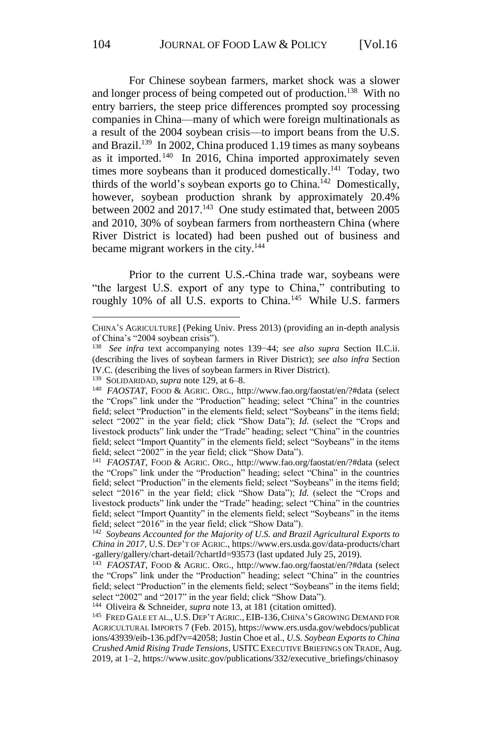For Chinese soybean farmers, market shock was a slower and longer process of being competed out of production.[138] With no entry barriers, the steep price differences prompted soy processing companies in China—many of which were foreign multinationals as a result of the 2004 soybean crisis—to import beans from the U.S. and Brazil.[139] In 2002, China produced 1.19 times as many soybeans as it imported.[140] In 2016, China imported approximately seven times more soybeans than it produced domestically.[141] Today, two thirds of the world's soybean exports go to China.[142] Domestically, however, soybean production shrank by approximately 20.4% between 2002 and 2017.[143] One study estimated that, between 2005 and 2010, 30% of soybean farmers from northeastern China (where River District is located) had been pushed out of business and became migrant workers in the city.[144]

Prior to the current U.S.-China trade war, soybeans were "the largest U.S. export of any type to China," contributing to roughly 10% of all U.S. exports to China.[145] While U.S. farmers

---

CHINA'S AGRICULTURE] (Peking Univ. Press 2013) (providing an in-depth analysis of China's "2004 soybean crisis").

[138] *See infra* text accompanying notes 139−44; *see also supra* Section II.C.ii. (describing the lives of soybean farmers in River District); *see also infra* Section IV.C. (describing the lives of soybean farmers in River District).

[139] SOLIDARIDAD, *supra* note 129, at 6–8.

[140] *FAOSTAT*, FOOD & AGRIC. ORG., http://www.fao.org/faostat/en/?#data (select the "Crops" link under the "Production" heading; select "China" in the countries field; select "Production" in the elements field; select "Soybeans" in the items field; select "2002" in the year field; click "Show Data"); *Id.* (select the "Crops and livestock products" link under the "Trade" heading; select "China" in the countries field; select "Import Quantity" in the elements field; select "Soybeans" in the items field; select "2002" in the year field; click "Show Data").

[141] *FAOSTAT*, FOOD & AGRIC. ORG., http://www.fao.org/faostat/en/?#data (select the "Crops" link under the "Production" heading; select "China" in the countries field; select "Production" in the elements field; select "Soybeans" in the items field; select "2016" in the year field; click "Show Data"); *Id.* (select the "Crops and livestock products" link under the "Trade" heading; select "China" in the countries field; select "Import Quantity" in the elements field; select "Soybeans" in the items field; select "2016" in the year field; click "Show Data").

[142] *Soybeans Accounted for the Majority of U.S. and Brazil Agricultural Exports to China in 2017*, U.S. DEP'T OF AGRIC., https://www.ers.usda.gov/data-products/chart-gallery/gallery/chart-detail/?chartId=93573 (last updated July 25, 2019).

[143] *FAOSTAT*, FOOD & AGRIC. ORG., http://www.fao.org/faostat/en/?#data (select the "Crops" link under the "Production" heading; select "China" in the countries field; select "Production" in the elements field; select "Soybeans" in the items field; select "2002" and "2017" in the year field; click "Show Data").

[144] Oliveira & Schneider, *supra* note 13, at 181 (citation omitted).

[145] FRED GALE ET AL., U.S. DEP'T AGRIC., EIB-136, CHINA'S GROWING DEMAND FOR AGRICULTURAL IMPORTS 7 (Feb. 2015), https://www.ers.usda.gov/webdocs/publications/43939/eib-136.pdf?v=42058; Justin Choe et al., *U.S. Soybean Exports to China Crushed Amid Rising Trade Tensions*, USITC EXECUTIVE BRIEFINGS ON TRADE, Aug. 2019, at 1–2, https://www.usitc.gov/publications/332/executive_briefings/chinasoy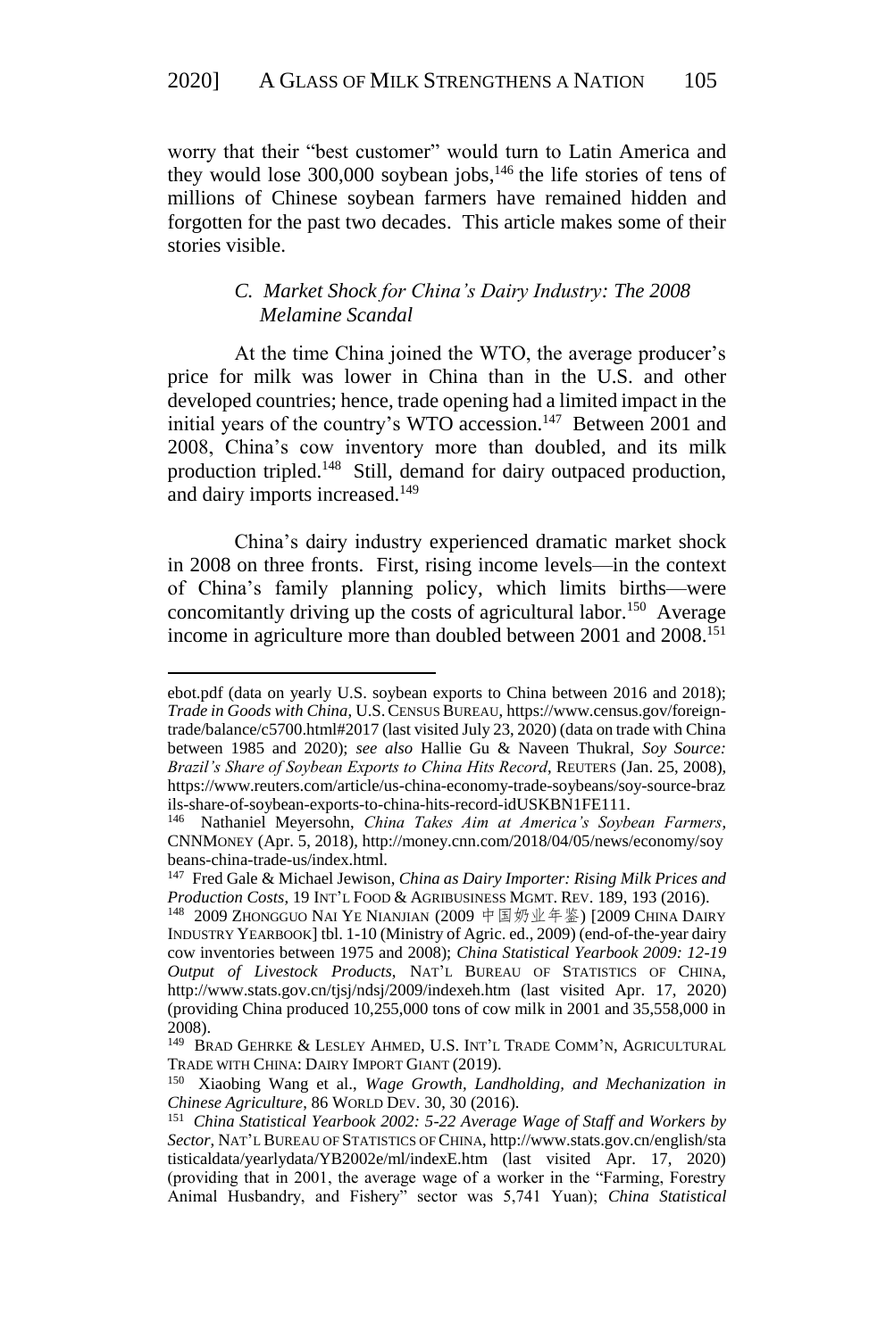worry that their "best customer" would turn to Latin America and they would lose 300,000 soybean jobs,[146] the life stories of tens of millions of Chinese soybean farmers have remained hidden and forgotten for the past two decades. This article makes some of their stories visible.

### *C. Market Shock for China's Dairy Industry: The 2008 Melamine Scandal*

At the time China joined the WTO, the average producer's price for milk was lower in China than in the U.S. and other developed countries; hence, trade opening had a limited impact in the initial years of the country's WTO accession.[147] Between 2001 and 2008, China's cow inventory more than doubled, and its milk production tripled.[148] Still, demand for dairy outpaced production, and dairy imports increased.[149]

China's dairy industry experienced dramatic market shock in 2008 on three fronts. First, rising income levels—in the context of China's family planning policy, which limits births—were concomitantly driving up the costs of agricultural labor.[150] Average income in agriculture more than doubled between 2001 and 2008.[151]

---

ebot.pdf (data on yearly U.S. soybean exports to China between 2016 and 2018); *Trade in Goods with China*, U.S. CENSUS BUREAU, https://www.census.gov/foreign-trade/balance/c5700.html#2017 (last visited July 23, 2020) (data on trade with China between 1985 and 2020); *see also* Hallie Gu & Naveen Thukral, *Soy Source: Brazil's Share of Soybean Exports to China Hits Record*, REUTERS (Jan. 25, 2008), https://www.reuters.com/article/us-china-economy-trade-soybeans/soy-source-brazils-share-of-soybean-exports-to-china-hits-record-idUSKBN1FE111.

[146] Nathaniel Meyersohn, *China Takes Aim at America's Soybean Farmers*, CNNMONEY (Apr. 5, 2018), http://money.cnn.com/2018/04/05/news/economy/soybeans-china-trade-us/index.html.

[147] Fred Gale & Michael Jewison, *China as Dairy Importer: Rising Milk Prices and Production Costs*, 19 INT'L FOOD & AGRIBUSINESS MGMT. REV. 189, 193 (2016).

[148] 2009 ZHONGGUO NAI YE NIANJIAN (2009 中国奶业年鉴) [2009 CHINA DAIRY INDUSTRY YEARBOOK] tbl. 1-10 (Ministry of Agric. ed., 2009) (end-of-the-year dairy cow inventories between 1975 and 2008); *China Statistical Yearbook 2009: 12-19 Output of Livestock Products*, NAT'L BUREAU OF STATISTICS OF CHINA, http://www.stats.gov.cn/tjsj/ndsj/2009/indexeh.htm (last visited Apr. 17, 2020) (providing China produced 10,255,000 tons of cow milk in 2001 and 35,558,000 in 2008).

[149] BRAD GEHRKE & LESLEY AHMED, U.S. INT'L TRADE COMM'N, AGRICULTURAL TRADE WITH CHINA: DAIRY IMPORT GIANT (2019).

[150] Xiaobing Wang et al., *Wage Growth, Landholding, and Mechanization in Chinese Agriculture*, 86 WORLD DEV. 30, 30 (2016).

[151] *China Statistical Yearbook 2002: 5-22 Average Wage of Staff and Workers by Sector*, NAT'L BUREAU OF STATISTICS OF CHINA, http://www.stats.gov.cn/english/statisticaldata/yearlydata/YB2002e/ml/indexE.htm (last visited Apr. 17, 2020) (providing that in 2001, the average wage of a worker in the "Farming, Forestry Animal Husbandry, and Fishery" sector was 5,741 Yuan); *China Statistical*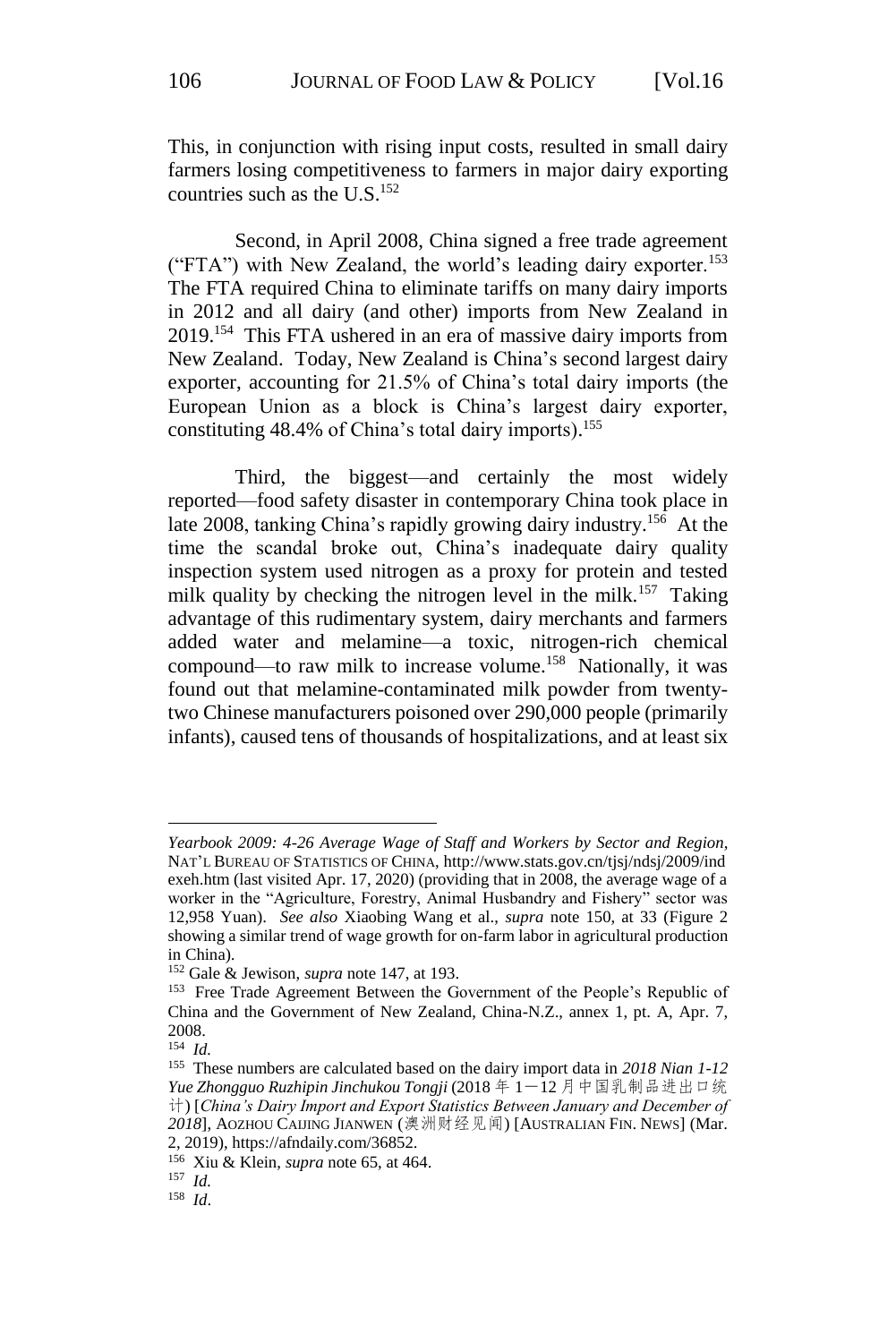This, in conjunction with rising input costs, resulted in small dairy farmers losing competitiveness to farmers in major dairy exporting countries such as the U.S.[152]

Second, in April 2008, China signed a free trade agreement ("FTA") with New Zealand, the world's leading dairy exporter.[153] The FTA required China to eliminate tariffs on many dairy imports in 2012 and all dairy (and other) imports from New Zealand in 2019.[154] This FTA ushered in an era of massive dairy imports from New Zealand. Today, New Zealand is China's second largest dairy exporter, accounting for 21.5% of China's total dairy imports (the European Union as a block is China's largest dairy exporter, constituting 48.4% of China's total dairy imports).[155]

Third, the biggest—and certainly the most widely reported—food safety disaster in contemporary China took place in late 2008, tanking China's rapidly growing dairy industry.[156] At the time the scandal broke out, China's inadequate dairy quality inspection system used nitrogen as a proxy for protein and tested milk quality by checking the nitrogen level in the milk.[157] Taking advantage of this rudimentary system, dairy merchants and farmers added water and melamine—a toxic, nitrogen-rich chemical compound—to raw milk to increase volume.[158] Nationally, it was found out that melamine-contaminated milk powder from twenty-two Chinese manufacturers poisoned over 290,000 people (primarily infants), caused tens of thousands of hospitalizations, and at least six

---

*Yearbook 2009: 4-26 Average Wage of Staff and Workers by Sector and Region*, NAT'L BUREAU OF STATISTICS OF CHINA, http://www.stats.gov.cn/tjsj/ndsj/2009/indexeh.htm (last visited Apr. 17, 2020) (providing that in 2008, the average wage of a worker in the "Agriculture, Forestry, Animal Husbandry and Fishery" sector was 12,958 Yuan). *See also* Xiaobing Wang et al., *supra* note 150, at 33 (Figure 2 showing a similar trend of wage growth for on-farm labor in agricultural production in China).

[152] Gale & Jewison, *supra* note 147, at 193.

[153] Free Trade Agreement Between the Government of the People's Republic of China and the Government of New Zealand, China-N.Z., annex 1, pt. A, Apr. 7, 2008.

[154] *Id.*

[155] These numbers are calculated based on the dairy import data in *2018 Nian 1-12 Yue Zhongguo Ruzhipin Jinchukou Tongji* (2018 年 1—12 月中国乳制品进出口统计) [*China's Dairy Import and Export Statistics Between January and December of 2018*], AOZHOU CAIJING JIANWEN (澳洲财经见闻) [AUSTRALIAN FIN. NEWS] (Mar. 2, 2019), https://afndaily.com/36852.

[156] Xiu & Klein, *supra* note 65, at 464.

[157] *Id.*

[158] *Id*.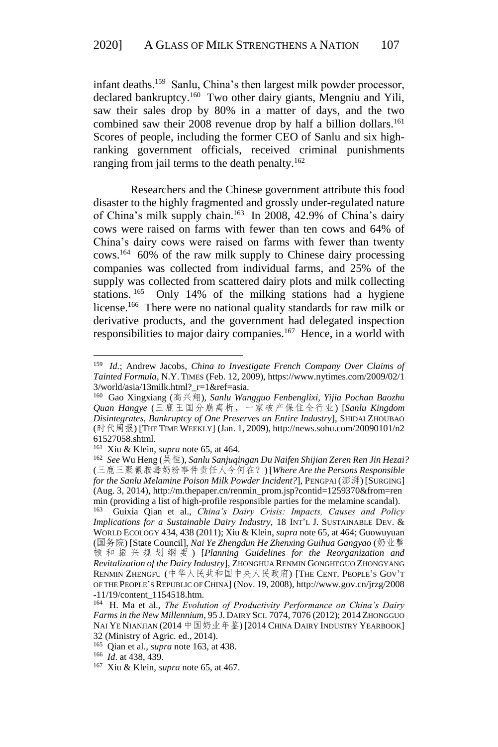infant deaths.[159] Sanlu, China's then largest milk powder processor, declared bankruptcy.[160] Two other dairy giants, Mengniu and Yili, saw their sales drop by 80% in a matter of days, and the two combined saw their 2008 revenue drop by half a billion dollars.[161] Scores of people, including the former CEO of Sanlu and six high-ranking government officials, received criminal punishments ranging from jail terms to the death penalty.[162]

Researchers and the Chinese government attribute this food disaster to the highly fragmented and grossly under-regulated nature of China's milk supply chain.[163] In 2008, 42.9% of China's dairy cows were raised on farms with fewer than ten cows and 64% of China's dairy cows were raised on farms with fewer than twenty cows.[164] 60% of the raw milk supply to Chinese dairy processing companies was collected from individual farms, and 25% of the supply was collected from scattered dairy plots and milk collecting stations.[165] Only 14% of the milking stations had a hygiene license.[166] There were no national quality standards for raw milk or derivative products, and the government had delegated inspection responsibilities to major dairy companies.[167] Hence, in a world with

---

[159] *Id.*; Andrew Jacobs, *China to Investigate French Company Over Claims of Tainted Formula*, N.Y. TIMES (Feb. 12, 2009), https://www.nytimes.com/2009/02/13/world/asia/13milk.html?_r=1&ref=asia.

[160] Gao Xingxiang (高兴翔), *Sanlu Wangguo Fenbenglixi, Yijia Pochan Baozhu Quan Hangye* (三鹿王国分崩离析，一家破产保住全行业) [*Sanlu Kingdom Disintegrates, Bankruptcy of One Preserves an Entire Industry*], SHIDAI ZHOUBAO (时代周报) [THE TIME WEEKLY] (Jan. 1, 2009), http://news.sohu.com/20090101/n261527058.shtml.

[161] Xiu & Klein, *supra* note 65, at 464.

[162] *See* Wu Heng (吴恒), *Sanlu Sanjuqingan Du Naifen Shijian Zeren Ren Jin Hezai?* (三鹿三聚氰胺毒奶粉事件责任人今何在？) [*Where Are the Persons Responsible for the Sanlu Melamine Poison Milk Powder Incident?*], PENGPAI (澎湃) [SURGING] (Aug. 3, 2014), http://m.thepaper.cn/renmin_prom.jsp?contid=1259370&from=renmin (providing a list of high-profile responsible parties for the melamine scandal).

[163] Guixia Qian et al., *China's Dairy Crisis: Impacts, Causes and Policy Implications for a Sustainable Dairy Industry*, 18 INT'L J. SUSTAINABLE DEV. & WORLD ECOLOGY 434, 438 (2011); Xiu & Klein, *supra* note 65, at 464; Guowuyuan (国务院) [State Council], *Nai Ye Zhengdun He Zhenxing Guihua Gangyao* (奶业整顿和振兴规划纲要) [*Planning Guidelines for the Reorganization and Revitalization of the Dairy Industry*], ZHONGHUA RENMIN GONGHEGUO ZHONGYANG RENMIN ZHENGFU (中华人民共和国中央人民政府) [THE CENT. PEOPLE'S GOV'T OF THE PEOPLE'S REPUBLIC OF CHINA] (Nov. 19, 2008), http://www.gov.cn/jrzg/2008-11/19/content_1154518.htm.

[164] H. Ma et al., *The Evolution of Productivity Performance on China's Dairy Farms in the New Millennium*, 95 J. DAIRY SCI. 7074, 7076 (2012); 2014 ZHONGGUO NAI YE NIANJIAN (2014 中国奶业年鉴) [2014 CHINA DAIRY INDUSTRY YEARBOOK] 32 (Ministry of Agric. ed., 2014).

[165] Qian et al., *supra* note 163, at 438.

[166] *Id*. at 438, 439.

[167] Xiu & Klein, *supra* note 65, at 467.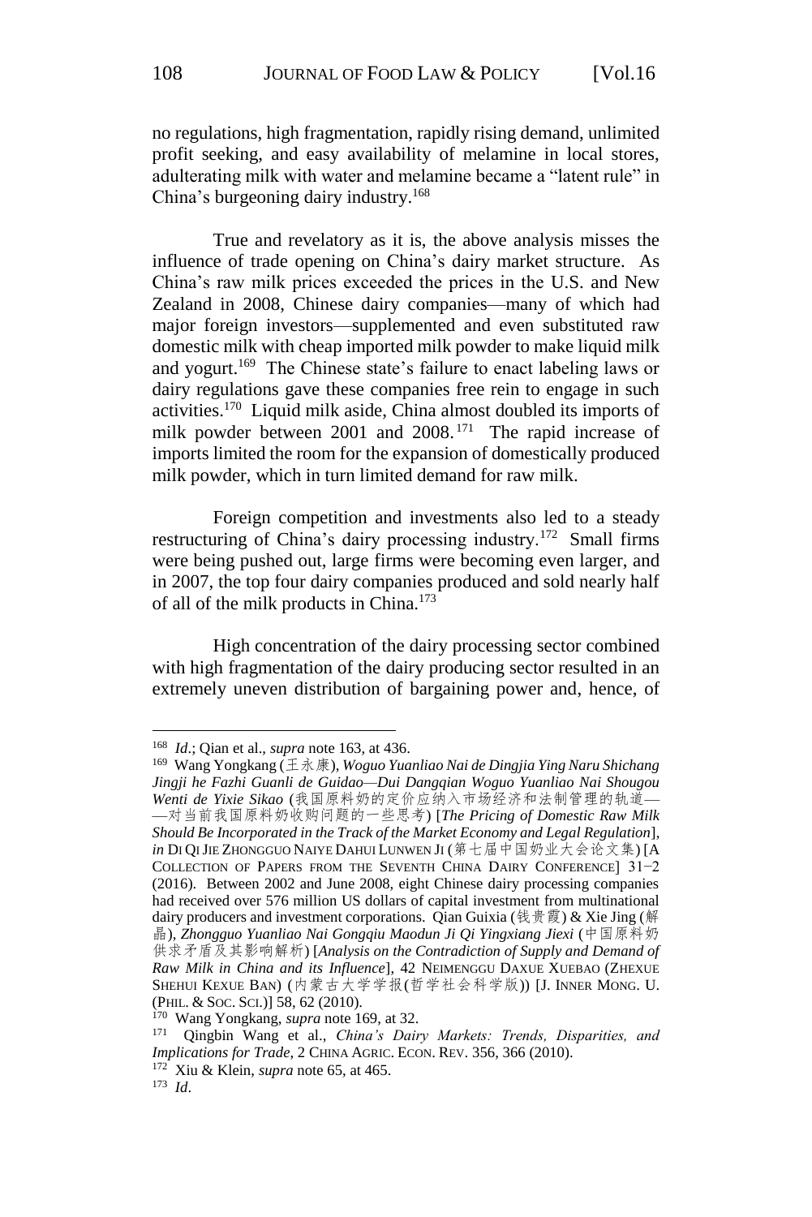no regulations, high fragmentation, rapidly rising demand, unlimited profit seeking, and easy availability of melamine in local stores, adulterating milk with water and melamine became a "latent rule" in China's burgeoning dairy industry.[168]

True and revelatory as it is, the above analysis misses the influence of trade opening on China's dairy market structure. As China's raw milk prices exceeded the prices in the U.S. and New Zealand in 2008, Chinese dairy companies—many of which had major foreign investors—supplemented and even substituted raw domestic milk with cheap imported milk powder to make liquid milk and yogurt.[169] The Chinese state's failure to enact labeling laws or dairy regulations gave these companies free rein to engage in such activities.[170] Liquid milk aside, China almost doubled its imports of milk powder between 2001 and 2008.[171] The rapid increase of imports limited the room for the expansion of domestically produced milk powder, which in turn limited demand for raw milk.

Foreign competition and investments also led to a steady restructuring of China's dairy processing industry.[172] Small firms were being pushed out, large firms were becoming even larger, and in 2007, the top four dairy companies produced and sold nearly half of all of the milk products in China.[173]

High concentration of the dairy processing sector combined with high fragmentation of the dairy producing sector resulted in an extremely uneven distribution of bargaining power and, hence, of

---

[168] *Id*.; Qian et al., *supra* note 163, at 436.

[169] Wang Yongkang (王永康), *Woguo Yuanliao Nai de Dingjia Ying Naru Shichang Jingji he Fazhi Guanli de Guidao—Dui Dangqian Woguo Yuanliao Nai Shougou Wenti de Yixie Sikao* (我国原料奶的定价应纳入市场经济和法制管理的轨道——对当前我国原料奶收购问题的一些思考) [*The Pricing of Domestic Raw Milk Should Be Incorporated in the Track of the Market Economy and Legal Regulation*], *in* DI QI JIE ZHONGGUO NAIYE DAHUI LUNWEN JI (第七届中国奶业大会论文集) [A COLLECTION OF PAPERS FROM THE SEVENTH CHINA DAIRY CONFERENCE] 31−2 (2016). Between 2002 and June 2008, eight Chinese dairy processing companies had received over 576 million US dollars of capital investment from multinational dairy producers and investment corporations. Qian Guixia (钱贵霞) & Xie Jing (解晶), *Zhongguo Yuanliao Nai Gongqiu Maodun Ji Qi Yingxiang Jiexi* (中国原料奶供求矛盾及其影响解析) [*Analysis on the Contradiction of Supply and Demand of Raw Milk in China and its Influence*], 42 NEIMENGGU DAXUE XUEBAO (ZHEXUE SHEHUI KEXUE BAN) (内蒙古大学学报(哲学社会科学版)) [J. INNER MONG. U. (PHIL. & SOC. SCI.)] 58, 62 (2010).

[170] Wang Yongkang, *supra* note 169, at 32.

[171] Qingbin Wang et al., *China's Dairy Markets: Trends, Disparities, and Implications for Trade*, 2 CHINA AGRIC. ECON. REV. 356, 366 (2010).

[172] Xiu & Klein, *supra* note 65, at 465.

[173] *Id*.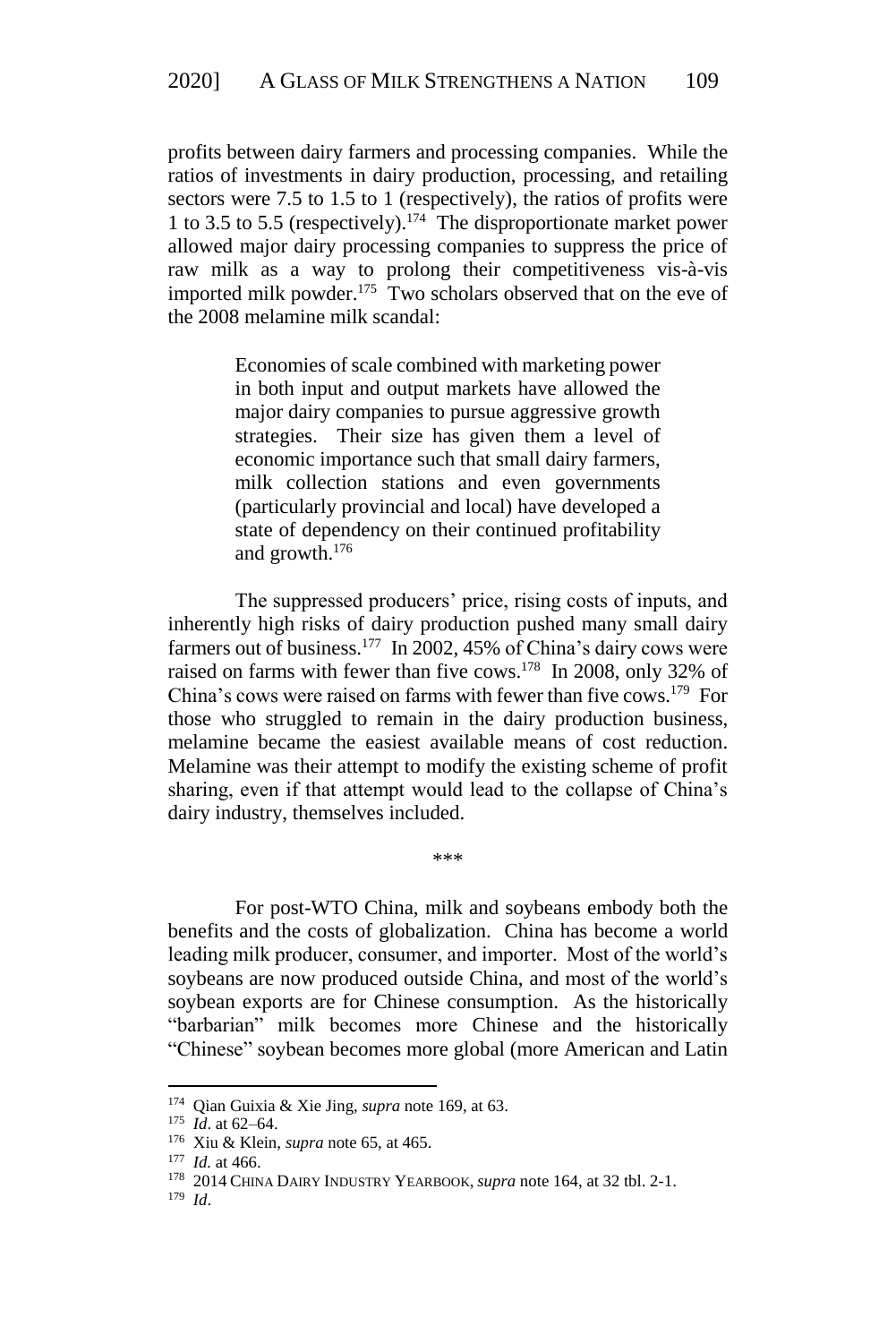profits between dairy farmers and processing companies. While the ratios of investments in dairy production, processing, and retailing sectors were 7.5 to 1.5 to 1 (respectively), the ratios of profits were 1 to 3.5 to 5.5 (respectively).[174] The disproportionate market power allowed major dairy processing companies to suppress the price of raw milk as a way to prolong their competitiveness vis-à-vis imported milk powder.[175] Two scholars observed that on the eve of the 2008 melamine milk scandal:

> Economies of scale combined with marketing power in both input and output markets have allowed the major dairy companies to pursue aggressive growth strategies. Their size has given them a level of economic importance such that small dairy farmers, milk collection stations and even governments (particularly provincial and local) have developed a state of dependency on their continued profitability and growth.[176]

The suppressed producers' price, rising costs of inputs, and inherently high risks of dairy production pushed many small dairy farmers out of business.[177] In 2002, 45% of China's dairy cows were raised on farms with fewer than five cows.[178] In 2008, only 32% of China's cows were raised on farms with fewer than five cows.[179] For those who struggled to remain in the dairy production business, melamine became the easiest available means of cost reduction. Melamine was their attempt to modify the existing scheme of profit sharing, even if that attempt would lead to the collapse of China's dairy industry, themselves included.

\*\*\*

For post-WTO China, milk and soybeans embody both the benefits and the costs of globalization. China has become a world leading milk producer, consumer, and importer. Most of the world's soybeans are now produced outside China, and most of the world's soybean exports are for Chinese consumption. As the historically "barbarian" milk becomes more Chinese and the historically "Chinese" soybean becomes more global (more American and Latin

---

174 Qian Guixia & Xie Jing, *supra* note 169, at 63.

175 *Id*. at 62–64.

176 Xiu & Klein, *supra* note 65, at 465.

177 *Id.* at 466.

178 2014 CHINA DAIRY INDUSTRY YEARBOOK, *supra* note 164, at 32 tbl. 2-1.

179 *Id*.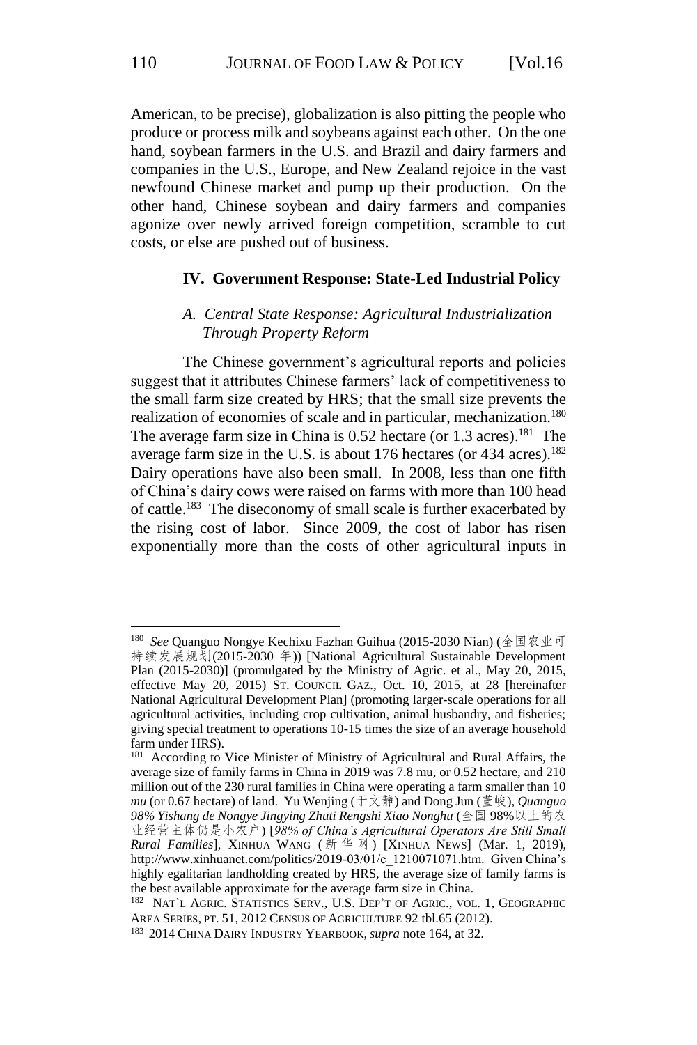American, to be precise), globalization is also pitting the people who produce or process milk and soybeans against each other. On the one hand, soybean farmers in the U.S. and Brazil and dairy farmers and companies in the U.S., Europe, and New Zealand rejoice in the vast newfound Chinese market and pump up their production. On the other hand, Chinese soybean and dairy farmers and companies agonize over newly arrived foreign competition, scramble to cut costs, or else are pushed out of business.

## IV. Government Response: State-Led Industrial Policy

### *A. Central State Response: Agricultural Industrialization Through Property Reform*

The Chinese government's agricultural reports and policies suggest that it attributes Chinese farmers' lack of competitiveness to the small farm size created by HRS; that the small size prevents the realization of economies of scale and in particular, mechanization.[180] The average farm size in China is 0.52 hectare (or 1.3 acres).[181] The average farm size in the U.S. is about 176 hectares (or 434 acres).[182] Dairy operations have also been small. In 2008, less than one fifth of China's dairy cows were raised on farms with more than 100 head of cattle.[183] The diseconomy of small scale is further exacerbated by the rising cost of labor. Since 2009, the cost of labor has risen exponentially more than the costs of other agricultural inputs in

---

[180] *See* Quanguo Nongye Kechixu Fazhan Guihua (2015-2030 Nian) (全国农业可持续发展规划(2015-2030 年)) [National Agricultural Sustainable Development Plan (2015-2030)] (promulgated by the Ministry of Agric. et al., May 20, 2015, effective May 20, 2015) ST. COUNCIL GAZ., Oct. 10, 2015, at 28 [hereinafter National Agricultural Development Plan] (promoting larger-scale operations for all agricultural activities, including crop cultivation, animal husbandry, and fisheries; giving special treatment to operations 10-15 times the size of an average household farm under HRS).

[181] According to Vice Minister of Ministry of Agricultural and Rural Affairs, the average size of family farms in China in 2019 was 7.8 mu, or 0.52 hectare, and 210 million out of the 230 rural families in China were operating a farm smaller than 10 *mu* (or 0.67 hectare) of land. Yu Wenjing (于文静) and Dong Jun (董峻), *Quanguo 98% Yishang de Nongye Jingying Zhuti Rengshi Xiao Nonghu* (全国 98%以上的农业经营主体仍是小农户) [*98% of China's Agricultural Operators Are Still Small Rural Families*], XINHUA WANG (新华网) [XINHUA NEWS] (Mar. 1, 2019), http://www.xinhuanet.com/politics/2019-03/01/c_1210071071.htm. Given China's highly egalitarian landholding created by HRS, the average size of family farms is the best available approximate for the average farm size in China.

[182] NAT'L AGRIC. STATISTICS SERV., U.S. DEP'T OF AGRIC., VOL. 1, GEOGRAPHIC AREA SERIES, PT. 51, 2012 CENSUS OF AGRICULTURE 92 tbl.65 (2012).

[183] 2014 CHINA DAIRY INDUSTRY YEARBOOK, *supra* note 164, at 32.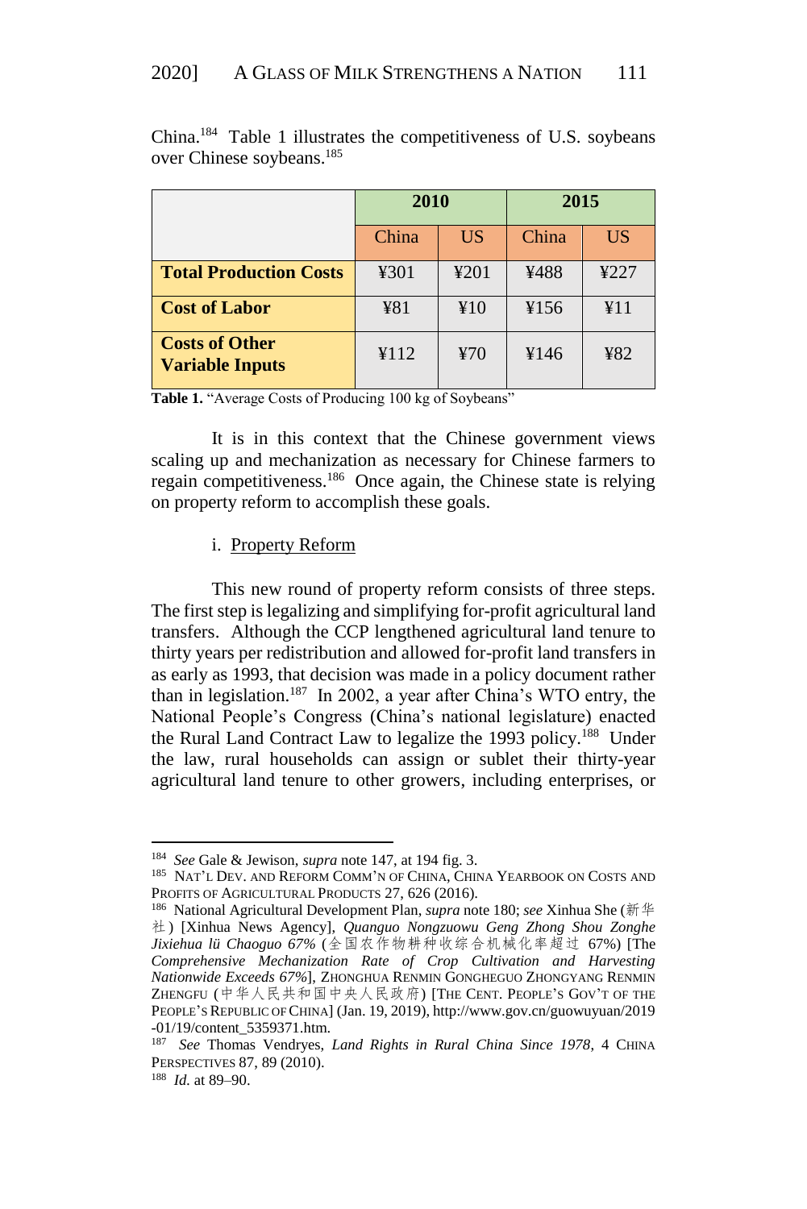China.[184] Table 1 illustrates the competitiveness of U.S. soybeans over Chinese soybeans.[185]

| | 2010 | | 2015 | |
|---|---|---|---|---|
| | China | US | China | US |
| **Total Production Costs** | ¥301 | ¥201 | ¥488 | ¥227 |
| **Cost of Labor** | ¥81 | ¥10 | ¥156 | ¥11 |
| **Costs of Other Variable Inputs** | ¥112 | ¥70 | ¥146 | ¥82 |

**Table 1.** "Average Costs of Producing 100 kg of Soybeans"

It is in this context that the Chinese government views scaling up and mechanization as necessary for Chinese farmers to regain competitiveness.[186] Once again, the Chinese state is relying on property reform to accomplish these goals.

i. Property Reform

This new round of property reform consists of three steps. The first step is legalizing and simplifying for-profit agricultural land transfers. Although the CCP lengthened agricultural land tenure to thirty years per redistribution and allowed for-profit land transfers in as early as 1993, that decision was made in a policy document rather than in legislation.[187] In 2002, a year after China's WTO entry, the National People's Congress (China's national legislature) enacted the Rural Land Contract Law to legalize the 1993 policy.[188] Under the law, rural households can assign or sublet their thirty-year agricultural land tenure to other growers, including enterprises, or

---

[184] *See* Gale & Jewison, *supra* note 147, at 194 fig. 3.

[185] NAT'L DEV. AND REFORM COMM'N OF CHINA, CHINA YEARBOOK ON COSTS AND PROFITS OF AGRICULTURAL PRODUCTS 27, 626 (2016).

[186] National Agricultural Development Plan, *supra* note 180; *see* Xinhua She (新华社) [Xinhua News Agency], *Quanguo Nongzuowu Geng Zhong Shou Zonghe Jixiehua lü Chaoguo 67%* (全国农作物耕种收综合机械化率超过 67%) [The *Comprehensive Mechanization Rate of Crop Cultivation and Harvesting Nationwide Exceeds 67%*], ZHONGHUA RENMIN GONGHEGUO ZHONGYANG RENMIN ZHENGFU (中华人民共和国中央人民政府) [THE CENT. PEOPLE'S GOV'T OF THE PEOPLE'S REPUBLIC OF CHINA] (Jan. 19, 2019), http://www.gov.cn/guowuyuan/2019-01/19/content_5359371.htm.

[187] *See* Thomas Vendryes, *Land Rights in Rural China Since 1978*, 4 CHINA PERSPECTIVES 87, 89 (2010).

[188] *Id.* at 89–90.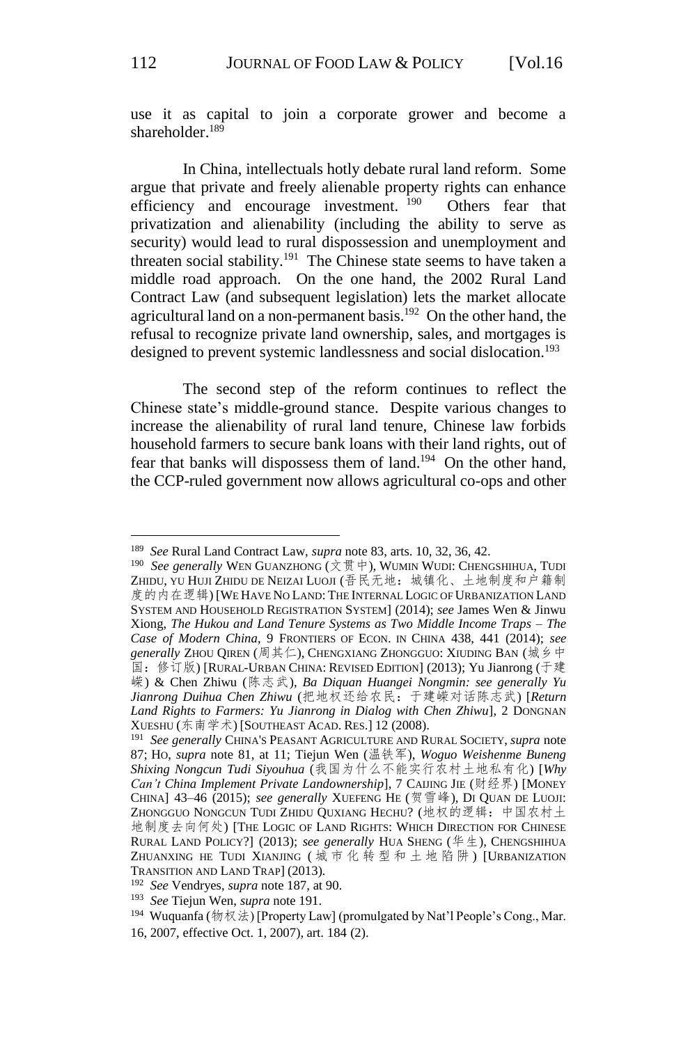use it as capital to join a corporate grower and become a shareholder.[189]

In China, intellectuals hotly debate rural land reform. Some argue that private and freely alienable property rights can enhance efficiency and encourage investment.[190] Others fear that privatization and alienability (including the ability to serve as security) would lead to rural dispossession and unemployment and threaten social stability.[191] The Chinese state seems to have taken a middle road approach. On the one hand, the 2002 Rural Land Contract Law (and subsequent legislation) lets the market allocate agricultural land on a non-permanent basis.[192] On the other hand, the refusal to recognize private land ownership, sales, and mortgages is designed to prevent systemic landlessness and social dislocation.[193]

The second step of the reform continues to reflect the Chinese state's middle-ground stance. Despite various changes to increase the alienability of rural land tenure, Chinese law forbids household farmers to secure bank loans with their land rights, out of fear that banks will dispossess them of land.[194] On the other hand, the CCP-ruled government now allows agricultural co-ops and other

---

[189] *See* Rural Land Contract Law, *supra* note 83, arts. 10, 32, 36, 42.

[190] *See generally* WEN GUANZHONG (文贯中), WUMIN WUDI: CHENGSHIHUA, TUDI ZHIDU, YU HUJI ZHIDU DE NEIZAI LUOJI (吾民无地：城镇化、土地制度和户籍制度的内在逻辑) [WE HAVE NO LAND: THE INTERNAL LOGIC OF URBANIZATION LAND SYSTEM AND HOUSEHOLD REGISTRATION SYSTEM] (2014); *see* James Wen & Jinwu Xiong, *The Hukou and Land Tenure Systems as Two Middle Income Traps – The Case of Modern China*, 9 FRONTIERS OF ECON. IN CHINA 438, 441 (2014); *see generally* ZHOU QIREN (周其仁), CHENGXIANG ZHONGGUO: XIUDING BAN (城乡中国：修订版) [RURAL-URBAN CHINA: REVISED EDITION] (2013); Yu Jianrong (于建嵘) & Chen Zhiwu (陈志武), *Ba Diquan Huangei Nongmin: see generally Yu Jianrong Duihua Chen Zhiwu* (把地权还给农民：于建嵘对话陈志武) [*Return Land Rights to Farmers: Yu Jianrong in Dialog with Chen Zhiwu*], 2 DONGNAN XUESHU (东南学术) [SOUTHEAST ACAD. RES.] 12 (2008).

[191] *See generally* CHINA'S PEASANT AGRICULTURE AND RURAL SOCIETY, *supra* note 87; HO, *supra* note 81, at 11; Tiejun Wen (温铁军), *Woguo Weishenme Buneng Shixing Nongcun Tudi Siyouhua* (我国为什么不能实行农村土地私有化) [*Why Can't China Implement Private Landownership*], 7 CAIJING JIE (财经界) [MONEY CHINA] 43–46 (2015); *see generally* XUEFENG HE (贺雪峰), DI QUAN DE LUOJI: ZHONGGUO NONGCUN TUDI ZHIDU QUXIANG HECHU? (地权的逻辑：中国农村土地制度去向何处) [THE LOGIC OF LAND RIGHTS: WHICH DIRECTION FOR CHINESE RURAL LAND POLICY?] (2013); *see generally* HUA SHENG (华生), CHENGSHIHUA ZHUANXING HE TUDI XIANJING (城市化转型和土地陷阱) [URBANIZATION TRANSITION AND LAND TRAP] (2013).

[192] *See* Vendryes, *supra* note 187, at 90.

[193] *See* Tiejun Wen, *supra* note 191.

[194] Wuquanfa (物权法) [Property Law] (promulgated by Nat'l People's Cong., Mar. 16, 2007, effective Oct. 1, 2007), art. 184 (2).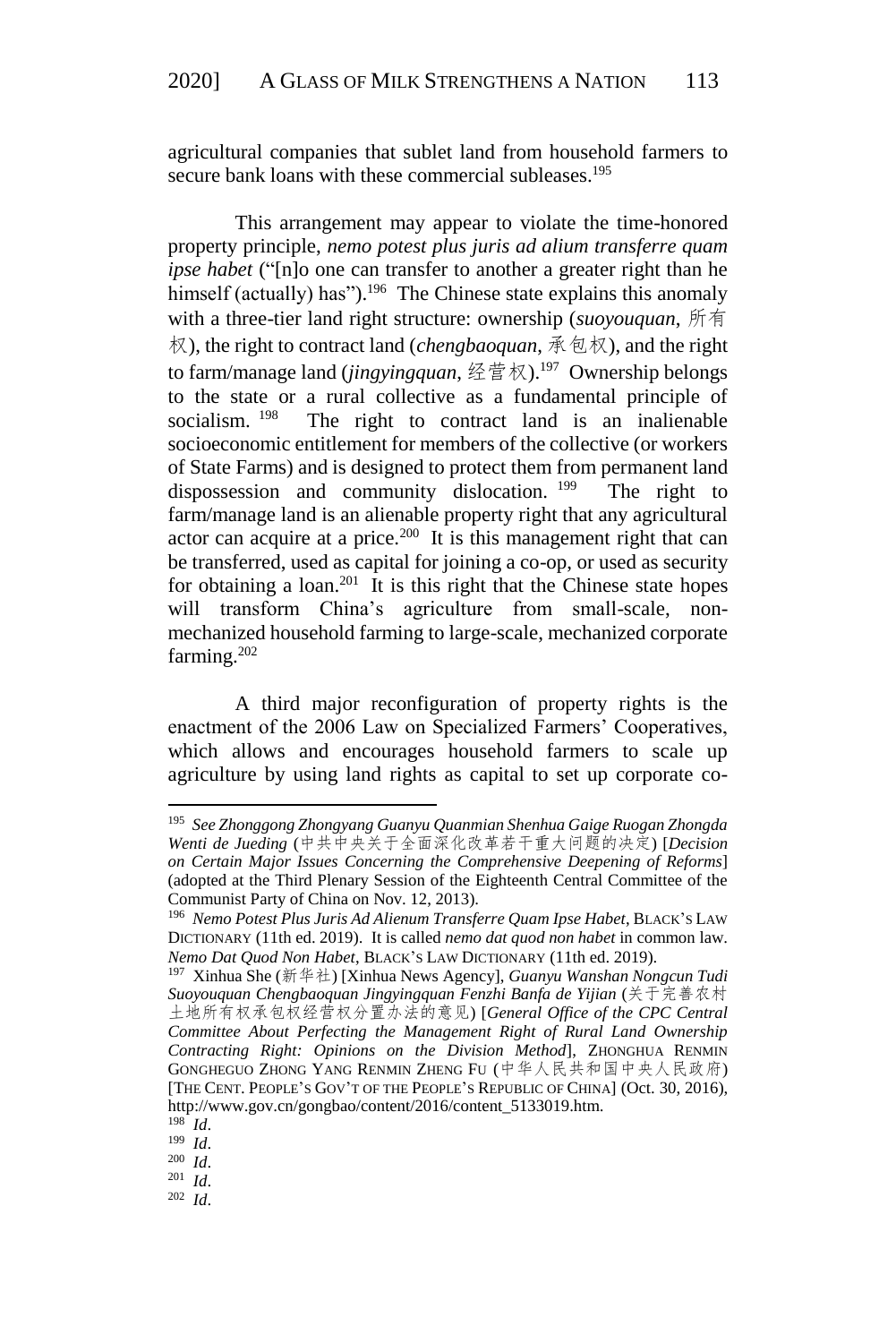agricultural companies that sublet land from household farmers to secure bank loans with these commercial subleases.[195]

This arrangement may appear to violate the time-honored property principle, *nemo potest plus juris ad alium transferre quam ipse habet* ("[n]o one can transfer to another a greater right than he himself (actually) has").[196] The Chinese state explains this anomaly with a three-tier land right structure: ownership (*suoyouquan*, 所有权), the right to contract land (*chengbaoquan*, 承包权), and the right to farm/manage land (*jingyingquan*, 经营权).[197] Ownership belongs to the state or a rural collective as a fundamental principle of socialism.[198] The right to contract land is an inalienable socioeconomic entitlement for members of the collective (or workers of State Farms) and is designed to protect them from permanent land dispossession and community dislocation.[199] The right to farm/manage land is an alienable property right that any agricultural actor can acquire at a price.[200] It is this management right that can be transferred, used as capital for joining a co-op, or used as security for obtaining a loan.[201] It is this right that the Chinese state hopes will transform China's agriculture from small-scale, non-mechanized household farming to large-scale, mechanized corporate farming.[202]

A third major reconfiguration of property rights is the enactment of the 2006 Law on Specialized Farmers' Cooperatives, which allows and encourages household farmers to scale up agriculture by using land rights as capital to set up corporate co-

---

[195] *See Zhonggong Zhongyang Guanyu Quanmian Shenhua Gaige Ruogan Zhongda Wenti de Jueding* (中共中央关于全面深化改革若干重大问题的决定) [*Decision on Certain Major Issues Concerning the Comprehensive Deepening of Reforms*] (adopted at the Third Plenary Session of the Eighteenth Central Committee of the Communist Party of China on Nov. 12, 2013).

[196] *Nemo Potest Plus Juris Ad Alienum Transferre Quam Ipse Habet*, BLACK'S LAW DICTIONARY (11th ed. 2019). It is called *nemo dat quod non habet* in common law. *Nemo Dat Quod Non Habet*, BLACK'S LAW DICTIONARY (11th ed. 2019).

[197] Xinhua She (新华社) [Xinhua News Agency], *Guanyu Wanshan Nongcun Tudi Suoyouquan Chengbaoquan Jingyingquan Fenzhi Banfa de Yijian* (关于完善农村土地所有权承包权经营权分置办法的意见) [*General Office of the CPC Central Committee About Perfecting the Management Right of Rural Land Ownership Contracting Right: Opinions on the Division Method*], ZHONGHUA RENMIN GONGHEGUO ZHONG YANG RENMIN ZHENG FU (中华人民共和国中央人民政府) [THE CENT. PEOPLE'S GOV'T OF THE PEOPLE'S REPUBLIC OF CHINA] (Oct. 30, 2016), http://www.gov.cn/gongbao/content/2016/content_5133019.htm.

[198] *Id*.

[199] *Id*.

[200] *Id*.

[201] *Id*.

[202] *Id*.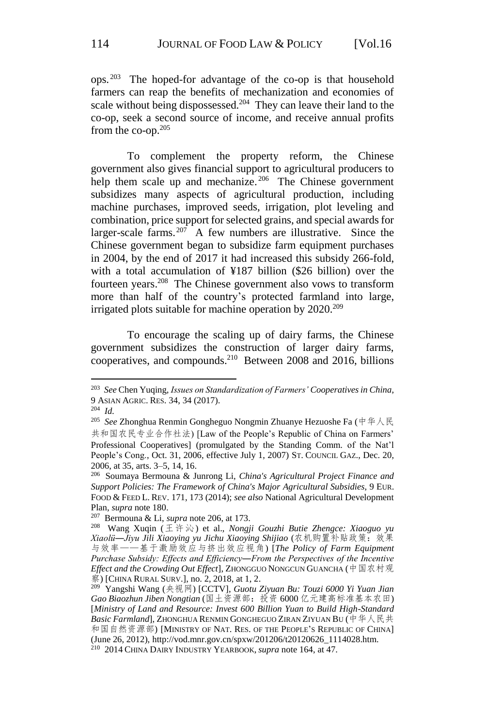ops.[203] The hoped-for advantage of the co-op is that household farmers can reap the benefits of mechanization and economies of scale without being dispossessed.[204] They can leave their land to the co-op, seek a second source of income, and receive annual profits from the co-op.[205]

To complement the property reform, the Chinese government also gives financial support to agricultural producers to help them scale up and mechanize.[206] The Chinese government subsidizes many aspects of agricultural production, including machine purchases, improved seeds, irrigation, plot leveling and combination, price support for selected grains, and special awards for larger-scale farms.[207] A few numbers are illustrative. Since the Chinese government began to subsidize farm equipment purchases in 2004, by the end of 2017 it had increased this subsidy 266-fold, with a total accumulation of ¥187 billion ($26 billion) over the fourteen years.[208] The Chinese government also vows to transform more than half of the country's protected farmland into large, irrigated plots suitable for machine operation by 2020.[209]

To encourage the scaling up of dairy farms, the Chinese government subsidizes the construction of larger dairy farms, cooperatives, and compounds.[210] Between 2008 and 2016, billions

---

[203] *See* Chen Yuqing, *Issues on Standardization of Farmers' Cooperatives in China*, 9 ASIAN AGRIC. RES. 34, 34 (2017).

[204] *Id.*

[205] *See* Zhonghua Renmin Gongheguo Nongmin Zhuanye Hezuoshe Fa (中华人民共和国农民专业合作社法) [Law of the People's Republic of China on Farmers' Professional Cooperatives] (promulgated by the Standing Comm. of the Nat'l People's Cong., Oct. 31, 2006, effective July 1, 2007) ST. COUNCIL GAZ., Dec. 20, 2006, at 35, arts. 3–5, 14, 16.

[206] Soumaya Bermouna & Junrong Li, *China's Agricultural Project Finance and Support Policies: The Framework of China's Major Agricultural Subsidies*, 9 EUR. FOOD & FEED L. REV. 171, 173 (2014); *see also* National Agricultural Development Plan, *supra* note 180.

[207] Bermouna & Li, *supra* note 206, at 173.

[208] Wang Xuqin (王许沁) et al., *Nongji Gouzhi Butie Zhengce: Xiaoguo yu Xiaolü—Jiyu Jili Xiaoying yu Jichu Xiaoying Shijiao* (农机购置补贴政策：效果与效率——基于激励效应与挤出效应视角) [*The Policy of Farm Equipment Purchase Subsidy: Effects and Efficiency—From the Perspectives of the Incentive Effect and the Crowding Out Effect*], ZHONGGUO NONGCUN GUANCHA (中国农村观察) [CHINA RURAL SURV.], no. 2, 2018, at 1, 2.

[209] Yangshi Wang (央视网) [CCTV], *Guotu Ziyuan Bu: Touzi 6000 Yi Yuan Jian Gao Biaozhun Jiben Nongtian* (国土资源部：投资 6000 亿元建高标准基本农田) [*Ministry of Land and Resource: Invest 600 Billion Yuan to Build High-Standard Basic Farmland*], ZHONGHUA RENMIN GONGHEGUO ZIRAN ZIYUAN BU (中华人民共和国自然资源部) [MINISTRY OF NAT. RES. OF THE PEOPLE'S REPUBLIC OF CHINA] (June 26, 2012), http://vod.mnr.gov.cn/spxw/201206/t20120626_1114028.htm.

[210] 2014 CHINA DAIRY INDUSTRY YEARBOOK, *supra* note 164, at 47.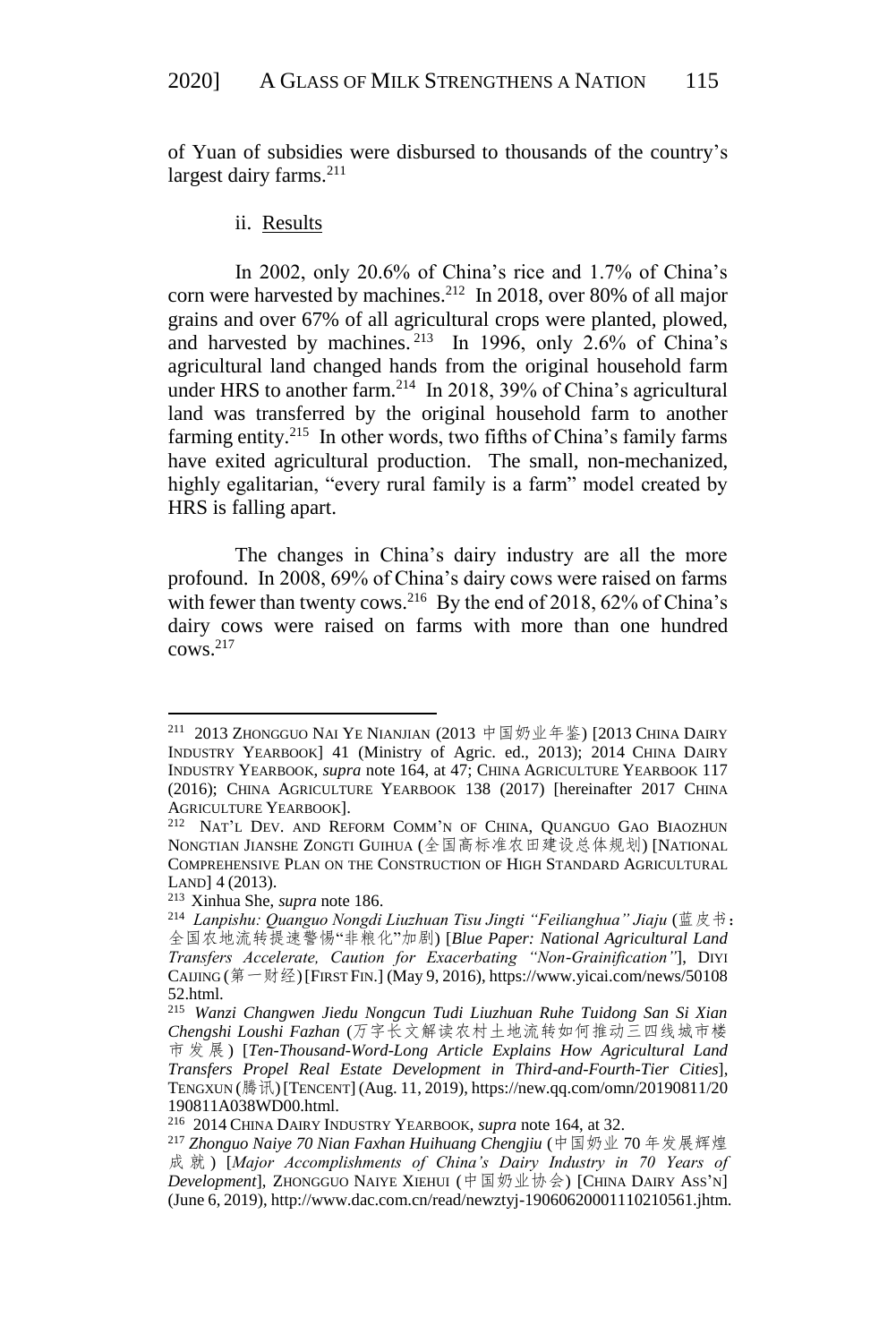of Yuan of subsidies were disbursed to thousands of the country's largest dairy farms.[211]

ii. Results

In 2002, only 20.6% of China's rice and 1.7% of China's corn were harvested by machines.[212] In 2018, over 80% of all major grains and over 67% of all agricultural crops were planted, plowed, and harvested by machines.[213] In 1996, only 2.6% of China's agricultural land changed hands from the original household farm under HRS to another farm.[214] In 2018, 39% of China's agricultural land was transferred by the original household farm to another farming entity.[215] In other words, two fifths of China's family farms have exited agricultural production. The small, non-mechanized, highly egalitarian, "every rural family is a farm" model created by HRS is falling apart.

The changes in China's dairy industry are all the more profound. In 2008, 69% of China's dairy cows were raised on farms with fewer than twenty cows.[216] By the end of 2018, 62% of China's dairy cows were raised on farms with more than one hundred cows.[217]

---

[211] 2013 ZHONGGUO NAI YE NIANJIAN (2013 中国奶业年鉴) [2013 CHINA DAIRY INDUSTRY YEARBOOK] 41 (Ministry of Agric. ed., 2013); 2014 CHINA DAIRY INDUSTRY YEARBOOK, *supra* note 164, at 47; CHINA AGRICULTURE YEARBOOK 117 (2016); CHINA AGRICULTURE YEARBOOK 138 (2017) [hereinafter 2017 CHINA AGRICULTURE YEARBOOK].

[212] NAT'L DEV. AND REFORM COMM'N OF CHINA, QUANGUO GAO BIAOZHUN NONGTIAN JIANSHE ZONGTI GUIHUA (全国高标准农田建设总体规划) [NATIONAL COMPREHENSIVE PLAN ON THE CONSTRUCTION OF HIGH STANDARD AGRICULTURAL LAND] 4 (2013).

[213] Xinhua She, *supra* note 186.

[214] *Lanpishu: Quanguo Nongdi Liuzhuan Tisu Jingti "Feilianghua" Jiaju* (蓝皮书：全国农地流转提速警惕"非粮化"加剧) [*Blue Paper: National Agricultural Land Transfers Accelerate, Caution for Exacerbating "Non-Grainification"*], DIYI CAIJING (第一财经) [FIRST FIN.] (May 9, 2016), https://www.yicai.com/news/5010852.html.

[215] *Wanzi Changwen Jiedu Nongcun Tudi Liuzhuan Ruhe Tuidong San Si Xian Chengshi Loushi Fazhan* (万字长文解读农村土地流转如何推动三四线城市楼市发展) [*Ten-Thousand-Word-Long Article Explains How Agricultural Land Transfers Propel Real Estate Development in Third-and-Fourth-Tier Cities*], TENGXUN (腾讯) [TENCENT] (Aug. 11, 2019), https://new.qq.com/omn/20190811/20190811A038WD00.html.

[216] 2014 CHINA DAIRY INDUSTRY YEARBOOK, *supra* note 164, at 32.

[217] *Zhonguo Naiye 70 Nian Faxhan Huihuang Chengjiu* (中国奶业 70 年发展辉煌成就) [*Major Accomplishments of China's Dairy Industry in 70 Years of Development*], ZHONGGUO NAIYE XIEHUI (中国奶业协会) [CHINA DAIRY ASS'N] (June 6, 2019), http://www.dac.com.cn/read/newztyj-19060620001110210561.jhtm.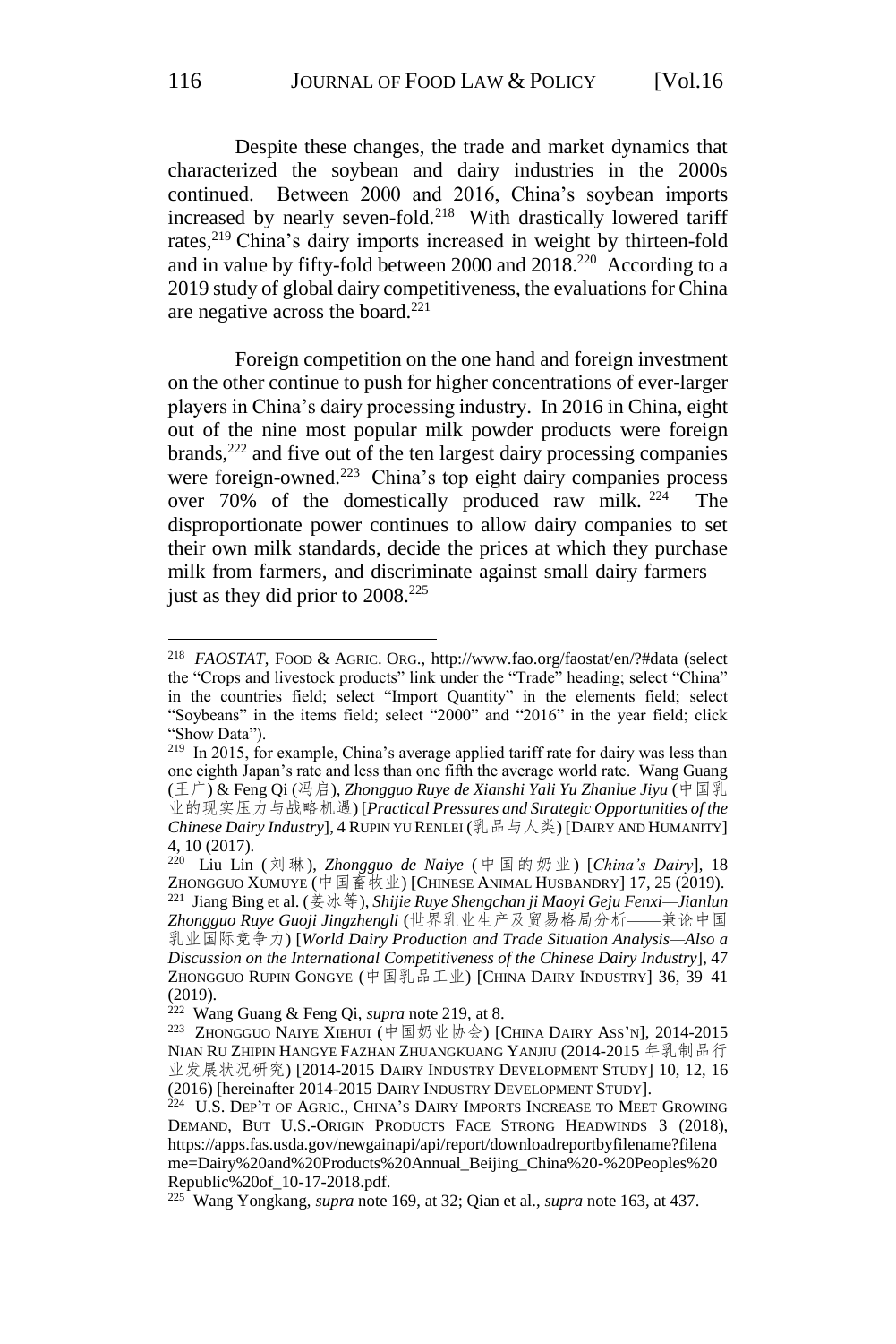Despite these changes, the trade and market dynamics that characterized the soybean and dairy industries in the 2000s continued. Between 2000 and 2016, China's soybean imports increased by nearly seven-fold.[218] With drastically lowered tariff rates,[219] China's dairy imports increased in weight by thirteen-fold and in value by fifty-fold between 2000 and 2018.[220] According to a 2019 study of global dairy competitiveness, the evaluations for China are negative across the board.[221]

Foreign competition on the one hand and foreign investment on the other continue to push for higher concentrations of ever-larger players in China's dairy processing industry. In 2016 in China, eight out of the nine most popular milk powder products were foreign brands,[222] and five out of the ten largest dairy processing companies were foreign-owned.[223] China's top eight dairy companies process over 70% of the domestically produced raw milk.[224] The disproportionate power continues to allow dairy companies to set their own milk standards, decide the prices at which they purchase milk from farmers, and discriminate against small dairy farmers—just as they did prior to 2008.[225]

---

[218] *FAOSTAT*, FOOD & AGRIC. ORG., http://www.fao.org/faostat/en/?#data (select the "Crops and livestock products" link under the "Trade" heading; select "China" in the countries field; select "Import Quantity" in the elements field; select "Soybeans" in the items field; select "2000" and "2016" in the year field; click "Show Data").

[219] In 2015, for example, China's average applied tariff rate for dairy was less than one eighth Japan's rate and less than one fifth the average world rate. Wang Guang (王广) & Feng Qi (冯启), *Zhongguo Ruye de Xianshi Yali Yu Zhanlue Jiyu* (中国乳业的现实压力与战略机遇) [*Practical Pressures and Strategic Opportunities of the Chinese Dairy Industry*], 4 RUPIN YU RENLEI (乳品与人类) [DAIRY AND HUMANITY] 4, 10 (2017).

[220] Liu Lin (刘琳), *Zhongguo de Naiye* (中国的奶业) [*China's Dairy*], 18 ZHONGGUO XUMUYE (中国畜牧业) [CHINESE ANIMAL HUSBANDRY] 17, 25 (2019).

[221] Jiang Bing et al. (姜冰等), *Shijie Ruye Shengchan ji Maoyi Geju Fenxi—Jianlun Zhongguo Ruye Guoji Jingzhengli* (世界乳业生产及贸易格局分析——兼论中国乳业国际竞争力) [*World Dairy Production and Trade Situation Analysis—Also a Discussion on the International Competitiveness of the Chinese Dairy Industry*], 47 ZHONGGUO RUPIN GONGYE (中国乳品工业) [CHINA DAIRY INDUSTRY] 36, 39–41 (2019).

[222] Wang Guang & Feng Qi, *supra* note 219, at 8.

[223] ZHONGGUO NAIYE XIEHUI (中国奶业协会) [CHINA DAIRY ASS'N], 2014-2015 NIAN RU ZHIPIN HANGYE FAZHAN ZHUANGKUANG YANJIU (2014-2015 年乳制品行业发展状况研究) [2014-2015 DAIRY INDUSTRY DEVELOPMENT STUDY] 10, 12, 16 (2016) [hereinafter 2014-2015 DAIRY INDUSTRY DEVELOPMENT STUDY].

[224] U.S. DEP'T OF AGRIC., CHINA'S DAIRY IMPORTS INCREASE TO MEET GROWING DEMAND, BUT U.S.-ORIGIN PRODUCTS FACE STRONG HEADWINDS 3 (2018), https://apps.fas.usda.gov/newgainapi/api/report/downloadreportbyfilename?filename=Dairy%20and%20Products%20Annual_Beijing_China%20-%20Peoples%20Republic%20of_10-17-2018.pdf.

[225] Wang Yongkang, *supra* note 169, at 32; Qian et al., *supra* note 163, at 437.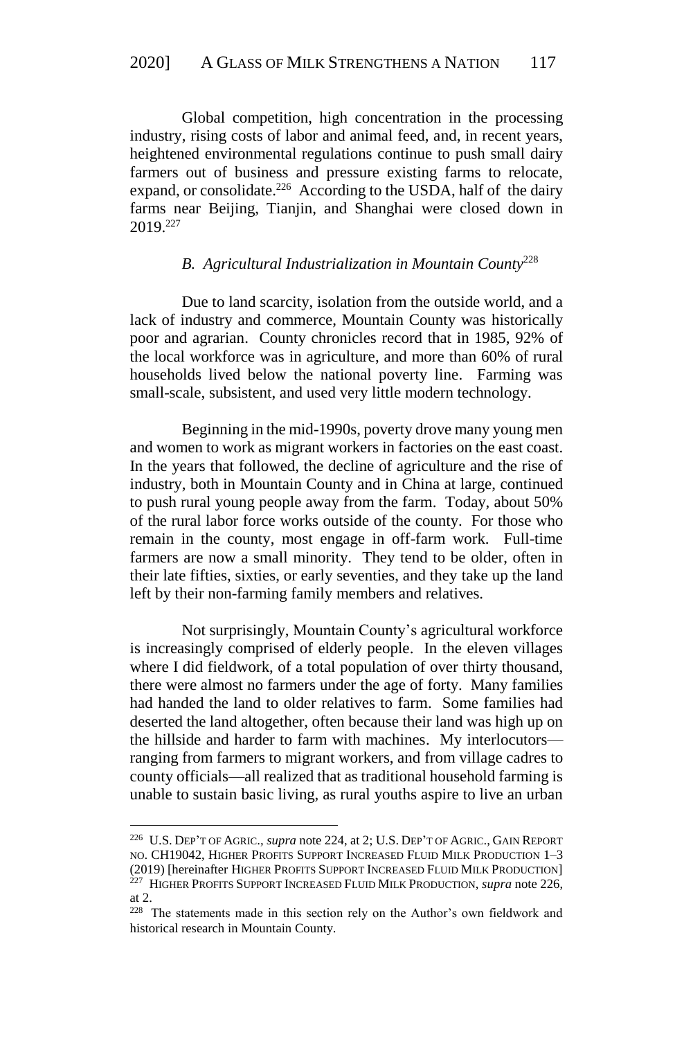Global competition, high concentration in the processing industry, rising costs of labor and animal feed, and, in recent years, heightened environmental regulations continue to push small dairy farmers out of business and pressure existing farms to relocate, expand, or consolidate.[226] According to the USDA, half of the dairy farms near Beijing, Tianjin, and Shanghai were closed down in 2019.[227]

### *B. Agricultural Industrialization in Mountain County*[228]

Due to land scarcity, isolation from the outside world, and a lack of industry and commerce, Mountain County was historically poor and agrarian. County chronicles record that in 1985, 92% of the local workforce was in agriculture, and more than 60% of rural households lived below the national poverty line. Farming was small-scale, subsistent, and used very little modern technology.

Beginning in the mid-1990s, poverty drove many young men and women to work as migrant workers in factories on the east coast. In the years that followed, the decline of agriculture and the rise of industry, both in Mountain County and in China at large, continued to push rural young people away from the farm. Today, about 50% of the rural labor force works outside of the county. For those who remain in the county, most engage in off-farm work. Full-time farmers are now a small minority. They tend to be older, often in their late fifties, sixties, or early seventies, and they take up the land left by their non-farming family members and relatives.

Not surprisingly, Mountain County's agricultural workforce is increasingly comprised of elderly people. In the eleven villages where I did fieldwork, of a total population of over thirty thousand, there were almost no farmers under the age of forty. Many families had handed the land to older relatives to farm. Some families had deserted the land altogether, often because their land was high up on the hillside and harder to farm with machines. My interlocutors—ranging from farmers to migrant workers, and from village cadres to county officials—all realized that as traditional household farming is unable to sustain basic living, as rural youths aspire to live an urban

---

[226] U.S. DEP'T OF AGRIC., *supra* note 224, at 2; U.S. DEP'T OF AGRIC., GAIN REPORT NO. CH19042, HIGHER PROFITS SUPPORT INCREASED FLUID MILK PRODUCTION 1–3 (2019) [hereinafter HIGHER PROFITS SUPPORT INCREASED FLUID MILK PRODUCTION]

[227] HIGHER PROFITS SUPPORT INCREASED FLUID MILK PRODUCTION, *supra* note 226, at 2.

[228] The statements made in this section rely on the Author's own fieldwork and historical research in Mountain County.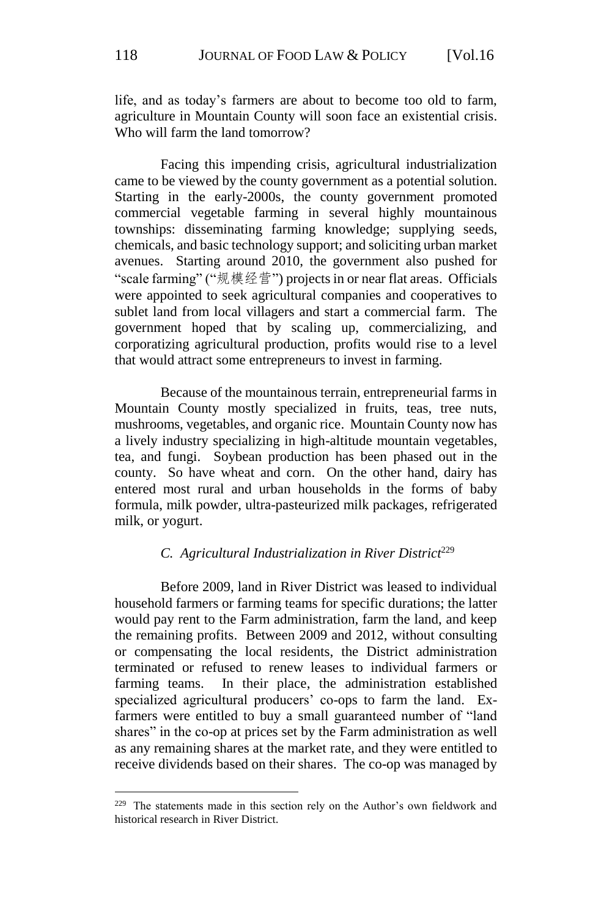life, and as today's farmers are about to become too old to farm, agriculture in Mountain County will soon face an existential crisis. Who will farm the land tomorrow?

Facing this impending crisis, agricultural industrialization came to be viewed by the county government as a potential solution. Starting in the early-2000s, the county government promoted commercial vegetable farming in several highly mountainous townships: disseminating farming knowledge; supplying seeds, chemicals, and basic technology support; and soliciting urban market avenues. Starting around 2010, the government also pushed for "scale farming" ("规模经营") projects in or near flat areas. Officials were appointed to seek agricultural companies and cooperatives to sublet land from local villagers and start a commercial farm. The government hoped that by scaling up, commercializing, and corporatizing agricultural production, profits would rise to a level that would attract some entrepreneurs to invest in farming.

Because of the mountainous terrain, entrepreneurial farms in Mountain County mostly specialized in fruits, teas, tree nuts, mushrooms, vegetables, and organic rice. Mountain County now has a lively industry specializing in high-altitude mountain vegetables, tea, and fungi. Soybean production has been phased out in the county. So have wheat and corn. On the other hand, dairy has entered most rural and urban households in the forms of baby formula, milk powder, ultra-pasteurized milk packages, refrigerated milk, or yogurt.

### *C. Agricultural Industrialization in River District*[229]

Before 2009, land in River District was leased to individual household farmers or farming teams for specific durations; the latter would pay rent to the Farm administration, farm the land, and keep the remaining profits. Between 2009 and 2012, without consulting or compensating the local residents, the District administration terminated or refused to renew leases to individual farmers or farming teams. In their place, the administration established specialized agricultural producers' co-ops to farm the land. Ex-farmers were entitled to buy a small guaranteed number of "land shares" in the co-op at prices set by the Farm administration as well as any remaining shares at the market rate, and they were entitled to receive dividends based on their shares. The co-op was managed by

---

[229] The statements made in this section rely on the Author's own fieldwork and historical research in River District.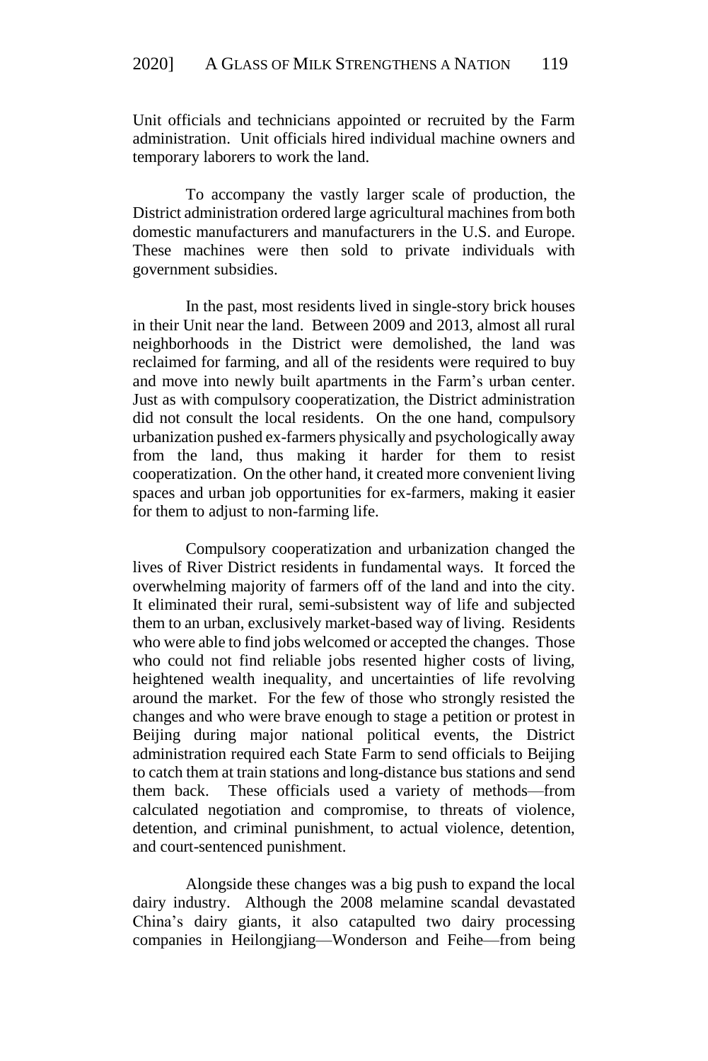Unit officials and technicians appointed or recruited by the Farm administration. Unit officials hired individual machine owners and temporary laborers to work the land.

To accompany the vastly larger scale of production, the District administration ordered large agricultural machines from both domestic manufacturers and manufacturers in the U.S. and Europe. These machines were then sold to private individuals with government subsidies.

In the past, most residents lived in single-story brick houses in their Unit near the land. Between 2009 and 2013, almost all rural neighborhoods in the District were demolished, the land was reclaimed for farming, and all of the residents were required to buy and move into newly built apartments in the Farm's urban center. Just as with compulsory cooperatization, the District administration did not consult the local residents. On the one hand, compulsory urbanization pushed ex-farmers physically and psychologically away from the land, thus making it harder for them to resist cooperatization. On the other hand, it created more convenient living spaces and urban job opportunities for ex-farmers, making it easier for them to adjust to non-farming life.

Compulsory cooperatization and urbanization changed the lives of River District residents in fundamental ways. It forced the overwhelming majority of farmers off of the land and into the city. It eliminated their rural, semi-subsistent way of life and subjected them to an urban, exclusively market-based way of living. Residents who were able to find jobs welcomed or accepted the changes. Those who could not find reliable jobs resented higher costs of living, heightened wealth inequality, and uncertainties of life revolving around the market. For the few of those who strongly resisted the changes and who were brave enough to stage a petition or protest in Beijing during major national political events, the District administration required each State Farm to send officials to Beijing to catch them at train stations and long-distance bus stations and send them back. These officials used a variety of methods—from calculated negotiation and compromise, to threats of violence, detention, and criminal punishment, to actual violence, detention, and court-sentenced punishment.

Alongside these changes was a big push to expand the local dairy industry. Although the 2008 melamine scandal devastated China's dairy giants, it also catapulted two dairy processing companies in Heilongjiang—Wonderson and Feihe—from being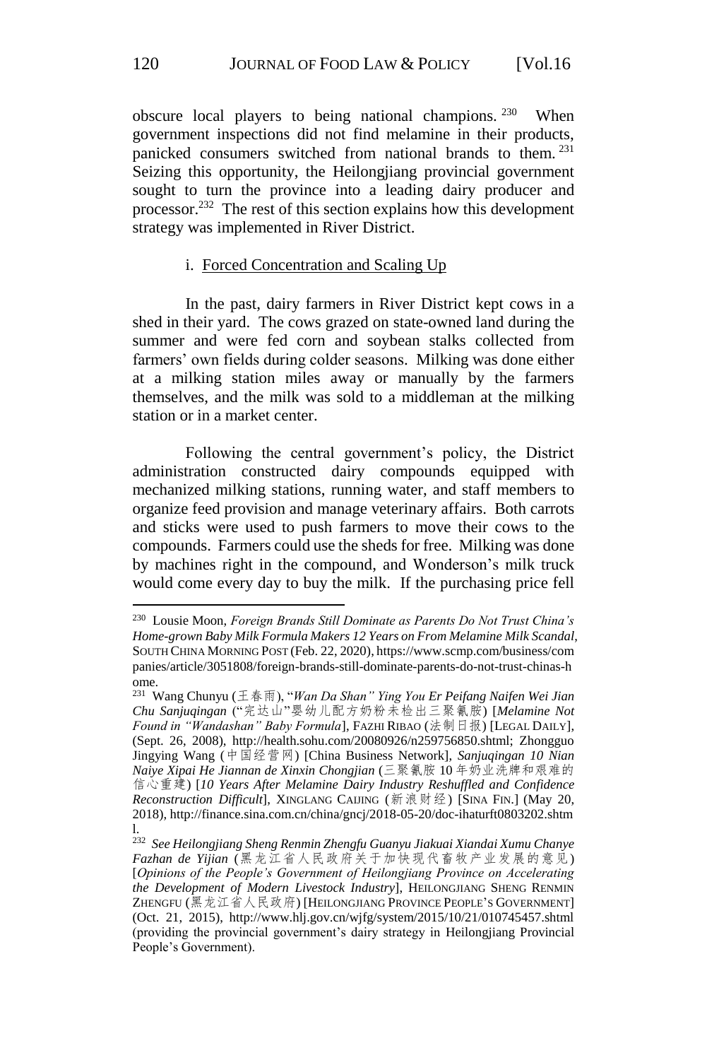obscure local players to being national champions.[230] When government inspections did not find melamine in their products, panicked consumers switched from national brands to them.[231] Seizing this opportunity, the Heilongjiang provincial government sought to turn the province into a leading dairy producer and processor.[232] The rest of this section explains how this development strategy was implemented in River District.

i. <u>Forced Concentration and Scaling Up</u>

In the past, dairy farmers in River District kept cows in a shed in their yard. The cows grazed on state-owned land during the summer and were fed corn and soybean stalks collected from farmers' own fields during colder seasons. Milking was done either at a milking station miles away or manually by the farmers themselves, and the milk was sold to a middleman at the milking station or in a market center.

Following the central government's policy, the District administration constructed dairy compounds equipped with mechanized milking stations, running water, and staff members to organize feed provision and manage veterinary affairs. Both carrots and sticks were used to push farmers to move their cows to the compounds. Farmers could use the sheds for free. Milking was done by machines right in the compound, and Wonderson's milk truck would come every day to buy the milk. If the purchasing price fell

---

[230] Lousie Moon, *Foreign Brands Still Dominate as Parents Do Not Trust China's Home-grown Baby Milk Formula Makers 12 Years on From Melamine Milk Scandal*, SOUTH CHINA MORNING POST (Feb. 22, 2020), https://www.scmp.com/business/companies/article/3051808/foreign-brands-still-dominate-parents-do-not-trust-chinas-home.

[231] Wang Chunyu (王春雨), "*Wan Da Shan" Ying You Er Peifang Naifen Wei Jian Chu Sanjuqingan* ("完达山"婴幼儿配方奶粉未检出三聚氰胺) [*Melamine Not Found in "Wandashan" Baby Formula*], FAZHI RIBAO (法制日报) [LEGAL DAILY], (Sept. 26, 2008), http://health.sohu.com/20080926/n259756850.shtml; Zhongguo Jingying Wang (中国经营网) [China Business Network], *Sanjuqingan 10 Nian Naiye Xipai He Jiannan de Xinxin Chongjian* (三聚氰胺 10 年奶业洗牌和艰难的信心重建) [*10 Years After Melamine Dairy Industry Reshuffled and Confidence Reconstruction Difficult*], XINGLANG CAIJING (新浪财经) [SINA FIN.] (May 20, 2018), http://finance.sina.com.cn/china/gncj/2018-05-20/doc-ihaturft0803202.shtml.

[232] *See Heilongjiang Sheng Renmin Zhengfu Guanyu Jiakuai Xiandai Xumu Chanye Fazhan de Yijian* (黑龙江省人民政府关于加快现代畜牧产业发展的意见) [*Opinions of the People's Government of Heilongjiang Province on Accelerating the Development of Modern Livestock Industry*], HEILONGJIANG SHENG RENMIN ZHENGFU (黑龙江省人民政府) [HEILONGJIANG PROVINCE PEOPLE'S GOVERNMENT] (Oct. 21, 2015), http://www.hlj.gov.cn/wjfg/system/2015/10/21/010745457.shtml (providing the provincial government's dairy strategy in Heilongjiang Provincial People's Government).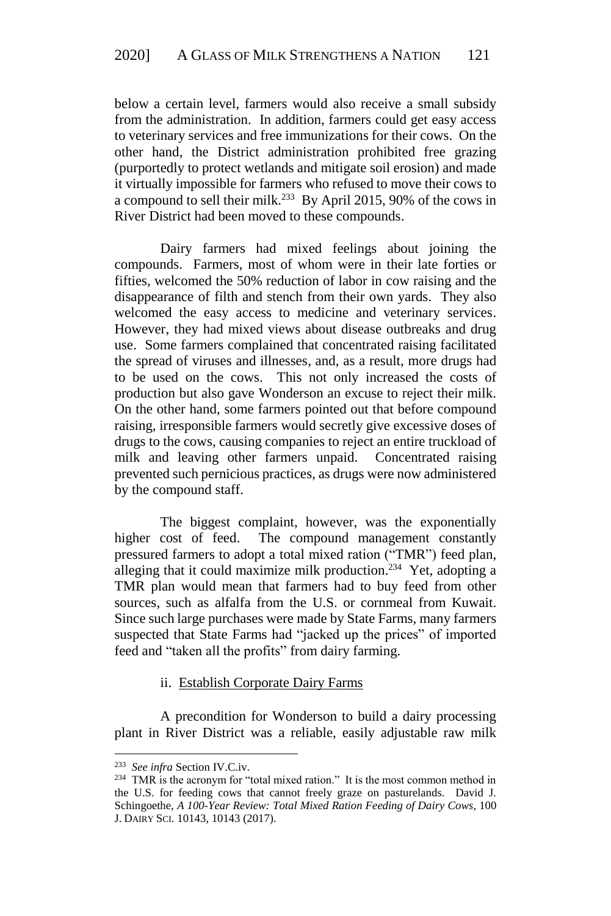below a certain level, farmers would also receive a small subsidy from the administration. In addition, farmers could get easy access to veterinary services and free immunizations for their cows. On the other hand, the District administration prohibited free grazing (purportedly to protect wetlands and mitigate soil erosion) and made it virtually impossible for farmers who refused to move their cows to a compound to sell their milk.[233] By April 2015, 90% of the cows in River District had been moved to these compounds.

Dairy farmers had mixed feelings about joining the compounds. Farmers, most of whom were in their late forties or fifties, welcomed the 50% reduction of labor in cow raising and the disappearance of filth and stench from their own yards. They also welcomed the easy access to medicine and veterinary services. However, they had mixed views about disease outbreaks and drug use. Some farmers complained that concentrated raising facilitated the spread of viruses and illnesses, and, as a result, more drugs had to be used on the cows. This not only increased the costs of production but also gave Wonderson an excuse to reject their milk. On the other hand, some farmers pointed out that before compound raising, irresponsible farmers would secretly give excessive doses of drugs to the cows, causing companies to reject an entire truckload of milk and leaving other farmers unpaid. Concentrated raising prevented such pernicious practices, as drugs were now administered by the compound staff.

The biggest complaint, however, was the exponentially higher cost of feed. The compound management constantly pressured farmers to adopt a total mixed ration ("TMR") feed plan, alleging that it could maximize milk production.[234] Yet, adopting a TMR plan would mean that farmers had to buy feed from other sources, such as alfalfa from the U.S. or cornmeal from Kuwait. Since such large purchases were made by State Farms, many farmers suspected that State Farms had "jacked up the prices" of imported feed and "taken all the profits" from dairy farming.

ii. Establish Corporate Dairy Farms

A precondition for Wonderson to build a dairy processing plant in River District was a reliable, easily adjustable raw milk

---

[233] *See infra* Section IV.C.iv.

[234] TMR is the acronym for "total mixed ration." It is the most common method in the U.S. for feeding cows that cannot freely graze on pasturelands. David J. Schingoethe, *A 100-Year Review: Total Mixed Ration Feeding of Dairy Cows*, 100 J. DAIRY SCI. 10143, 10143 (2017).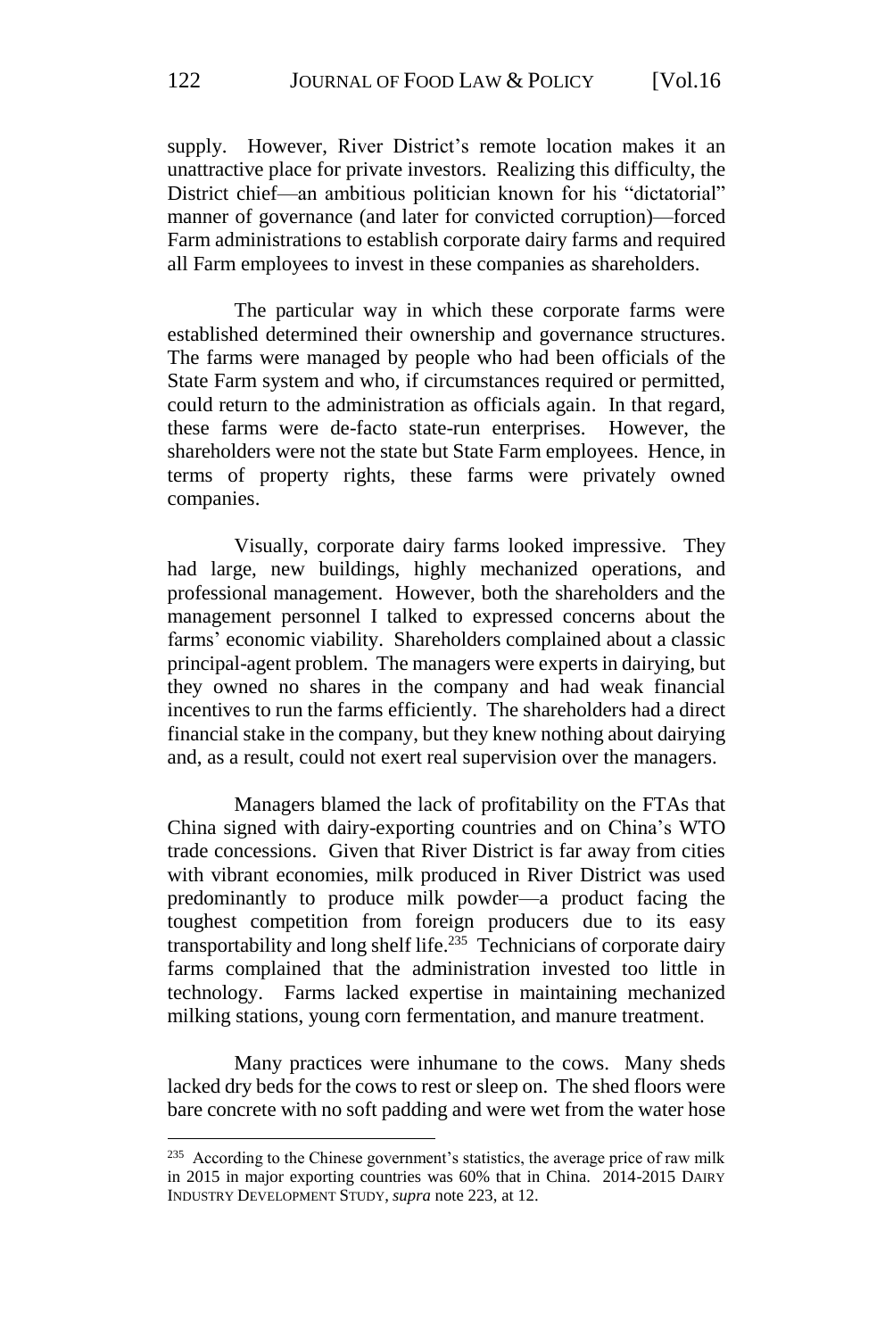supply. However, River District's remote location makes it an unattractive place for private investors. Realizing this difficulty, the District chief—an ambitious politician known for his "dictatorial" manner of governance (and later for convicted corruption)—forced Farm administrations to establish corporate dairy farms and required all Farm employees to invest in these companies as shareholders.

The particular way in which these corporate farms were established determined their ownership and governance structures. The farms were managed by people who had been officials of the State Farm system and who, if circumstances required or permitted, could return to the administration as officials again. In that regard, these farms were de-facto state-run enterprises. However, the shareholders were not the state but State Farm employees. Hence, in terms of property rights, these farms were privately owned companies.

Visually, corporate dairy farms looked impressive. They had large, new buildings, highly mechanized operations, and professional management. However, both the shareholders and the management personnel I talked to expressed concerns about the farms' economic viability. Shareholders complained about a classic principal-agent problem. The managers were experts in dairying, but they owned no shares in the company and had weak financial incentives to run the farms efficiently. The shareholders had a direct financial stake in the company, but they knew nothing about dairying and, as a result, could not exert real supervision over the managers.

Managers blamed the lack of profitability on the FTAs that China signed with dairy-exporting countries and on China's WTO trade concessions. Given that River District is far away from cities with vibrant economies, milk produced in River District was used predominantly to produce milk powder—a product facing the toughest competition from foreign producers due to its easy transportability and long shelf life.[235] Technicians of corporate dairy farms complained that the administration invested too little in technology. Farms lacked expertise in maintaining mechanized milking stations, young corn fermentation, and manure treatment.

Many practices were inhumane to the cows. Many sheds lacked dry beds for the cows to rest or sleep on. The shed floors were bare concrete with no soft padding and were wet from the water hose

---

[235] According to the Chinese government's statistics, the average price of raw milk in 2015 in major exporting countries was 60% that in China. 2014-2015 DAIRY INDUSTRY DEVELOPMENT STUDY, *supra* note 223, at 12.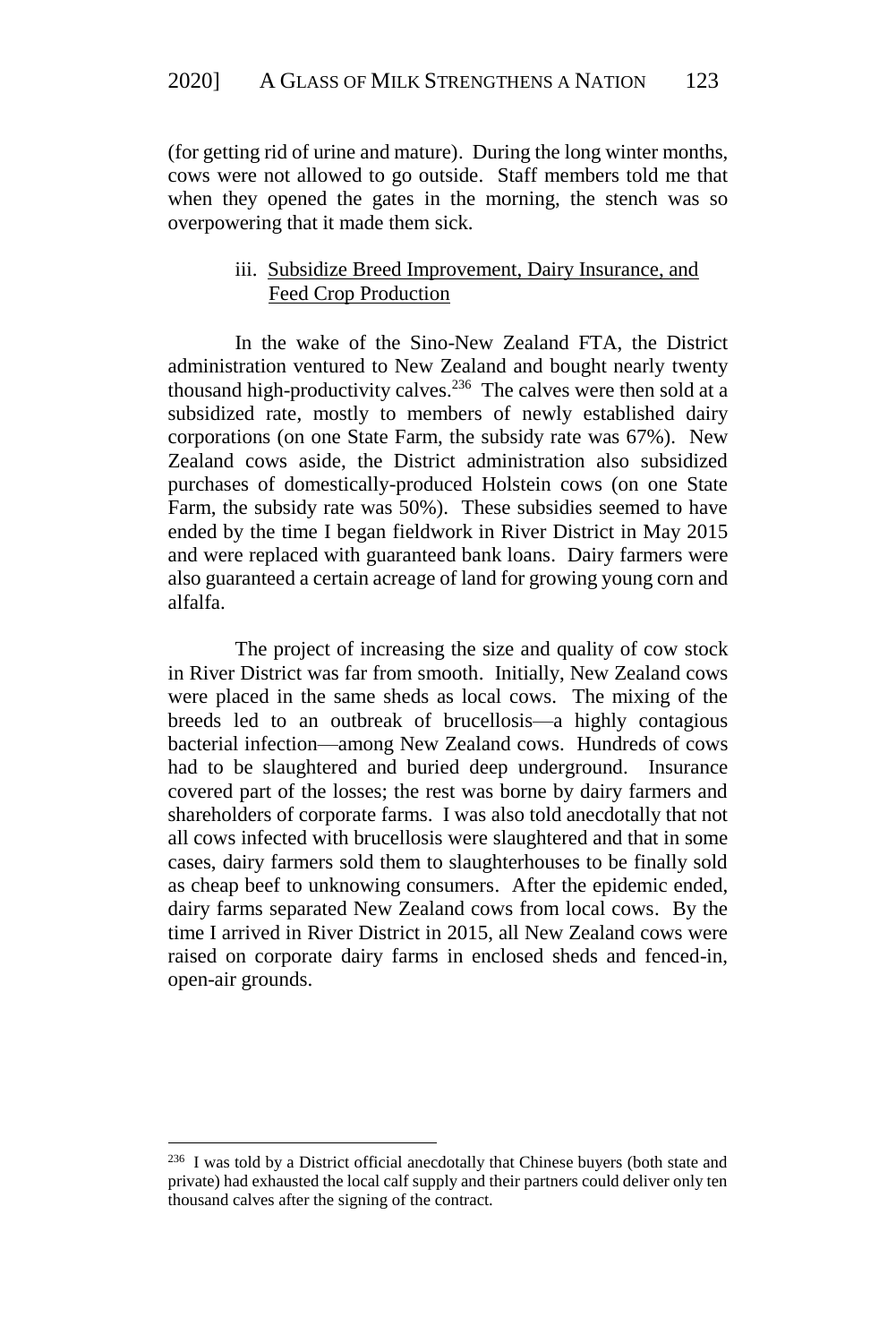(for getting rid of urine and mature). During the long winter months, cows were not allowed to go outside. Staff members told me that when they opened the gates in the morning, the stench was so overpowering that it made them sick.

### iii. Subsidize Breed Improvement, Dairy Insurance, and Feed Crop Production

In the wake of the Sino-New Zealand FTA, the District administration ventured to New Zealand and bought nearly twenty thousand high-productivity calves.[236] The calves were then sold at a subsidized rate, mostly to members of newly established dairy corporations (on one State Farm, the subsidy rate was 67%). New Zealand cows aside, the District administration also subsidized purchases of domestically-produced Holstein cows (on one State Farm, the subsidy rate was 50%). These subsidies seemed to have ended by the time I began fieldwork in River District in May 2015 and were replaced with guaranteed bank loans. Dairy farmers were also guaranteed a certain acreage of land for growing young corn and alfalfa.

The project of increasing the size and quality of cow stock in River District was far from smooth. Initially, New Zealand cows were placed in the same sheds as local cows. The mixing of the breeds led to an outbreak of brucellosis—a highly contagious bacterial infection—among New Zealand cows. Hundreds of cows had to be slaughtered and buried deep underground. Insurance covered part of the losses; the rest was borne by dairy farmers and shareholders of corporate farms. I was also told anecdotally that not all cows infected with brucellosis were slaughtered and that in some cases, dairy farmers sold them to slaughterhouses to be finally sold as cheap beef to unknowing consumers. After the epidemic ended, dairy farms separated New Zealand cows from local cows. By the time I arrived in River District in 2015, all New Zealand cows were raised on corporate dairy farms in enclosed sheds and fenced-in, open-air grounds.

[236] I was told by a District official anecdotally that Chinese buyers (both state and private) had exhausted the local calf supply and their partners could deliver only ten thousand calves after the signing of the contract.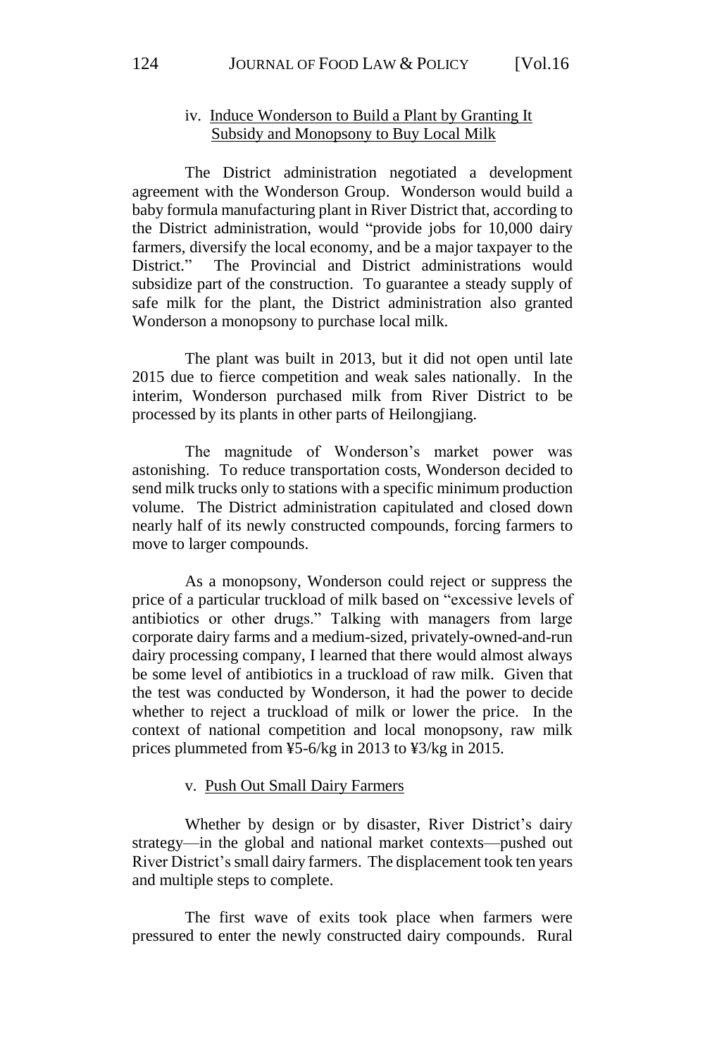### iv. Induce Wonderson to Build a Plant by Granting It Subsidy and Monopsony to Buy Local Milk

The District administration negotiated a development agreement with the Wonderson Group. Wonderson would build a baby formula manufacturing plant in River District that, according to the District administration, would "provide jobs for 10,000 dairy farmers, diversify the local economy, and be a major taxpayer to the District." The Provincial and District administrations would subsidize part of the construction. To guarantee a steady supply of safe milk for the plant, the District administration also granted Wonderson a monopsony to purchase local milk.

The plant was built in 2013, but it did not open until late 2015 due to fierce competition and weak sales nationally. In the interim, Wonderson purchased milk from River District to be processed by its plants in other parts of Heilongjiang.

The magnitude of Wonderson's market power was astonishing. To reduce transportation costs, Wonderson decided to send milk trucks only to stations with a specific minimum production volume. The District administration capitulated and closed down nearly half of its newly constructed compounds, forcing farmers to move to larger compounds.

As a monopsony, Wonderson could reject or suppress the price of a particular truckload of milk based on "excessive levels of antibiotics or other drugs." Talking with managers from large corporate dairy farms and a medium-sized, privately-owned-and-run dairy processing company, I learned that there would almost always be some level of antibiotics in a truckload of raw milk. Given that the test was conducted by Wonderson, it had the power to decide whether to reject a truckload of milk or lower the price. In the context of national competition and local monopsony, raw milk prices plummeted from ¥5-6/kg in 2013 to ¥3/kg in 2015.

### v. Push Out Small Dairy Farmers

Whether by design or by disaster, River District's dairy strategy—in the global and national market contexts—pushed out River District's small dairy farmers. The displacement took ten years and multiple steps to complete.

The first wave of exits took place when farmers were pressured to enter the newly constructed dairy compounds. Rural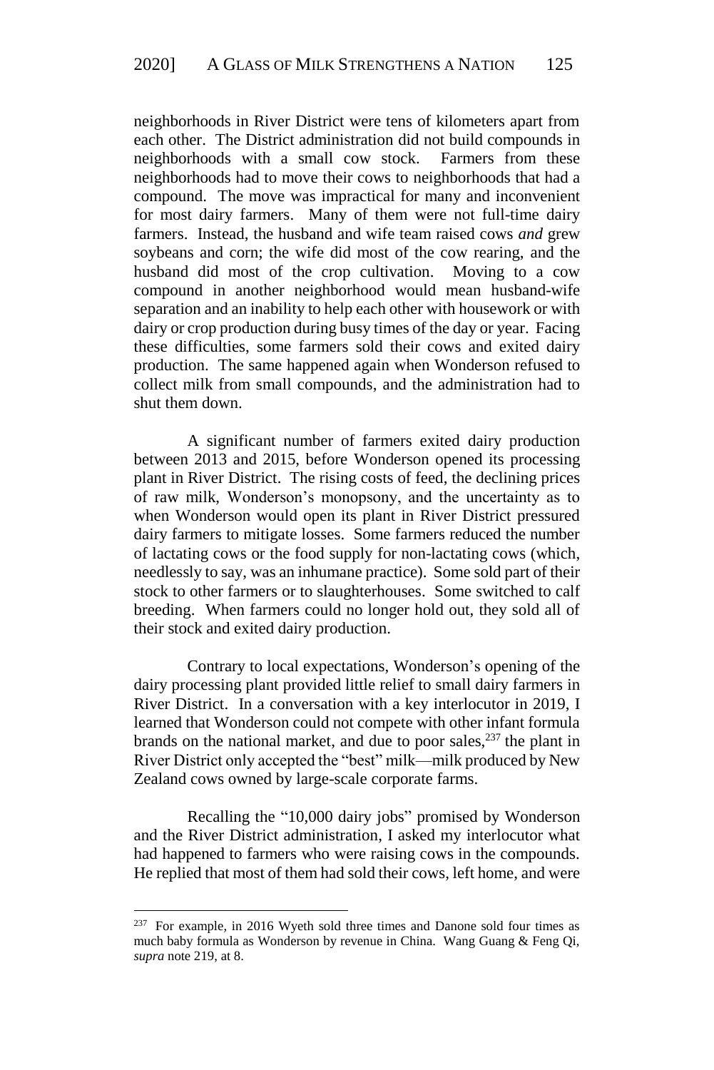neighborhoods in River District were tens of kilometers apart from each other. The District administration did not build compounds in neighborhoods with a small cow stock. Farmers from these neighborhoods had to move their cows to neighborhoods that had a compound. The move was impractical for many and inconvenient for most dairy farmers. Many of them were not full-time dairy farmers. Instead, the husband and wife team raised cows *and* grew soybeans and corn; the wife did most of the cow rearing, and the husband did most of the crop cultivation. Moving to a cow compound in another neighborhood would mean husband-wife separation and an inability to help each other with housework or with dairy or crop production during busy times of the day or year. Facing these difficulties, some farmers sold their cows and exited dairy production. The same happened again when Wonderson refused to collect milk from small compounds, and the administration had to shut them down.

A significant number of farmers exited dairy production between 2013 and 2015, before Wonderson opened its processing plant in River District. The rising costs of feed, the declining prices of raw milk, Wonderson's monopsony, and the uncertainty as to when Wonderson would open its plant in River District pressured dairy farmers to mitigate losses. Some farmers reduced the number of lactating cows or the food supply for non-lactating cows (which, needlessly to say, was an inhumane practice). Some sold part of their stock to other farmers or to slaughterhouses. Some switched to calf breeding. When farmers could no longer hold out, they sold all of their stock and exited dairy production.

Contrary to local expectations, Wonderson's opening of the dairy processing plant provided little relief to small dairy farmers in River District. In a conversation with a key interlocutor in 2019, I learned that Wonderson could not compete with other infant formula brands on the national market, and due to poor sales,[237] the plant in River District only accepted the "best" milk—milk produced by New Zealand cows owned by large-scale corporate farms.

Recalling the "10,000 dairy jobs" promised by Wonderson and the River District administration, I asked my interlocutor what had happened to farmers who were raising cows in the compounds. He replied that most of them had sold their cows, left home, and were

---

[237] For example, in 2016 Wyeth sold three times and Danone sold four times as much baby formula as Wonderson by revenue in China. Wang Guang & Feng Qi, *supra* note 219, at 8.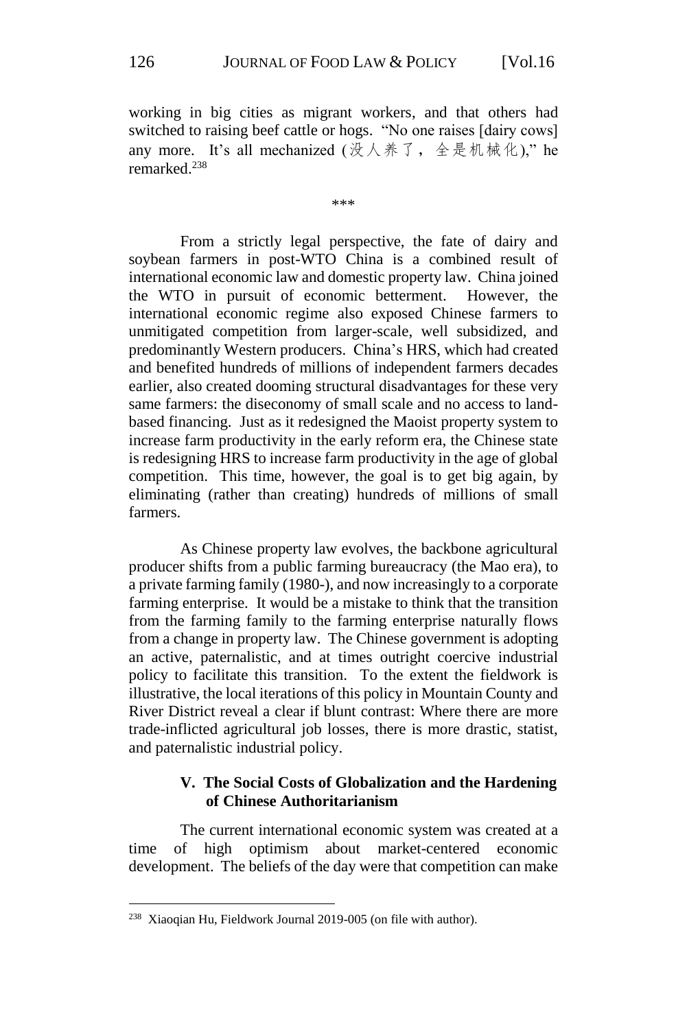working in big cities as migrant workers, and that others had switched to raising beef cattle or hogs. "No one raises [dairy cows] any more. It's all mechanized (没人养了，全是机械化)," he remarked.[238]

\*\*\*

From a strictly legal perspective, the fate of dairy and soybean farmers in post-WTO China is a combined result of international economic law and domestic property law. China joined the WTO in pursuit of economic betterment. However, the international economic regime also exposed Chinese farmers to unmitigated competition from larger-scale, well subsidized, and predominantly Western producers. China's HRS, which had created and benefited hundreds of millions of independent farmers decades earlier, also created dooming structural disadvantages for these very same farmers: the diseconomy of small scale and no access to land-based financing. Just as it redesigned the Maoist property system to increase farm productivity in the early reform era, the Chinese state is redesigning HRS to increase farm productivity in the age of global competition. This time, however, the goal is to get big again, by eliminating (rather than creating) hundreds of millions of small farmers.

As Chinese property law evolves, the backbone agricultural producer shifts from a public farming bureaucracy (the Mao era), to a private farming family (1980-), and now increasingly to a corporate farming enterprise. It would be a mistake to think that the transition from the farming family to the farming enterprise naturally flows from a change in property law. The Chinese government is adopting an active, paternalistic, and at times outright coercive industrial policy to facilitate this transition. To the extent the fieldwork is illustrative, the local iterations of this policy in Mountain County and River District reveal a clear if blunt contrast: Where there are more trade-inflicted agricultural job losses, there is more drastic, statist, and paternalistic industrial policy.

## V. The Social Costs of Globalization and the Hardening of Chinese Authoritarianism

The current international economic system was created at a time of high optimism about market-centered economic development. The beliefs of the day were that competition can make

[238] Xiaoqian Hu, Fieldwork Journal 2019-005 (on file with author).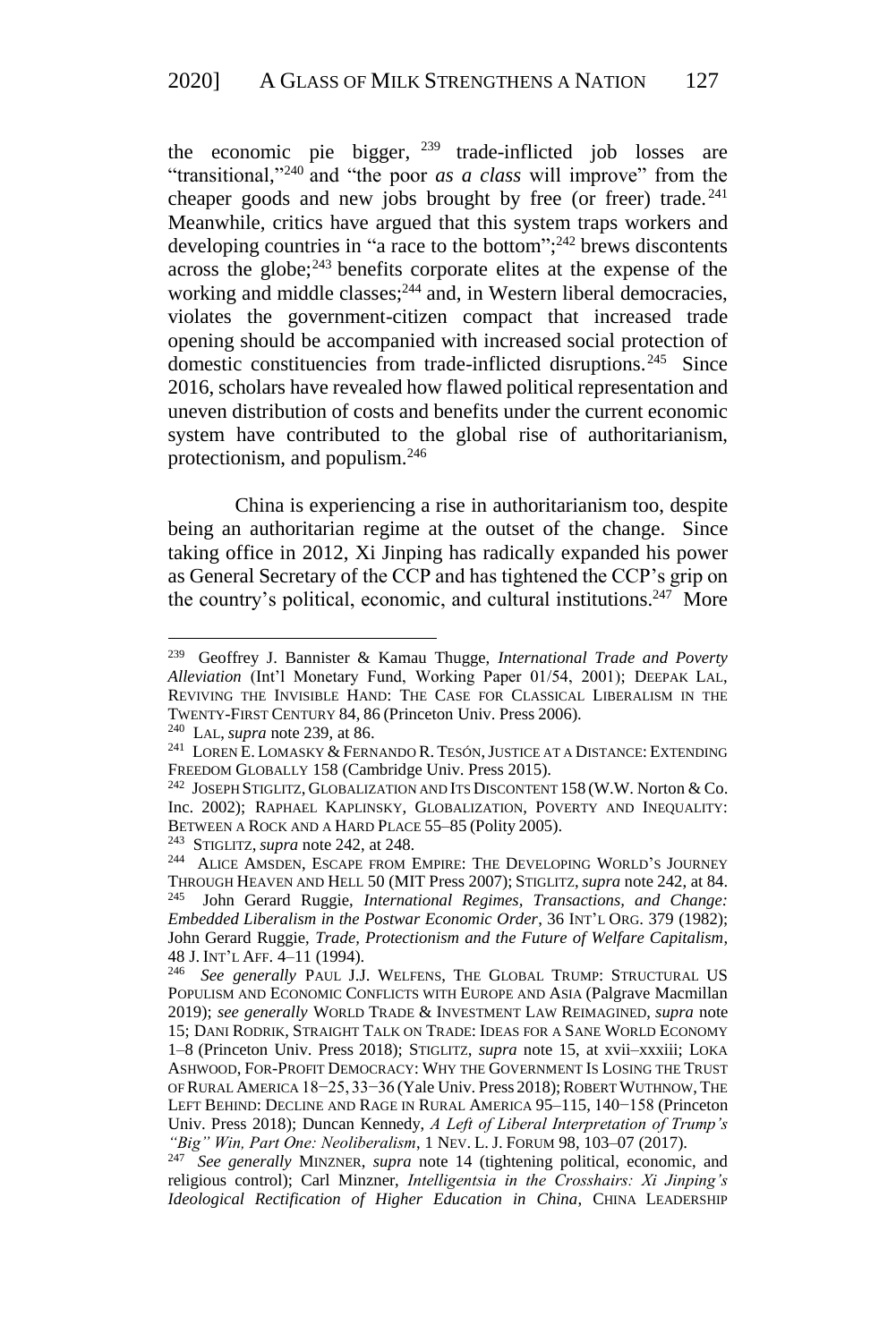the economic pie bigger, [239] trade-inflicted job losses are "transitional,"[240] and "the poor *as a class* will improve" from the cheaper goods and new jobs brought by free (or freer) trade.[241] Meanwhile, critics have argued that this system traps workers and developing countries in "a race to the bottom";[242] brews discontents across the globe;[243] benefits corporate elites at the expense of the working and middle classes;[244] and, in Western liberal democracies, violates the government-citizen compact that increased trade opening should be accompanied with increased social protection of domestic constituencies from trade-inflicted disruptions.[245] Since 2016, scholars have revealed how flawed political representation and uneven distribution of costs and benefits under the current economic system have contributed to the global rise of authoritarianism, protectionism, and populism.[246]

China is experiencing a rise in authoritarianism too, despite being an authoritarian regime at the outset of the change. Since taking office in 2012, Xi Jinping has radically expanded his power as General Secretary of the CCP and has tightened the CCP's grip on the country's political, economic, and cultural institutions.[247] More

---

[239] Geoffrey J. Bannister & Kamau Thugge, *International Trade and Poverty Alleviation* (Int'l Monetary Fund, Working Paper 01/54, 2001); DEEPAK LAL, REVIVING THE INVISIBLE HAND: THE CASE FOR CLASSICAL LIBERALISM IN THE TWENTY-FIRST CENTURY 84, 86 (Princeton Univ. Press 2006).

[240] LAL, *supra* note 239, at 86.

[241] LOREN E. LOMASKY & FERNANDO R. TESÓN, JUSTICE AT A DISTANCE: EXTENDING FREEDOM GLOBALLY 158 (Cambridge Univ. Press 2015).

[242] JOSEPH STIGLITZ, GLOBALIZATION AND ITS DISCONTENT 158 (W.W. Norton & Co. Inc. 2002); RAPHAEL KAPLINSKY, GLOBALIZATION, POVERTY AND INEQUALITY: BETWEEN A ROCK AND A HARD PLACE 55–85 (Polity 2005).

[243] STIGLITZ, *supra* note 242, at 248.

[244] ALICE AMSDEN, ESCAPE FROM EMPIRE: THE DEVELOPING WORLD'S JOURNEY THROUGH HEAVEN AND HELL 50 (MIT Press 2007); STIGLITZ, *supra* note 242, at 84.

[245] John Gerard Ruggie, *International Regimes, Transactions, and Change: Embedded Liberalism in the Postwar Economic Order*, 36 INT'L ORG. 379 (1982); John Gerard Ruggie, *Trade, Protectionism and the Future of Welfare Capitalism*, 48 J. INT'L AFF. 4–11 (1994).

[246] *See generally* PAUL J.J. WELFENS, THE GLOBAL TRUMP: STRUCTURAL US POPULISM AND ECONOMIC CONFLICTS WITH EUROPE AND ASIA (Palgrave Macmillan 2019); *see generally* WORLD TRADE & INVESTMENT LAW REIMAGINED, *supra* note 15; DANI RODRIK, STRAIGHT TALK ON TRADE: IDEAS FOR A SANE WORLD ECONOMY 1–8 (Princeton Univ. Press 2018); STIGLITZ, *supra* note 15, at xvii–xxxiii; LOKA ASHWOOD, FOR-PROFIT DEMOCRACY: WHY THE GOVERNMENT IS LOSING THE TRUST OF RURAL AMERICA 18−25, 33−36 (Yale Univ. Press 2018); ROBERT WUTHNOW, THE LEFT BEHIND: DECLINE AND RAGE IN RURAL AMERICA 95–115, 140−158 (Princeton Univ. Press 2018); Duncan Kennedy, *A Left of Liberal Interpretation of Trump's "Big" Win, Part One: Neoliberalism*, 1 NEV. L. J. FORUM 98, 103–07 (2017).

[247] *See generally* MINZNER, *supra* note 14 (tightening political, economic, and religious control); Carl Minzner, *Intelligentsia in the Crosshairs: Xi Jinping's Ideological Rectification of Higher Education in China*, CHINA LEADERSHIP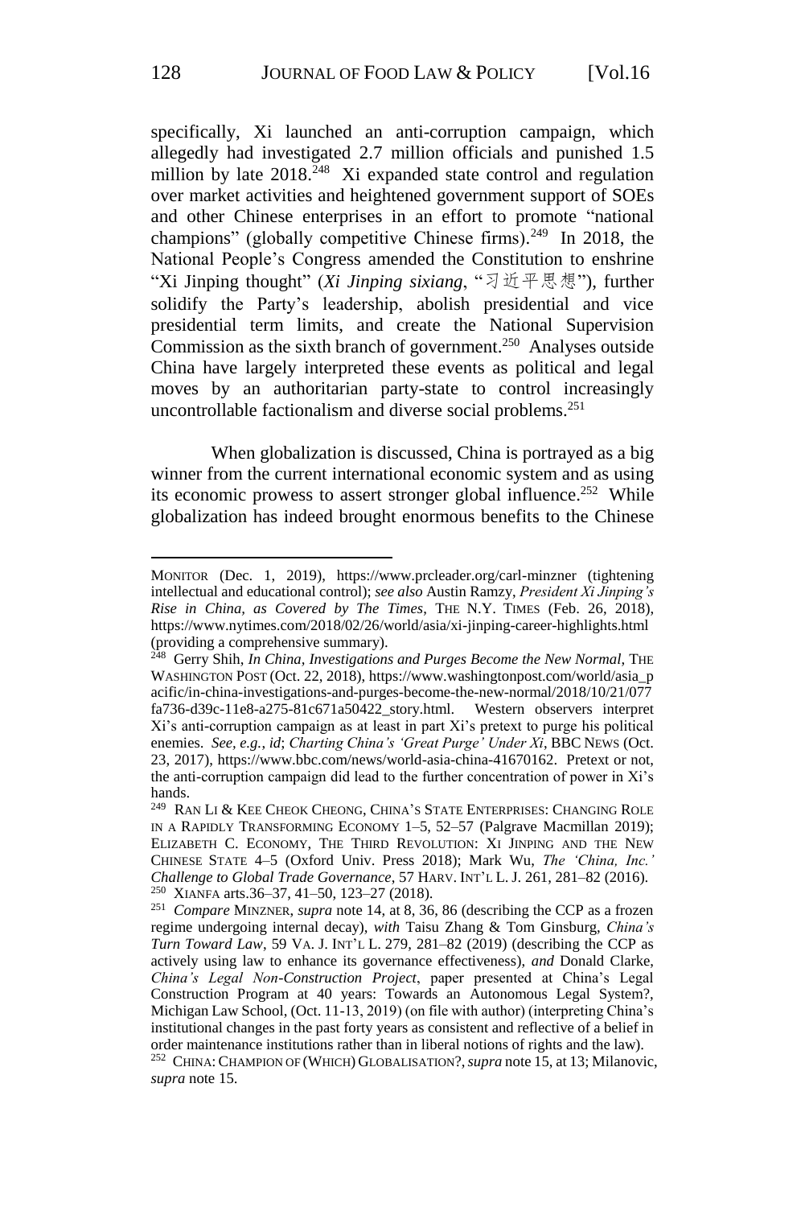specifically, Xi launched an anti-corruption campaign, which allegedly had investigated 2.7 million officials and punished 1.5 million by late 2018.[248] Xi expanded state control and regulation over market activities and heightened government support of SOEs and other Chinese enterprises in an effort to promote "national champions" (globally competitive Chinese firms).[249] In 2018, the National People's Congress amended the Constitution to enshrine "Xi Jinping thought" (*Xi Jinping sixiang*, "习近平思想"), further solidify the Party's leadership, abolish presidential and vice presidential term limits, and create the National Supervision Commission as the sixth branch of government.[250] Analyses outside China have largely interpreted these events as political and legal moves by an authoritarian party-state to control increasingly uncontrollable factionalism and diverse social problems.[251]

When globalization is discussed, China is portrayed as a big winner from the current international economic system and as using its economic prowess to assert stronger global influence.[252] While globalization has indeed brought enormous benefits to the Chinese

---

MONITOR (Dec. 1, 2019), https://www.prcleader.org/carl-minzner (tightening intellectual and educational control); *see also* Austin Ramzy, *President Xi Jinping's Rise in China, as Covered by The Times*, THE N.Y. TIMES (Feb. 26, 2018), https://www.nytimes.com/2018/02/26/world/asia/xi-jinping-career-highlights.html (providing a comprehensive summary).

[248] Gerry Shih, *In China, Investigations and Purges Become the New Normal*, THE WASHINGTON POST (Oct. 22, 2018), https://www.washingtonpost.com/world/asia_pacific/in-china-investigations-and-purges-become-the-new-normal/2018/10/21/077fa736-d39c-11e8-a275-81c671a50422_story.html. Western observers interpret Xi's anti-corruption campaign as at least in part Xi's pretext to purge his political enemies. *See, e.g.*, *id*; *Charting China's 'Great Purge' Under Xi*, BBC NEWS (Oct. 23, 2017), https://www.bbc.com/news/world-asia-china-41670162. Pretext or not, the anti-corruption campaign did lead to the further concentration of power in Xi's hands.

[249] RAN LI & KEE CHEOK CHEONG, CHINA'S STATE ENTERPRISES: CHANGING ROLE IN A RAPIDLY TRANSFORMING ECONOMY 1–5, 52–57 (Palgrave Macmillan 2019); ELIZABETH C. ECONOMY, THE THIRD REVOLUTION: XI JINPING AND THE NEW CHINESE STATE 4–5 (Oxford Univ. Press 2018); Mark Wu, *The 'China, Inc.' Challenge to Global Trade Governance*, 57 HARV. INT'L L. J. 261, 281–82 (2016).

[250] XIANFA arts.36–37, 41–50, 123–27 (2018).

[251] *Compare* MINZNER, *supra* note 14, at 8, 36, 86 (describing the CCP as a frozen regime undergoing internal decay), *with* Taisu Zhang & Tom Ginsburg, *China's Turn Toward Law*, 59 VA. J. INT'L L. 279, 281–82 (2019) (describing the CCP as actively using law to enhance its governance effectiveness), *and* Donald Clarke, *China's Legal Non-Construction Project*, paper presented at China's Legal Construction Program at 40 years: Towards an Autonomous Legal System?, Michigan Law School, (Oct. 11-13, 2019) (on file with author) (interpreting China's institutional changes in the past forty years as consistent and reflective of a belief in order maintenance institutions rather than in liberal notions of rights and the law).

[252] CHINA: CHAMPION OF (WHICH) GLOBALISATION?, *supra* note 15, at 13; Milanovic, *supra* note 15.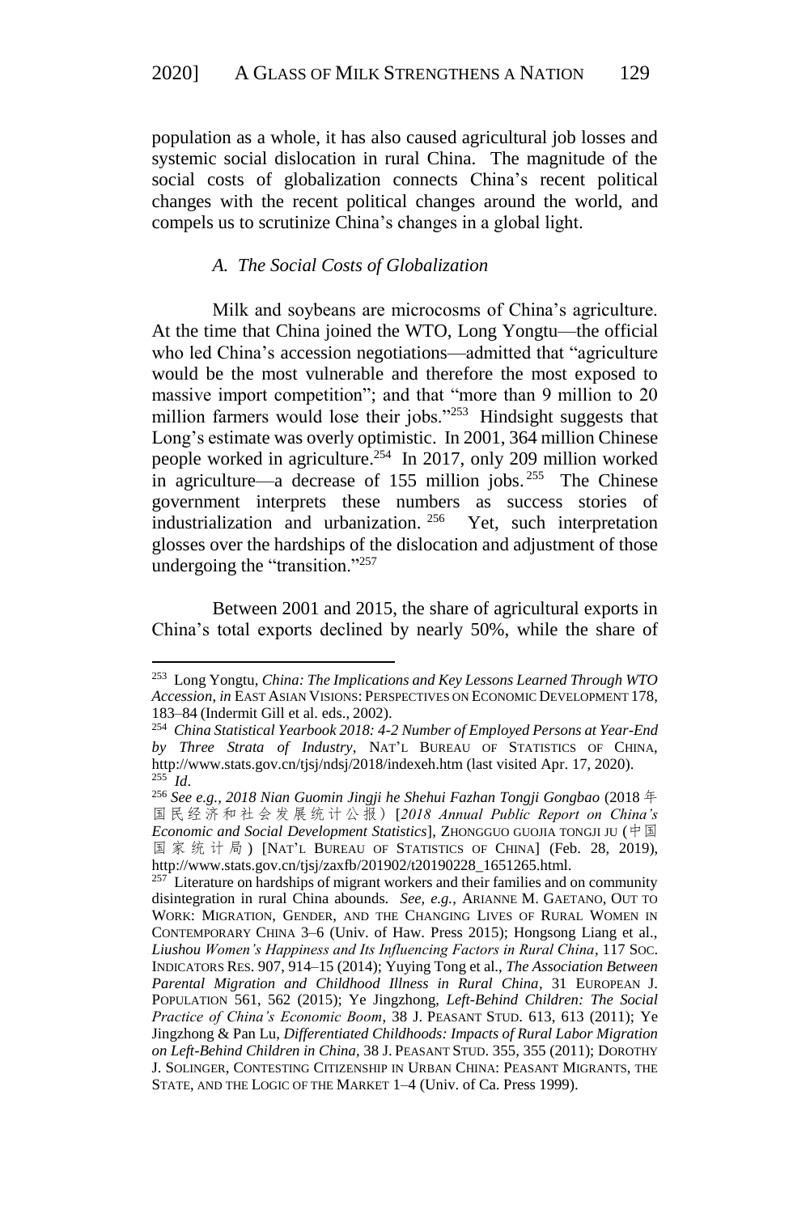population as a whole, it has also caused agricultural job losses and systemic social dislocation in rural China. The magnitude of the social costs of globalization connects China's recent political changes with the recent political changes around the world, and compels us to scrutinize China's changes in a global light.

### *A. The Social Costs of Globalization*

Milk and soybeans are microcosms of China's agriculture. At the time that China joined the WTO, Long Yongtu—the official who led China's accession negotiations—admitted that "agriculture would be the most vulnerable and therefore the most exposed to massive import competition"; and that "more than 9 million to 20 million farmers would lose their jobs."[253] Hindsight suggests that Long's estimate was overly optimistic. In 2001, 364 million Chinese people worked in agriculture.[254] In 2017, only 209 million worked in agriculture—a decrease of 155 million jobs.[255] The Chinese government interprets these numbers as success stories of industrialization and urbanization.[256] Yet, such interpretation glosses over the hardships of the dislocation and adjustment of those undergoing the "transition."[257]

Between 2001 and 2015, the share of agricultural exports in China's total exports declined by nearly 50%, while the share of

---

[253] Long Yongtu, *China: The Implications and Key Lessons Learned Through WTO Accession*, *in* EAST ASIAN VISIONS: PERSPECTIVES ON ECONOMIC DEVELOPMENT 178, 183–84 (Indermit Gill et al. eds., 2002).

[254] *China Statistical Yearbook 2018: 4-2 Number of Employed Persons at Year-End by Three Strata of Industry*, NAT'L BUREAU OF STATISTICS OF CHINA, http://www.stats.gov.cn/tjsj/ndsj/2018/indexeh.htm (last visited Apr. 17, 2020).

[255] *Id*.

[256] *See e.g.*, *2018 Nian Guomin Jingji he Shehui Fazhan Tongji Gongbao* (2018年国民经济和社会发展统计公报) [*2018 Annual Public Report on China's Economic and Social Development Statistics*], ZHONGGUO GUOJIA TONGJI JU (中国国家统计局) [NAT'L BUREAU OF STATISTICS OF CHINA] (Feb. 28, 2019), http://www.stats.gov.cn/tjsj/zxfb/201902/t20190228_1651265.html.

[257] Literature on hardships of migrant workers and their families and on community disintegration in rural China abounds. *See, e.g.*, ARIANNE M. GAETANO, OUT TO WORK: MIGRATION, GENDER, AND THE CHANGING LIVES OF RURAL WOMEN IN CONTEMPORARY CHINA 3–6 (Univ. of Haw. Press 2015); Hongsong Liang et al., *Liushou Women's Happiness and Its Influencing Factors in Rural China*, 117 SOC. INDICATORS RES. 907, 914–15 (2014); Yuying Tong et al., *The Association Between Parental Migration and Childhood Illness in Rural China*, 31 EUROPEAN J. POPULATION 561, 562 (2015); Ye Jingzhong, *Left-Behind Children: The Social Practice of China's Economic Boom*, 38 J. PEASANT STUD. 613, 613 (2011); Ye Jingzhong & Pan Lu, *Differentiated Childhoods: Impacts of Rural Labor Migration on Left-Behind Children in China*, 38 J. PEASANT STUD. 355, 355 (2011); DOROTHY J. SOLINGER, CONTESTING CITIZENSHIP IN URBAN CHINA: PEASANT MIGRANTS, THE STATE, AND THE LOGIC OF THE MARKET 1–4 (Univ. of Ca. Press 1999).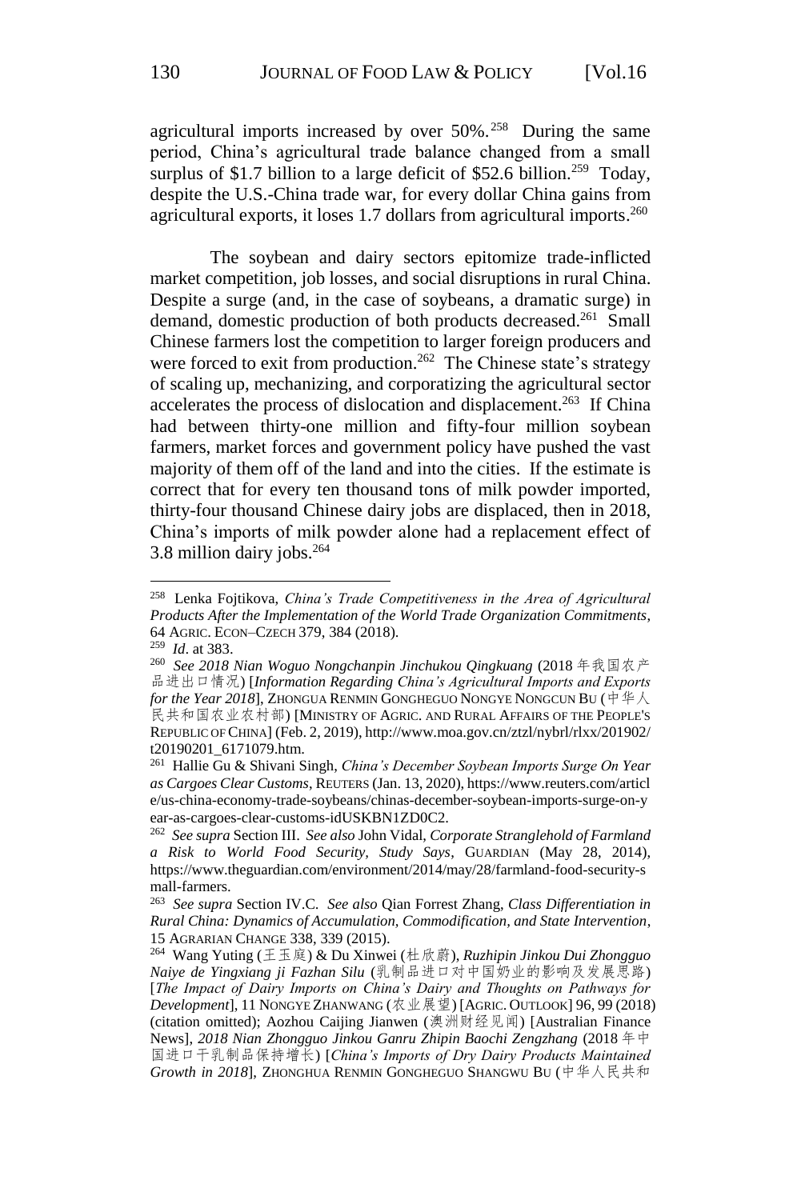agricultural imports increased by over 50%.[258] During the same period, China's agricultural trade balance changed from a small surplus of $1.7 billion to a large deficit of $52.6 billion.[259] Today, despite the U.S.-China trade war, for every dollar China gains from agricultural exports, it loses 1.7 dollars from agricultural imports.[260]

The soybean and dairy sectors epitomize trade-inflicted market competition, job losses, and social disruptions in rural China. Despite a surge (and, in the case of soybeans, a dramatic surge) in demand, domestic production of both products decreased.[261] Small Chinese farmers lost the competition to larger foreign producers and were forced to exit from production.[262] The Chinese state's strategy of scaling up, mechanizing, and corporatizing the agricultural sector accelerates the process of dislocation and displacement.[263] If China had between thirty-one million and fifty-four million soybean farmers, market forces and government policy have pushed the vast majority of them off of the land and into the cities. If the estimate is correct that for every ten thousand tons of milk powder imported, thirty-four thousand Chinese dairy jobs are displaced, then in 2018, China's imports of milk powder alone had a replacement effect of 3.8 million dairy jobs.[264]

---

[258] Lenka Fojtikova, *China's Trade Competitiveness in the Area of Agricultural Products After the Implementation of the World Trade Organization Commitments*, 64 AGRIC. ECON–CZECH 379, 384 (2018).

[259] *Id*. at 383.

[260] *See 2018 Nian Woguo Nongchanpin Jinchukou Qingkuang* (2018 年我国农产品进出口情况) [*Information Regarding China's Agricultural Imports and Exports for the Year 2018*], ZHONGUA RENMIN GONGHEGUO NONGYE NONGCUN BU (中华人民共和国农业农村部) [MINISTRY OF AGRIC. AND RURAL AFFAIRS OF THE PEOPLE'S REPUBLIC OF CHINA] (Feb. 2, 2019), http://www.moa.gov.cn/ztzl/nybrl/rlxx/201902/t20190201_6171079.htm.

[261] Hallie Gu & Shivani Singh, *China's December Soybean Imports Surge On Year as Cargoes Clear Customs*, REUTERS (Jan. 13, 2020), https://www.reuters.com/article/us-china-economy-trade-soybeans/chinas-december-soybean-imports-surge-on-year-as-cargoes-clear-customs-idUSKBN1ZD0C2.

[262] *See supra* Section III. *See also* John Vidal, *Corporate Stranglehold of Farmland a Risk to World Food Security, Study Says*, GUARDIAN (May 28, 2014), https://www.theguardian.com/environment/2014/may/28/farmland-food-security-small-farmers.

[263] *See supra* Section IV.C. *See also* Qian Forrest Zhang, *Class Differentiation in Rural China: Dynamics of Accumulation, Commodification, and State Intervention*, 15 AGRARIAN CHANGE 338, 339 (2015).

[264] Wang Yuting (王玉庭) & Du Xinwei (杜欣蔚), *Ruzhipin Jinkou Dui Zhongguo Naiye de Yingxiang ji Fazhan Silu* (乳制品进口对中国奶业的影响及发展思路) [*The Impact of Dairy Imports on China's Dairy and Thoughts on Pathways for Development*], 11 NONGYE ZHANWANG (农业展望) [AGRIC. OUTLOOK] 96, 99 (2018) (citation omitted); Aozhou Caijing Jianwen (澳洲财经见闻) [Australian Finance News], *2018 Nian Zhongguo Jinkou Ganru Zhipin Baochi Zengzhang* (2018 年中国进口干乳制品保持增长) [*China's Imports of Dry Dairy Products Maintained Growth in 2018*], ZHONGHUA RENMIN GONGHEGUO SHANGWU BU (中华人民共和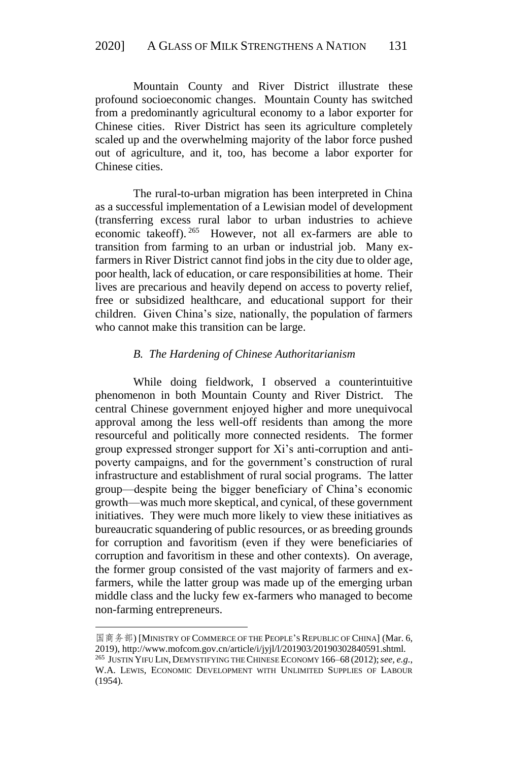Mountain County and River District illustrate these profound socioeconomic changes. Mountain County has switched from a predominantly agricultural economy to a labor exporter for Chinese cities. River District has seen its agriculture completely scaled up and the overwhelming majority of the labor force pushed out of agriculture, and it, too, has become a labor exporter for Chinese cities.

The rural-to-urban migration has been interpreted in China as a successful implementation of a Lewisian model of development (transferring excess rural labor to urban industries to achieve economic takeoff).[265] However, not all ex-farmers are able to transition from farming to an urban or industrial job. Many ex-farmers in River District cannot find jobs in the city due to older age, poor health, lack of education, or care responsibilities at home. Their lives are precarious and heavily depend on access to poverty relief, free or subsidized healthcare, and educational support for their children. Given China's size, nationally, the population of farmers who cannot make this transition can be large.

### *B. The Hardening of Chinese Authoritarianism*

While doing fieldwork, I observed a counterintuitive phenomenon in both Mountain County and River District. The central Chinese government enjoyed higher and more unequivocal approval among the less well-off residents than among the more resourceful and politically more connected residents. The former group expressed stronger support for Xi's anti-corruption and anti-poverty campaigns, and for the government's construction of rural infrastructure and establishment of rural social programs. The latter group—despite being the bigger beneficiary of China's economic growth—was much more skeptical, and cynical, of these government initiatives. They were much more likely to view these initiatives as bureaucratic squandering of public resources, or as breeding grounds for corruption and favoritism (even if they were beneficiaries of corruption and favoritism in these and other contexts). On average, the former group consisted of the vast majority of farmers and ex-farmers, while the latter group was made up of the emerging urban middle class and the lucky few ex-farmers who managed to become non-farming entrepreneurs.

---

国商务部) [MINISTRY OF COMMERCE OF THE PEOPLE'S REPUBLIC OF CHINA] (Mar. 6, 2019), http://www.mofcom.gov.cn/article/i/jyjl/l/201903/20190302840591.shtml.

[265] JUSTIN YIFU LIN, DEMYSTIFYING THE CHINESE ECONOMY 166–68 (2012); *see, e.g.*, W.A. LEWIS, ECONOMIC DEVELOPMENT WITH UNLIMITED SUPPLIES OF LABOUR (1954).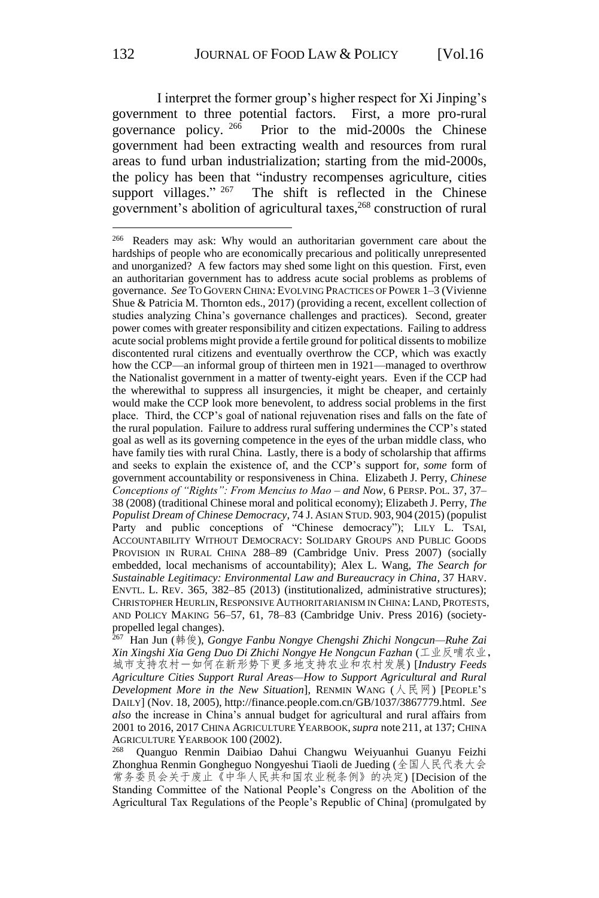I interpret the former group's higher respect for Xi Jinping's government to three potential factors. First, a more pro-rural governance policy.[266] Prior to the mid-2000s the Chinese government had been extracting wealth and resources from rural areas to fund urban industrialization; starting from the mid-2000s, the policy has been that "industry recompenses agriculture, cities support villages."[267] The shift is reflected in the Chinese government's abolition of agricultural taxes,[268] construction of rural

---

[266] Readers may ask: Why would an authoritarian government care about the hardships of people who are economically precarious and politically unrepresented and unorganized? A few factors may shed some light on this question. First, even an authoritarian government has to address acute social problems as problems of governance. *See* TO GOVERN CHINA: EVOLVING PRACTICES OF POWER 1–3 (Vivienne Shue & Patricia M. Thornton eds., 2017) (providing a recent, excellent collection of studies analyzing China's governance challenges and practices). Second, greater power comes with greater responsibility and citizen expectations. Failing to address acute social problems might provide a fertile ground for political dissents to mobilize discontented rural citizens and eventually overthrow the CCP, which was exactly how the CCP—an informal group of thirteen men in 1921—managed to overthrow the Nationalist government in a matter of twenty-eight years. Even if the CCP had the wherewithal to suppress all insurgencies, it might be cheaper, and certainly would make the CCP look more benevolent, to address social problems in the first place. Third, the CCP's goal of national rejuvenation rises and falls on the fate of the rural population. Failure to address rural suffering undermines the CCP's stated goal as well as its governing competence in the eyes of the urban middle class, who have family ties with rural China. Lastly, there is a body of scholarship that affirms and seeks to explain the existence of, and the CCP's support for, *some* form of government accountability or responsiveness in China. Elizabeth J. Perry, *Chinese Conceptions of "Rights": From Mencius to Mao – and Now*, 6 PERSP. POL. 37, 37–38 (2008) (traditional Chinese moral and political economy); Elizabeth J. Perry, *The Populist Dream of Chinese Democracy*, 74 J. ASIAN STUD. 903, 904 (2015) (populist Party and public conceptions of "Chinese democracy"); LILY L. TSAI, ACCOUNTABILITY WITHOUT DEMOCRACY: SOLIDARY GROUPS AND PUBLIC GOODS PROVISION IN RURAL CHINA 288–89 (Cambridge Univ. Press 2007) (socially embedded, local mechanisms of accountability); Alex L. Wang, *The Search for Sustainable Legitimacy: Environmental Law and Bureaucracy in China*, 37 HARV. ENVTL. L. REV. 365, 382–85 (2013) (institutionalized, administrative structures); CHRISTOPHER HEURLIN, RESPONSIVE AUTHORITARIANISM IN CHINA: LAND, PROTESTS, AND POLICY MAKING 56–57, 61, 78–83 (Cambridge Univ. Press 2016) (society-propelled legal changes).

[267] Han Jun (韩俊), *Gongye Fanbu Nongye Chengshi Zhichi Nongcun—Ruhe Zai Xin Xingshi Xia Geng Duo Di Zhichi Nongye He Nongcun Fazhan* (工业反哺农业，城市支持农村—如何在新形势下更多地支持农业和农村发展) [*Industry Feeds Agriculture Cities Support Rural Areas—How to Support Agricultural and Rural Development More in the New Situation*], RENMIN WANG (人民网) [PEOPLE'S DAILY] (Nov. 18, 2005), http://finance.people.com.cn/GB/1037/3867779.html. *See also* the increase in China's annual budget for agricultural and rural affairs from 2001 to 2016, 2017 CHINA AGRICULTURE YEARBOOK, *supra* note 211, at 137; CHINA AGRICULTURE YEARBOOK 100 (2002).

[268] Quanguo Renmin Daibiao Dahui Changwu Weiyuanhui Guanyu Feizhi Zhonghua Renmin Gongheguo Nongyeshui Tiaoli de Jueding (全国人民代表大会常务委员会关于废止《中华人民共和国农业税条例》的决定) [Decision of the Standing Committee of the National People's Congress on the Abolition of the Agricultural Tax Regulations of the People's Republic of China] (promulgated by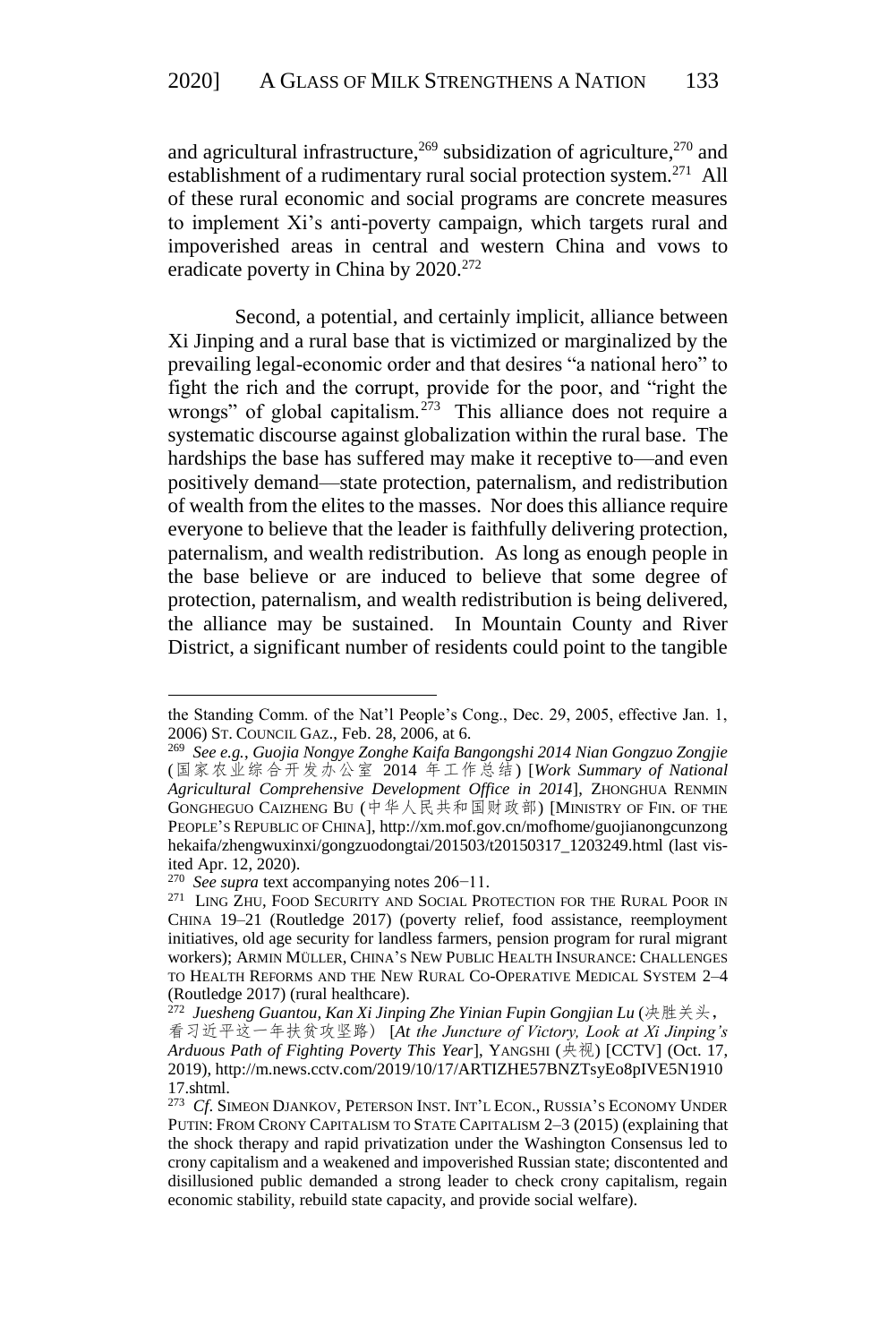and agricultural infrastructure,[269] subsidization of agriculture,[270] and establishment of a rudimentary rural social protection system.[271] All of these rural economic and social programs are concrete measures to implement Xi's anti-poverty campaign, which targets rural and impoverished areas in central and western China and vows to eradicate poverty in China by 2020.[272]

Second, a potential, and certainly implicit, alliance between Xi Jinping and a rural base that is victimized or marginalized by the prevailing legal-economic order and that desires "a national hero" to fight the rich and the corrupt, provide for the poor, and "right the wrongs" of global capitalism.[273] This alliance does not require a systematic discourse against globalization within the rural base. The hardships the base has suffered may make it receptive to—and even positively demand—state protection, paternalism, and redistribution of wealth from the elites to the masses. Nor does this alliance require everyone to believe that the leader is faithfully delivering protection, paternalism, and wealth redistribution. As long as enough people in the base believe or are induced to believe that some degree of protection, paternalism, and wealth redistribution is being delivered, the alliance may be sustained. In Mountain County and River District, a significant number of residents could point to the tangible

---

the Standing Comm. of the Nat'l People's Cong., Dec. 29, 2005, effective Jan. 1, 2006) ST. COUNCIL GAZ., Feb. 28, 2006, at 6.

[269] *See e.g.*, *Guojia Nongye Zonghe Kaifa Bangongshi 2014 Nian Gongzuo Zongjie* (国家农业综合开发办公室 2014 年工作总结) [*Work Summary of National Agricultural Comprehensive Development Office in 2014*], ZHONGHUA RENMIN GONGHEGUO CAIZHENG BU (中华人民共和国财政部) [MINISTRY OF FIN. OF THE PEOPLE'S REPUBLIC OF CHINA], http://xm.mof.gov.cn/mofhome/guojianongcunzonghekaifa/zhengwuxinxi/gongzuodongtai/201503/t20150317_1203249.html (last visited Apr. 12, 2020).

[270] *See supra* text accompanying notes 206−11.

[271] LING ZHU, FOOD SECURITY AND SOCIAL PROTECTION FOR THE RURAL POOR IN CHINA 19–21 (Routledge 2017) (poverty relief, food assistance, reemployment initiatives, old age security for landless farmers, pension program for rural migrant workers); ARMIN MÜLLER, CHINA'S NEW PUBLIC HEALTH INSURANCE: CHALLENGES TO HEALTH REFORMS AND THE NEW RURAL CO-OPERATIVE MEDICAL SYSTEM 2–4 (Routledge 2017) (rural healthcare).

[272] *Juesheng Guantou, Kan Xi Jinping Zhe Yinian Fupin Gongjian Lu* (决胜关头，看习近平这一年扶贫攻坚路) [*At the Juncture of Victory, Look at Xi Jinping's Arduous Path of Fighting Poverty This Year*], YANGSHI (央视) [CCTV] (Oct. 17, 2019), http://m.news.cctv.com/2019/10/17/ARTIZHE57BNZTsyEo8pIVE5N191017.shtml.

[273] *Cf.* SIMEON DJANKOV, PETERSON INST. INT'L ECON., RUSSIA'S ECONOMY UNDER PUTIN: FROM CRONY CAPITALISM TO STATE CAPITALISM 2–3 (2015) (explaining that the shock therapy and rapid privatization under the Washington Consensus led to crony capitalism and a weakened and impoverished Russian state; discontented and disillusioned public demanded a strong leader to check crony capitalism, regain economic stability, rebuild state capacity, and provide social welfare).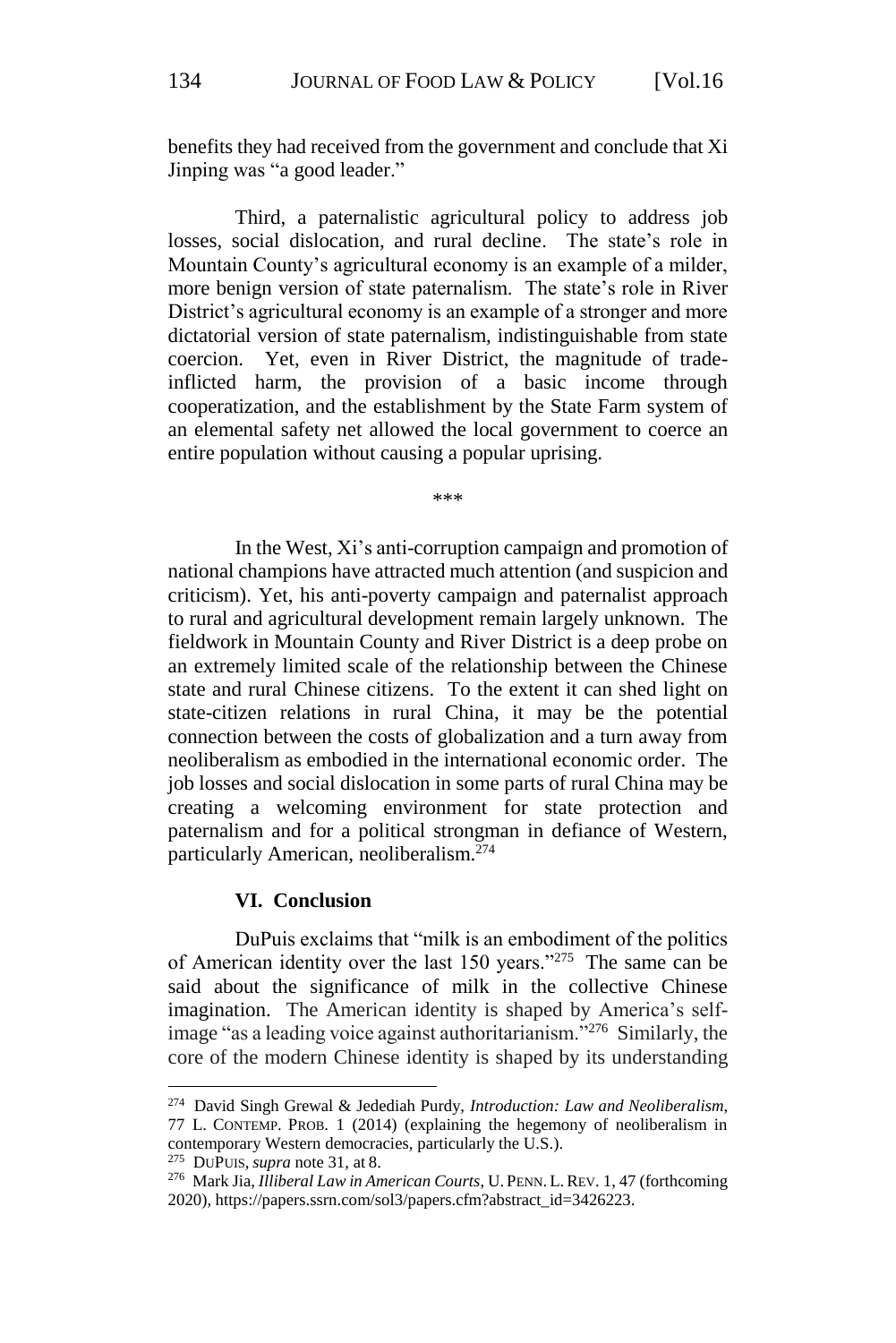benefits they had received from the government and conclude that Xi Jinping was "a good leader."

Third, a paternalistic agricultural policy to address job losses, social dislocation, and rural decline. The state's role in Mountain County's agricultural economy is an example of a milder, more benign version of state paternalism. The state's role in River District's agricultural economy is an example of a stronger and more dictatorial version of state paternalism, indistinguishable from state coercion. Yet, even in River District, the magnitude of trade-inflicted harm, the provision of a basic income through cooperatization, and the establishment by the State Farm system of an elemental safety net allowed the local government to coerce an entire population without causing a popular uprising.

\*\*\*

In the West, Xi's anti-corruption campaign and promotion of national champions have attracted much attention (and suspicion and criticism). Yet, his anti-poverty campaign and paternalist approach to rural and agricultural development remain largely unknown. The fieldwork in Mountain County and River District is a deep probe on an extremely limited scale of the relationship between the Chinese state and rural Chinese citizens. To the extent it can shed light on state-citizen relations in rural China, it may be the potential connection between the costs of globalization and a turn away from neoliberalism as embodied in the international economic order. The job losses and social dislocation in some parts of rural China may be creating a welcoming environment for state protection and paternalism and for a political strongman in defiance of Western, particularly American, neoliberalism.[274]

## VI. Conclusion

DuPuis exclaims that "milk is an embodiment of the politics of American identity over the last 150 years."[275] The same can be said about the significance of milk in the collective Chinese imagination. The American identity is shaped by America's self-image "as a leading voice against authoritarianism."[276] Similarly, the core of the modern Chinese identity is shaped by its understanding

---

[274] David Singh Grewal & Jedediah Purdy, *Introduction: Law and Neoliberalism*, 77 L. CONTEMP. PROB. 1 (2014) (explaining the hegemony of neoliberalism in contemporary Western democracies, particularly the U.S.).

[275] DUPUIS, *supra* note 31, at 8.

[276] Mark Jia, *Illiberal Law in American Courts*, U. PENN. L. REV. 1, 47 (forthcoming 2020), https://papers.ssrn.com/sol3/papers.cfm?abstract_id=3426223.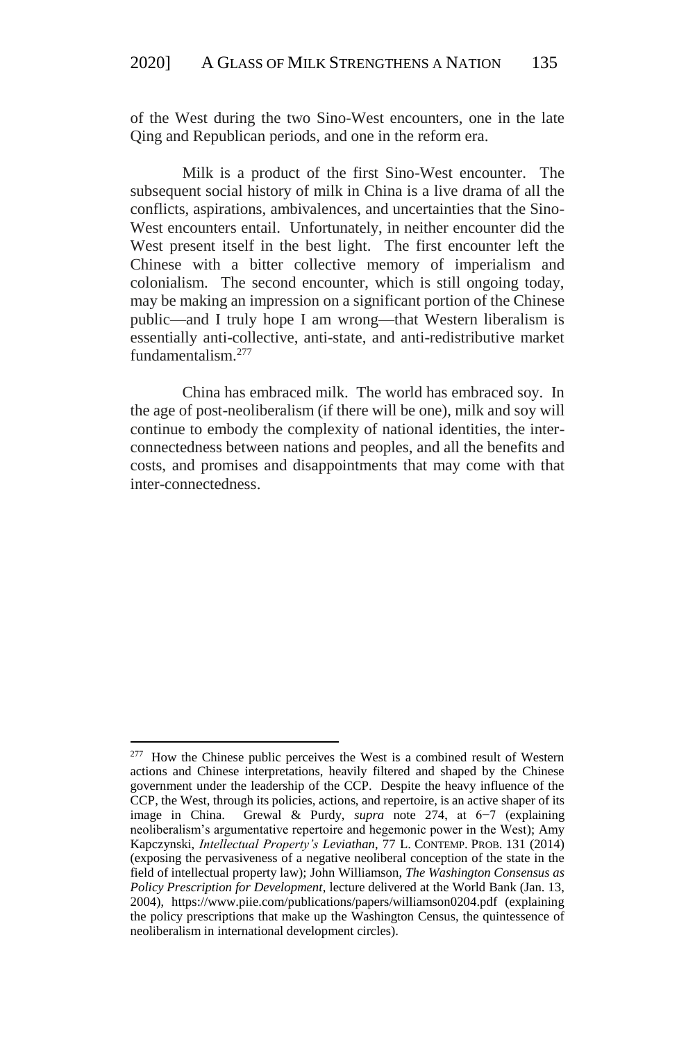of the West during the two Sino-West encounters, one in the late Qing and Republican periods, and one in the reform era.

Milk is a product of the first Sino-West encounter. The subsequent social history of milk in China is a live drama of all the conflicts, aspirations, ambivalences, and uncertainties that the Sino-West encounters entail. Unfortunately, in neither encounter did the West present itself in the best light. The first encounter left the Chinese with a bitter collective memory of imperialism and colonialism. The second encounter, which is still ongoing today, may be making an impression on a significant portion of the Chinese public—and I truly hope I am wrong—that Western liberalism is essentially anti-collective, anti-state, and anti-redistributive market fundamentalism.[277]

China has embraced milk. The world has embraced soy. In the age of post-neoliberalism (if there will be one), milk and soy will continue to embody the complexity of national identities, the inter-connectedness between nations and peoples, and all the benefits and costs, and promises and disappointments that may come with that inter-connectedness.

---

[277] How the Chinese public perceives the West is a combined result of Western actions and Chinese interpretations, heavily filtered and shaped by the Chinese government under the leadership of the CCP. Despite the heavy influence of the CCP, the West, through its policies, actions, and repertoire, is an active shaper of its image in China. Grewal & Purdy, *supra* note 274, at 6−7 (explaining neoliberalism's argumentative repertoire and hegemonic power in the West); Amy Kapczynski, *Intellectual Property's Leviathan*, 77 L. CONTEMP. PROB. 131 (2014) (exposing the pervasiveness of a negative neoliberal conception of the state in the field of intellectual property law); John Williamson, *The Washington Consensus as Policy Prescription for Development*, lecture delivered at the World Bank (Jan. 13, 2004), https://www.piie.com/publications/papers/williamson0204.pdf (explaining the policy prescriptions that make up the Washington Census, the quintessence of neoliberalism in international development circles).